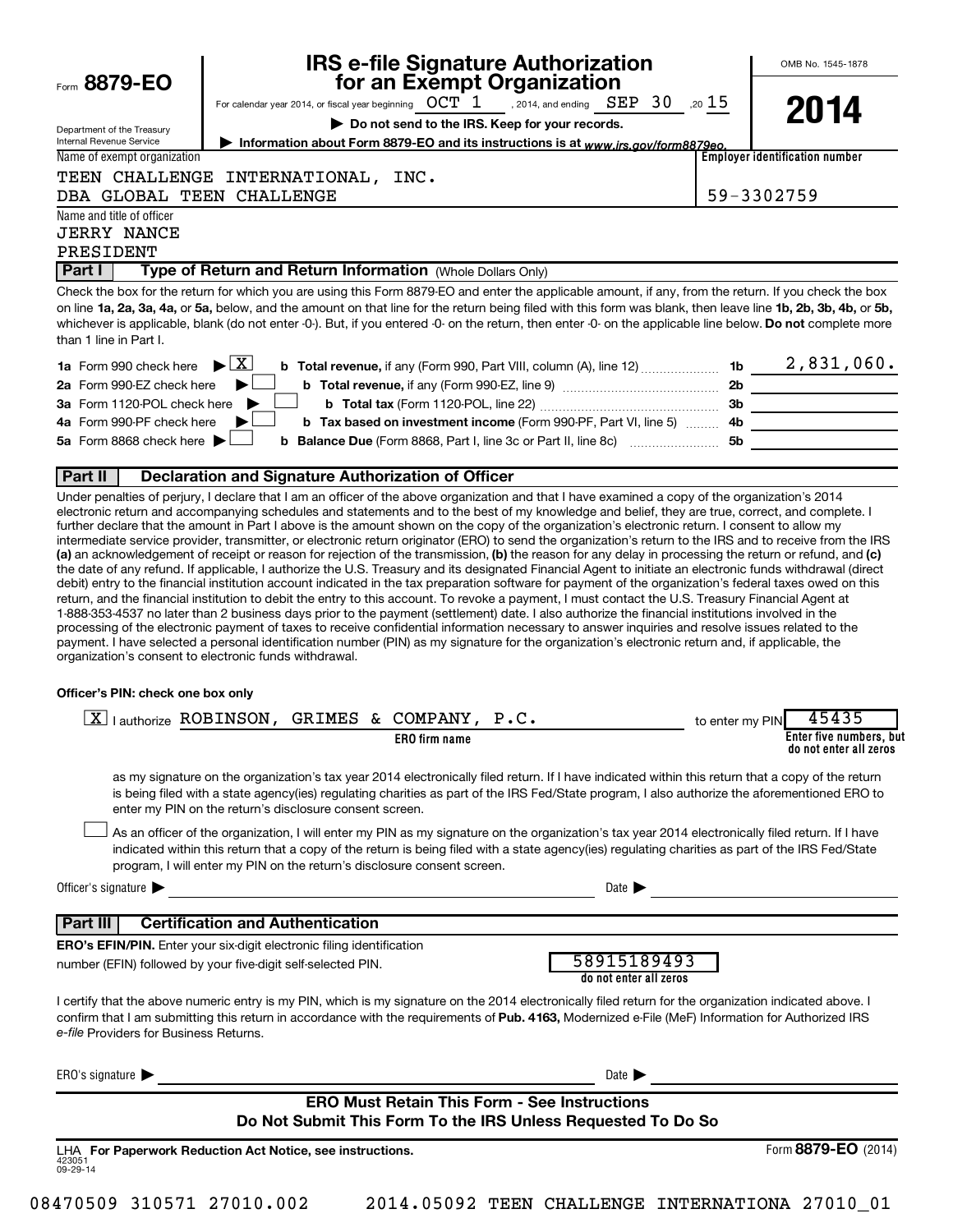Form **8879-EO**

Department of the Treasury
Internal Revenue Service

# IRS e-file Signature Authorization for an Exempt Organization

For calendar year 2014, or fiscal year beginning OCT 1 , 2014, and ending SEP 30 ,20 15

▶ **Do not send to the IRS. Keep for your records.**

▶ **Information about Form 8879-EO and its instructions is at** *www.irs.gov/form8879eo.*

OMB No. 1545-1878

**2014**

Name of exempt organization

TEEN CHALLENGE INTERNATIONAL, INC.
DBA GLOBAL TEEN CHALLENGE

**Employer identification number**

59-3302759

Name and title of officer

JERRY NANCE
PRESIDENT

## Part I — Type of Return and Return Information (Whole Dollars Only)

Check the box for the return for which you are using this Form 8879-EO and enter the applicable amount, if any, from the return. If you check the box on line **1a, 2a, 3a, 4a,** or **5a,** below, and the amount on that line for the return being filed with this form was blank, then leave line **1b, 2b, 3b, 4b,** or **5b,** whichever is applicable, blank (do not enter -0-). But, if you entered -0- on the return, then enter -0- on the applicable line below. **Do not** complete more than 1 line in Part I.

| | | | |
|---|---|---|---|
| **1a** Form 990 check here ▶ [X] | **b Total revenue,** if any (Form 990, Part VIII, column (A), line 12) | **1b** | 2,831,060. |
| **2a** Form 990-EZ check here ▶ [ ] | **b Total revenue,** if any (Form 990-EZ, line 9) | **2b** | |
| **3a** Form 1120-POL check here ▶ [ ] | **b Total tax** (Form 1120-POL, line 22) | **3b** | |
| **4a** Form 990-PF check here ▶ [ ] | **b Tax based on investment income** (Form 990-PF, Part VI, line 5) | **4b** | |
| **5a** Form 8868 check here ▶ [ ] | **b Balance Due** (Form 8868, Part I, line 3c or Part II, line 8c) | **5b** | |

## Part II — Declaration and Signature Authorization of Officer

Under penalties of perjury, I declare that I am an officer of the above organization and that I have examined a copy of the organization's 2014 electronic return and accompanying schedules and statements and to the best of my knowledge and belief, they are true, correct, and complete. I further declare that the amount in Part I above is the amount shown on the copy of the organization's electronic return. I consent to allow my intermediate service provider, transmitter, or electronic return originator (ERO) to send the organization's return to the IRS and to receive from the IRS **(a)** an acknowledgement of receipt or reason for rejection of the transmission, **(b)** the reason for any delay in processing the return or refund, and **(c)** the date of any refund. If applicable, I authorize the U.S. Treasury and its designated Financial Agent to initiate an electronic funds withdrawal (direct debit) entry to the financial institution account indicated in the tax preparation software for payment of the organization's federal taxes owed on this return, and the financial institution to debit the entry to this account. To revoke a payment, I must contact the U.S. Treasury Financial Agent at 1-888-353-4537 no later than 2 business days prior to the payment (settlement) date. I also authorize the financial institutions involved in the processing of the electronic payment of taxes to receive confidential information necessary to answer inquiries and resolve issues related to the payment. I have selected a personal identification number (PIN) as my signature for the organization's electronic return and, if applicable, the organization's consent to electronic funds withdrawal.

**Officer's PIN: check one box only**

[X] I authorize ROBINSON, GRIMES & COMPANY, P.C. (**ERO firm name**) to enter my PIN 45435 (**Enter five numbers, but do not enter all zeros**)

as my signature on the organization's tax year 2014 electronically filed return. If I have indicated within this return that a copy of the return is being filed with a state agency(ies) regulating charities as part of the IRS Fed/State program, I also authorize the aforementioned ERO to enter my PIN on the return's disclosure consent screen.

[ ] As an officer of the organization, I will enter my PIN as my signature on the organization's tax year 2014 electronically filed return. If I have indicated within this return that a copy of the return is being filed with a state agency(ies) regulating charities as part of the IRS Fed/State program, I will enter my PIN on the return's disclosure consent screen.

Officer's signature ▶ ______________________ Date ▶ ______________________

## Part III — Certification and Authentication

**ERO's EFIN/PIN.** Enter your six-digit electronic filing identification number (EFIN) followed by your five-digit self-selected PIN.

58915189493
**do not enter all zeros**

I certify that the above numeric entry is my PIN, which is my signature on the 2014 electronically filed return for the organization indicated above. I confirm that I am submitting this return in accordance with the requirements of **Pub. 4163,** Modernized e-File (MeF) Information for Authorized IRS *e-file* Providers for Business Returns.

ERO's signature ▶ ______________________ Date ▶ ______________________

**ERO Must Retain This Form - See Instructions**
**Do Not Submit This Form To the IRS Unless Requested To Do So**

LHA **For Paperwork Reduction Act Notice, see instructions.**
423051
09-29-14

Form **8879-EO** (2014)

08470509 310571 27010.002 2014.05092 TEEN CHALLENGE INTERNATIONA 27010_01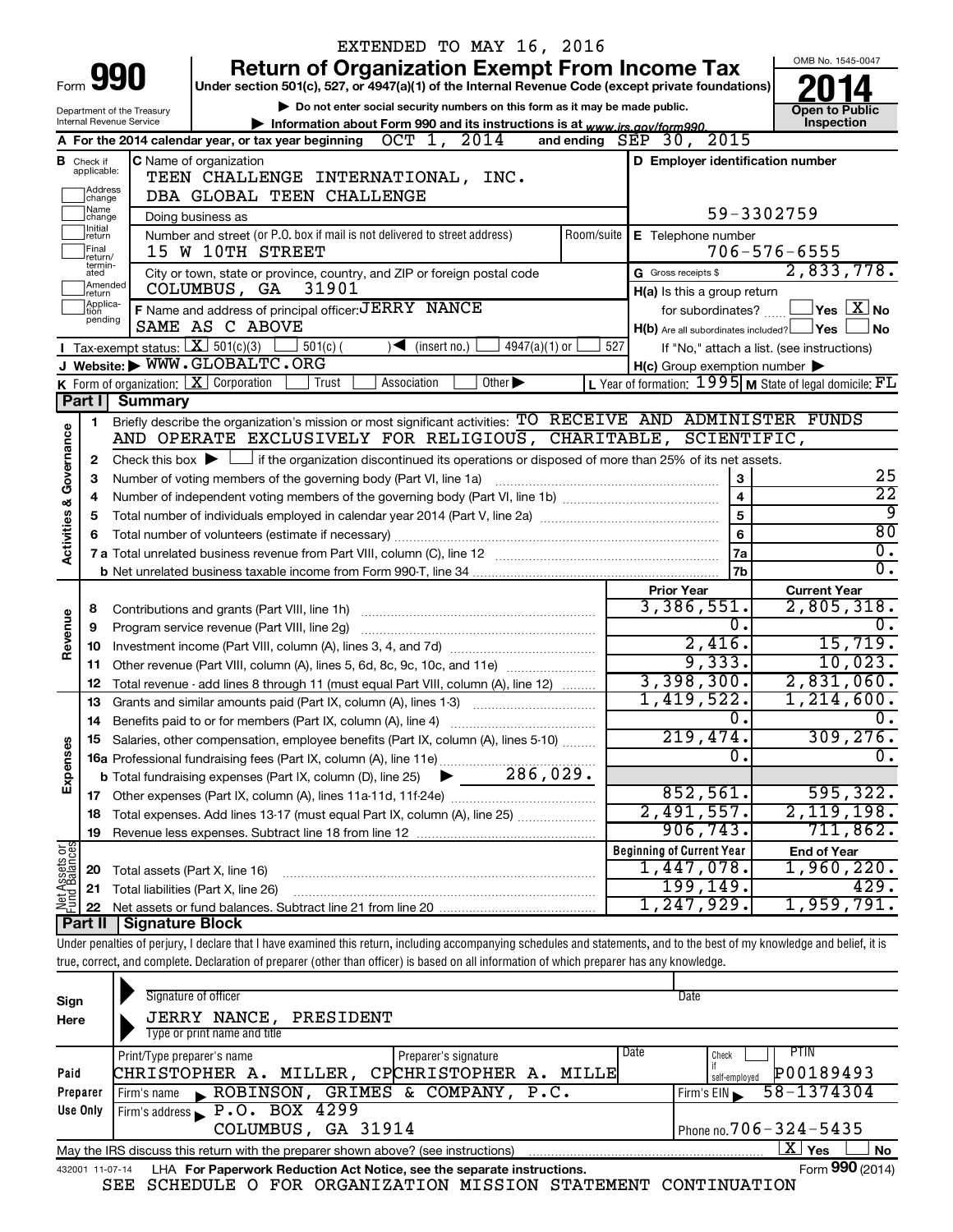EXTENDED TO MAY 16, 2016

# Form 990 — Return of Organization Exempt From Income Tax (2014)

Under section 501(c), 527, or 4947(a)(1) of the Internal Revenue Code (except private foundations)

▶ Do not enter social security numbers on this form as it may be made public.

▶ Information about Form 990 and its instructions is at www.irs.gov/form990.

Department of the Treasury, Internal Revenue Service

OMB No. 1545-0047 — **Open to Public Inspection**

**A** For the 2014 calendar year, or tax year beginning OCT 1, 2014 and ending SEP 30, 2015

**B** Check if applicable: Address change, Name change, Initial return, Final return/terminated, Amended return, Application pending

**C** Name of organization: TEEN CHALLENGE INTERNATIONAL, INC. DBA GLOBAL TEEN CHALLENGE

Doing business as

Number and street (or P.O. box if mail is not delivered to street address): 15 W 10TH STREET — Room/suite

City or town, state or province, country, and ZIP or foreign postal code: COLUMBUS, GA 31901

**D** Employer identification number: 59-3302759

**E** Telephone number: 706-576-6555

**G** Gross receipts $ 2,833,778.

**F** Name and address of principal officer: JERRY NANCE, SAME AS C ABOVE

**H(a)** Is this a group return for subordinates? ☐ Yes ☒ No

**H(b)** Are all subordinates included? ☐ Yes ☐ No — If "No," attach a list. (see instructions)

**H(c)** Group exemption number ▶

**I** Tax-exempt status: ☒ 501(c)(3) ☐ 501(c) ( ) ◀ (insert no.) ☐ 4947(a)(1) or ☐ 527

**J** Website: ▶ WWW.GLOBALTC.ORG

**K** Form of organization: ☒ Corporation ☐ Trust ☐ Association ☐ Other ▶

**L** Year of formation: 1995 **M** State of legal domicile: FL

## Part I Summary

**Activities & Governance**

1 Briefly describe the organization's mission or most significant activities: TO RECEIVE AND ADMINISTER FUNDS AND OPERATE EXCLUSIVELY FOR RELIGIOUS, CHARITABLE, SCIENTIFIC,

2 Check this box ▶ ☐ if the organization discontinued its operations or disposed of more than 25% of its net assets.

| Line | Description | | Value |
|---|---|---|---|
| 3 | Number of voting members of the governing body (Part VI, line 1a) | 3 | 25 |
| 4 | Number of independent voting members of the governing body (Part VI, line 1b) | 4 | 22 |
| 5 | Total number of individuals employed in calendar year 2014 (Part V, line 2a) | 5 | 9 |
| 6 | Total number of volunteers (estimate if necessary) | 6 | 80 |
| 7a | Total unrelated business revenue from Part VIII, column (C), line 12 | 7a | 0. |
| 7b | Net unrelated business taxable income from Form 990-T, line 34 | 7b | 0. |

| | Line | Description | Prior Year | Current Year |
|---|---|---|---|---|
| Revenue | 8 | Contributions and grants (Part VIII, line 1h) | 3,386,551. | 2,805,318. |
| | 9 | Program service revenue (Part VIII, line 2g) | 0. | 0. |
| | 10 | Investment income (Part VIII, column (A), lines 3, 4, and 7d) | 2,416. | 15,719. |
| | 11 | Other revenue (Part VIII, column (A), lines 5, 6d, 8c, 9c, 10c, and 11e) | 9,333. | 10,023. |
| | 12 | Total revenue - add lines 8 through 11 (must equal Part VIII, column (A), line 12) | 3,398,300. | 2,831,060. |
| Expenses | 13 | Grants and similar amounts paid (Part IX, column (A), lines 1-3) | 1,419,522. | 1,214,600. |
| | 14 | Benefits paid to or for members (Part IX, column (A), line 4) | 0. | 0. |
| | 15 | Salaries, other compensation, employee benefits (Part IX, column (A), lines 5-10) | 219,474. | 309,276. |
| | 16a | Professional fundraising fees (Part IX, column (A), line 11e) | 0. | 0. |
| | b | Total fundraising expenses (Part IX, column (D), line 25) ▶ 286,029. | | |
| | 17 | Other expenses (Part IX, column (A), lines 11a-11d, 11f-24e) | 852,561. | 595,322. |
| | 18 | Total expenses. Add lines 13-17 (must equal Part IX, column (A), line 25) | 2,491,557. | 2,119,198. |
| | 19 | Revenue less expenses. Subtract line 18 from line 12 | 906,743. | 711,862. |
| | | | **Beginning of Current Year** | **End of Year** |
| Net Assets or Fund Balances | 20 | Total assets (Part X, line 16) | 1,447,078. | 1,960,220. |
| | 21 | Total liabilities (Part X, line 26) | 199,149. | 429. |
| | 22 | Net assets or fund balances. Subtract line 21 from line 20 | 1,247,929. | 1,959,791. |

## Part II Signature Block

Under penalties of perjury, I declare that I have examined this return, including accompanying schedules and statements, and to the best of my knowledge and belief, it is true, correct, and complete. Declaration of preparer (other than officer) is based on all information of which preparer has any knowledge.

**Sign Here**

Signature of officer — Date

JERRY NANCE, PRESIDENT

Type or print name and title

**Paid Preparer Use Only**

| Print/Type preparer's name | Preparer's signature | Date | Check if self-employed | PTIN |
|---|---|---|---|---|
| CHRISTOPHER A. MILLER, CP | CHRISTOPHER A. MILLE | | ☐ | P00189493 |

Firm's name ▶ ROBINSON, GRIMES & COMPANY, P.C. — Firm's EIN ▶ 58-1374304

Firm's address ▶ P.O. BOX 4299, COLUMBUS, GA 31914 — Phone no. 706-324-5435

May the IRS discuss this return with the preparer shown above? (see instructions) ☒ Yes ☐ No

432001 11-07-14 LHA For Paperwork Reduction Act Notice, see the separate instructions. Form **990** (2014)

SEE SCHEDULE O FOR ORGANIZATION MISSION STATEMENT CONTINUATION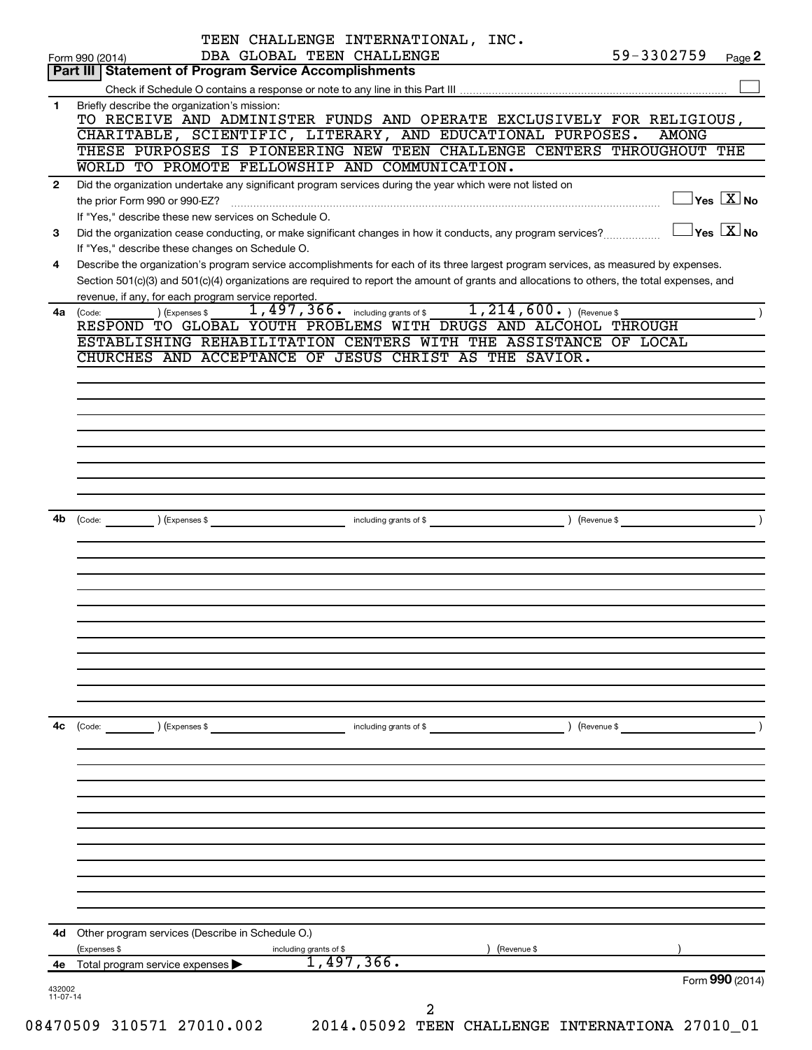TEEN CHALLENGE INTERNATIONAL, INC.
DBA GLOBAL TEEN CHALLENGE

Form 990 (2014) 59-3302759 Page **2**

## Part III | Statement of Program Service Accomplishments

Check if Schedule O contains a response or note to any line in this Part III ☐

**1** Briefly describe the organization's mission:

TO RECEIVE AND ADMINISTER FUNDS AND OPERATE EXCLUSIVELY FOR RELIGIOUS, CHARITABLE, SCIENTIFIC, LITERARY, AND EDUCATIONAL PURPOSES. AMONG THESE PURPOSES IS PIONEERING NEW TEEN CHALLENGE CENTERS THROUGHOUT THE WORLD TO PROMOTE FELLOWSHIP AND COMMUNICATION.

**2** Did the organization undertake any significant program services during the year which were not listed on the prior Form 990 or 990-EZ? ☐ Yes ☒ No

If "Yes," describe these new services on Schedule O.

**3** Did the organization cease conducting, or make significant changes in how it conducts, any program services? ☐ Yes ☒ No

If "Yes," describe these changes on Schedule O.

**4** Describe the organization's program service accomplishments for each of its three largest program services, as measured by expenses. Section 501(c)(3) and 501(c)(4) organizations are required to report the amount of grants and allocations to others, the total expenses, and revenue, if any, for each program service reported.

**4a** (Code: ) (Expenses $ 1,497,366. including grants of $ 1,214,600. ) (Revenue $ )

RESPOND TO GLOBAL YOUTH PROBLEMS WITH DRUGS AND ALCOHOL THROUGH ESTABLISHING REHABILITATION CENTERS WITH THE ASSISTANCE OF LOCAL CHURCHES AND ACCEPTANCE OF JESUS CHRIST AS THE SAVIOR.

**4b** (Code: ) (Expenses $ including grants of $ ) (Revenue $ )

**4c** (Code: ) (Expenses $ including grants of $ ) (Revenue $ )

**4d** Other program services (Describe in Schedule O.)

(Expenses $ including grants of $ ) (Revenue $ )

**4e** Total program service expenses ▶ 1,497,366.

Form **990** (2014)

432002 11-07-14

08470509 310571 27010.002 2014.05092 TEEN CHALLENGE INTERNATIONA 27010_01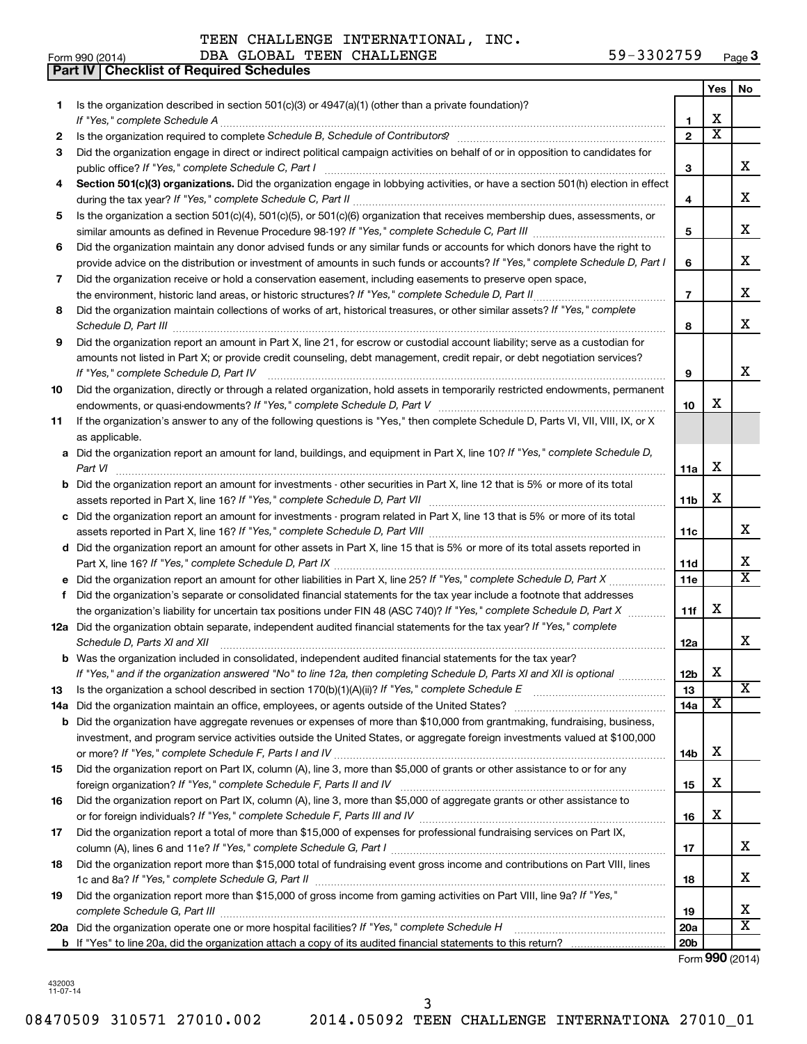TEEN CHALLENGE INTERNATIONAL, INC.
DBA GLOBAL TEEN CHALLENGE

Form 990 (2014) 59-3302759 Page 3

**Part IV Checklist of Required Schedules**

| | | | Yes | No |
|---|---|---|---|---|
| 1 | Is the organization described in section 501(c)(3) or 4947(a)(1) (other than a private foundation)? *If "Yes," complete Schedule A* | 1 | X | |
| 2 | Is the organization required to complete *Schedule B, Schedule of Contributors*? | 2 | X | |
| 3 | Did the organization engage in direct or indirect political campaign activities on behalf of or in opposition to candidates for public office? *If "Yes," complete Schedule C, Part I* | 3 | | X |
| 4 | **Section 501(c)(3) organizations.** Did the organization engage in lobbying activities, or have a section 501(h) election in effect during the tax year? *If "Yes," complete Schedule C, Part II* | 4 | | X |
| 5 | Is the organization a section 501(c)(4), 501(c)(5), or 501(c)(6) organization that receives membership dues, assessments, or similar amounts as defined in Revenue Procedure 98-19? *If "Yes," complete Schedule C, Part III* | 5 | | X |
| 6 | Did the organization maintain any donor advised funds or any similar funds or accounts for which donors have the right to provide advice on the distribution or investment of amounts in such funds or accounts? *If "Yes," complete Schedule D, Part I* | 6 | | X |
| 7 | Did the organization receive or hold a conservation easement, including easements to preserve open space, the environment, historic land areas, or historic structures? *If "Yes," complete Schedule D, Part II* | 7 | | X |
| 8 | Did the organization maintain collections of works of art, historical treasures, or other similar assets? *If "Yes," complete Schedule D, Part III* | 8 | | X |
| 9 | Did the organization report an amount in Part X, line 21, for escrow or custodial account liability; serve as a custodian for amounts not listed in Part X; or provide credit counseling, debt management, credit repair, or debt negotiation services? *If "Yes," complete Schedule D, Part IV* | 9 | | X |
| 10 | Did the organization, directly or through a related organization, hold assets in temporarily restricted endowments, permanent endowments, or quasi-endowments? *If "Yes," complete Schedule D, Part V* | 10 | X | |
| 11 | If the organization's answer to any of the following questions is "Yes," then complete Schedule D, Parts VI, VII, VIII, IX, or X as applicable. | | | |
| a | Did the organization report an amount for land, buildings, and equipment in Part X, line 10? *If "Yes," complete Schedule D, Part VI* | 11a | X | |
| b | Did the organization report an amount for investments - other securities in Part X, line 12 that is 5% or more of its total assets reported in Part X, line 16? *If "Yes," complete Schedule D, Part VII* | 11b | X | |
| c | Did the organization report an amount for investments - program related in Part X, line 13 that is 5% or more of its total assets reported in Part X, line 16? *If "Yes," complete Schedule D, Part VIII* | 11c | | X |
| d | Did the organization report an amount for other assets in Part X, line 15 that is 5% or more of its total assets reported in Part X, line 16? *If "Yes," complete Schedule D, Part IX* | 11d | | X |
| e | Did the organization report an amount for other liabilities in Part X, line 25? *If "Yes," complete Schedule D, Part X* | 11e | | X |
| f | Did the organization's separate or consolidated financial statements for the tax year include a footnote that addresses the organization's liability for uncertain tax positions under FIN 48 (ASC 740)? *If "Yes," complete Schedule D, Part X* | 11f | X | |
| 12a | Did the organization obtain separate, independent audited financial statements for the tax year? *If "Yes," complete Schedule D, Parts XI and XII* | 12a | | X |
| b | Was the organization included in consolidated, independent audited financial statements for the tax year? *If "Yes," and if the organization answered "No" to line 12a, then completing Schedule D, Parts XI and XII is optional* | 12b | X | |
| 13 | Is the organization a school described in section 170(b)(1)(A)(ii)? *If "Yes," complete Schedule E* | 13 | | X |
| 14a | Did the organization maintain an office, employees, or agents outside of the United States? | 14a | X | |
| b | Did the organization have aggregate revenues or expenses of more than $10,000 from grantmaking, fundraising, business, investment, and program service activities outside the United States, or aggregate foreign investments valued at $100,000 or more? *If "Yes," complete Schedule F, Parts I and IV* | 14b | X | |
| 15 | Did the organization report on Part IX, column (A), line 3, more than $5,000 of grants or other assistance to or for any foreign organization? *If "Yes," complete Schedule F, Parts II and IV* | 15 | X | |
| 16 | Did the organization report on Part IX, column (A), line 3, more than $5,000 of aggregate grants or other assistance to or for foreign individuals? *If "Yes," complete Schedule F, Parts III and IV* | 16 | X | |
| 17 | Did the organization report a total of more than $15,000 of expenses for professional fundraising services on Part IX, column (A), lines 6 and 11e? *If "Yes," complete Schedule G, Part I* | 17 | | X |
| 18 | Did the organization report more than $15,000 total of fundraising event gross income and contributions on Part VIII, lines 1c and 8a? *If "Yes," complete Schedule G, Part II* | 18 | | X |
| 19 | Did the organization report more than $15,000 of gross income from gaming activities on Part VIII, line 9a? *If "Yes," complete Schedule G, Part III* | 19 | | X |
| 20a | Did the organization operate one or more hospital facilities? *If "Yes," complete Schedule H* | 20a | | X |
| b | If "Yes" to line 20a, did the organization attach a copy of its audited financial statements to this return? | 20b | | |

Form **990** (2014)

432003 11-07-14

08470509 310571 27010.002 2014.05092 TEEN CHALLENGE INTERNATIONA 27010_01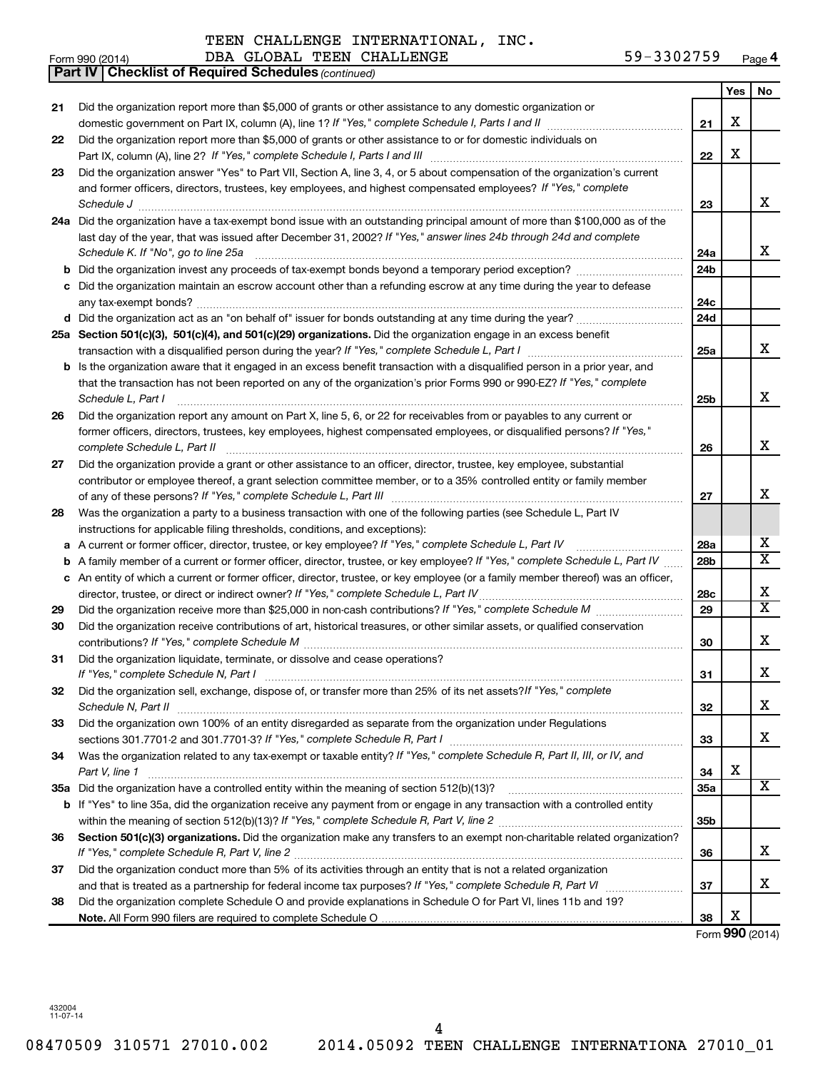TEEN CHALLENGE INTERNATIONAL, INC.

Form 990 (2014) DBA GLOBAL TEEN CHALLENGE 59-3302759 Page 4

**Part IV | Checklist of Required Schedules** *(continued)*

| | | | Yes | No |
|---|---|---|---|---|
| 21 | Did the organization report more than $5,000 of grants or other assistance to any domestic organization or domestic government on Part IX, column (A), line 1? *If "Yes," complete Schedule I, Parts I and II* | 21 | X | |
| 22 | Did the organization report more than $5,000 of grants or other assistance to or for domestic individuals on Part IX, column (A), line 2? *If "Yes," complete Schedule I, Parts I and III* | 22 | X | |
| 23 | Did the organization answer "Yes" to Part VII, Section A, line 3, 4, or 5 about compensation of the organization's current and former officers, directors, trustees, key employees, and highest compensated employees? *If "Yes," complete Schedule J* | 23 | | X |
| 24a | Did the organization have a tax-exempt bond issue with an outstanding principal amount of more than $100,000 as of the last day of the year, that was issued after December 31, 2002? *If "Yes," answer lines 24b through 24d and complete Schedule K. If "No", go to line 25a* | 24a | | X |
| b | Did the organization invest any proceeds of tax-exempt bonds beyond a temporary period exception? | 24b | | |
| c | Did the organization maintain an escrow account other than a refunding escrow at any time during the year to defease any tax-exempt bonds? | 24c | | |
| d | Did the organization act as an "on behalf of" issuer for bonds outstanding at any time during the year? | 24d | | |
| 25a | **Section 501(c)(3), 501(c)(4), and 501(c)(29) organizations.** Did the organization engage in an excess benefit transaction with a disqualified person during the year? *If "Yes," complete Schedule L, Part I* | 25a | | X |
| b | Is the organization aware that it engaged in an excess benefit transaction with a disqualified person in a prior year, and that the transaction has not been reported on any of the organization's prior Forms 990 or 990-EZ? *If "Yes," complete Schedule L, Part I* | 25b | | X |
| 26 | Did the organization report any amount on Part X, line 5, 6, or 22 for receivables from or payables to any current or former officers, directors, trustees, key employees, highest compensated employees, or disqualified persons? *If "Yes," complete Schedule L, Part II* | 26 | | X |
| 27 | Did the organization provide a grant or other assistance to an officer, director, trustee, key employee, substantial contributor or employee thereof, a grant selection committee member, or to a 35% controlled entity or family member of any of these persons? *If "Yes," complete Schedule L, Part III* | 27 | | X |
| 28 | Was the organization a party to a business transaction with one of the following parties (see Schedule L, Part IV instructions for applicable filing thresholds, conditions, and exceptions): | | | |
| a | A current or former officer, director, trustee, or key employee? *If "Yes," complete Schedule L, Part IV* | 28a | | X |
| b | A family member of a current or former officer, director, trustee, or key employee? *If "Yes," complete Schedule L, Part IV* | 28b | | X |
| c | An entity of which a current or former officer, director, trustee, or key employee (or a family member thereof) was an officer, director, trustee, or direct or indirect owner? *If "Yes," complete Schedule L, Part IV* | 28c | | X |
| 29 | Did the organization receive more than $25,000 in non-cash contributions? *If "Yes," complete Schedule M* | 29 | | X |
| 30 | Did the organization receive contributions of art, historical treasures, or other similar assets, or qualified conservation contributions? *If "Yes," complete Schedule M* | 30 | | X |
| 31 | Did the organization liquidate, terminate, or dissolve and cease operations? *If "Yes," complete Schedule N, Part I* | 31 | | X |
| 32 | Did the organization sell, exchange, dispose of, or transfer more than 25% of its net assets? *If "Yes," complete Schedule N, Part II* | 32 | | X |
| 33 | Did the organization own 100% of an entity disregarded as separate from the organization under Regulations sections 301.7701-2 and 301.7701-3? *If "Yes," complete Schedule R, Part I* | 33 | | X |
| 34 | Was the organization related to any tax-exempt or taxable entity? *If "Yes," complete Schedule R, Part II, III, or IV, and Part V, line 1* | 34 | X | |
| 35a | Did the organization have a controlled entity within the meaning of section 512(b)(13)? | 35a | | X |
| b | If "Yes" to line 35a, did the organization receive any payment from or engage in any transaction with a controlled entity within the meaning of section 512(b)(13)? *If "Yes," complete Schedule R, Part V, line 2* | 35b | | |
| 36 | **Section 501(c)(3) organizations.** Did the organization make any transfers to an exempt non-charitable related organization? *If "Yes," complete Schedule R, Part V, line 2* | 36 | | X |
| 37 | Did the organization conduct more than 5% of its activities through an entity that is not a related organization and that is treated as a partnership for federal income tax purposes? *If "Yes," complete Schedule R, Part VI* | 37 | | X |
| 38 | Did the organization complete Schedule O and provide explanations in Schedule O for Part VI, lines 11b and 19? **Note.** All Form 990 filers are required to complete Schedule O | 38 | X | |

Form **990** (2014)

432004 11-07-14

08470509 310571 27010.002 2014.05092 TEEN CHALLENGE INTERNATIONA 27010_01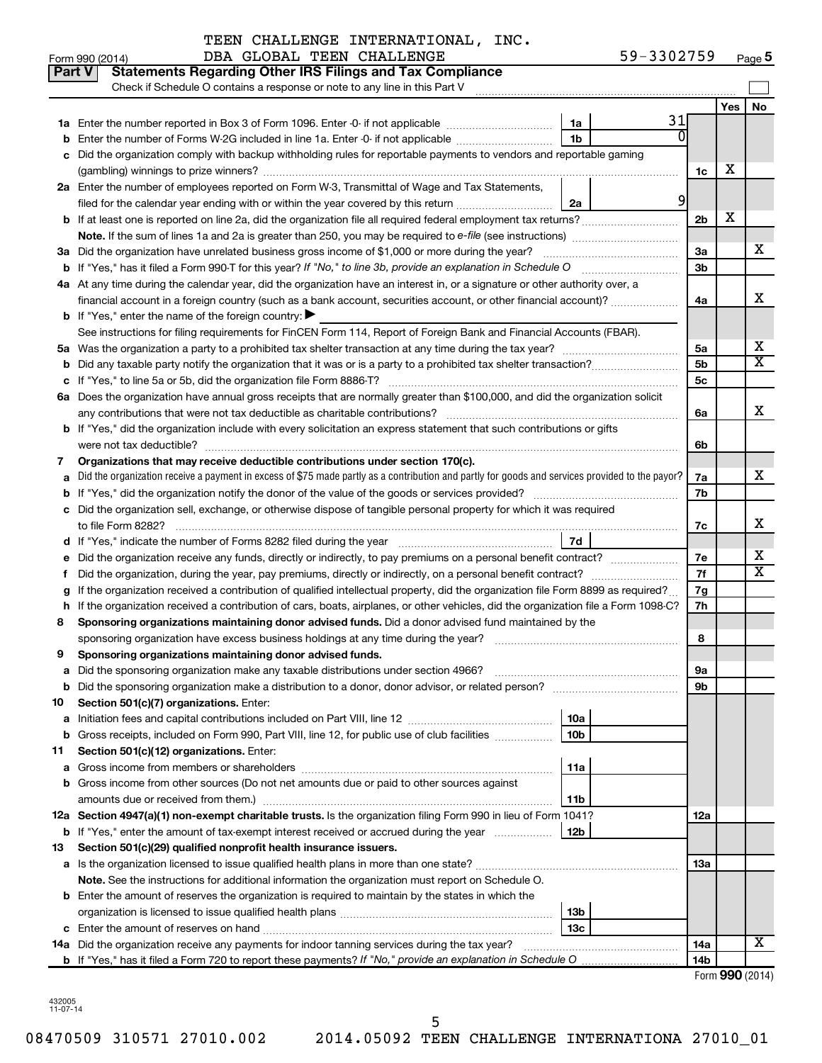TEEN CHALLENGE INTERNATIONAL, INC.
DBA GLOBAL TEEN CHALLENGE

Form 990 (2014) 59-3302759 Page 5

## Part V Statements Regarding Other IRS Filings and Tax Compliance

Check if Schedule O contains a response or note to any line in this Part V

| | | | | | Yes | No |
|---|---|---|---|---|---|---|
| 1a | Enter the number reported in Box 3 of Form 1096. Enter -0- if not applicable | 1a | 31 | | | |
| b | Enter the number of Forms W-2G included in line 1a. Enter -0- if not applicable | 1b | 0 | | | |
| c | Did the organization comply with backup withholding rules for reportable payments to vendors and reportable gaming (gambling) winnings to prize winners? | | | 1c | X | |
| 2a | Enter the number of employees reported on Form W-3, Transmittal of Wage and Tax Statements, filed for the calendar year ending with or within the year covered by this return | 2a | 9 | | | |
| b | If at least one is reported on line 2a, did the organization file all required federal employment tax returns? | | | 2b | X | |
| | Note. If the sum of lines 1a and 2a is greater than 250, you may be required to e-file (see instructions) | | | | | |
| 3a | Did the organization have unrelated business gross income of $1,000 or more during the year? | | | 3a | | X |
| b | If "Yes," has it filed a Form 990-T for this year? If "No," to line 3b, provide an explanation in Schedule O | | | 3b | | |
| 4a | At any time during the calendar year, did the organization have an interest in, or a signature or other authority over, a financial account in a foreign country (such as a bank account, securities account, or other financial account)? | | | 4a | | X |
| b | If "Yes," enter the name of the foreign country: ▶ | | | | | |
| | See instructions for filing requirements for FinCEN Form 114, Report of Foreign Bank and Financial Accounts (FBAR). | | | | | |
| 5a | Was the organization a party to a prohibited tax shelter transaction at any time during the tax year? | | | 5a | | X |
| b | Did any taxable party notify the organization that it was or is a party to a prohibited tax shelter transaction? | | | 5b | | X |
| c | If "Yes," to line 5a or 5b, did the organization file Form 8886-T? | | | 5c | | |
| 6a | Does the organization have annual gross receipts that are normally greater than $100,000, and did the organization solicit any contributions that were not tax deductible as charitable contributions? | | | 6a | | X |
| b | If "Yes," did the organization include with every solicitation an express statement that such contributions or gifts were not tax deductible? | | | 6b | | |
| 7 | **Organizations that may receive deductible contributions under section 170(c).** | | | | | |
| a | Did the organization receive a payment in excess of $75 made partly as a contribution and partly for goods and services provided to the payor? | | | 7a | | X |
| b | If "Yes," did the organization notify the donor of the value of the goods or services provided? | | | 7b | | |
| c | Did the organization sell, exchange, or otherwise dispose of tangible personal property for which it was required to file Form 8282? | | | 7c | | X |
| d | If "Yes," indicate the number of Forms 8282 filed during the year | 7d | | | | |
| e | Did the organization receive any funds, directly or indirectly, to pay premiums on a personal benefit contract? | | | 7e | | X |
| f | Did the organization, during the year, pay premiums, directly or indirectly, on a personal benefit contract? | | | 7f | | X |
| g | If the organization received a contribution of qualified intellectual property, did the organization file Form 8899 as required? | | | 7g | | |
| h | If the organization received a contribution of cars, boats, airplanes, or other vehicles, did the organization file a Form 1098-C? | | | 7h | | |
| 8 | **Sponsoring organizations maintaining donor advised funds.** Did a donor advised fund maintained by the sponsoring organization have excess business holdings at any time during the year? | | | 8 | | |
| 9 | **Sponsoring organizations maintaining donor advised funds.** | | | | | |
| a | Did the sponsoring organization make any taxable distributions under section 4966? | | | 9a | | |
| b | Did the sponsoring organization make a distribution to a donor, donor advisor, or related person? | | | 9b | | |
| 10 | **Section 501(c)(7) organizations.** Enter: | | | | | |
| a | Initiation fees and capital contributions included on Part VIII, line 12 | 10a | | | | |
| b | Gross receipts, included on Form 990, Part VIII, line 12, for public use of club facilities | 10b | | | | |
| 11 | **Section 501(c)(12) organizations.** Enter: | | | | | |
| a | Gross income from members or shareholders | 11a | | | | |
| b | Gross income from other sources (Do not net amounts due or paid to other sources against amounts due or received from them.) | 11b | | | | |
| 12a | **Section 4947(a)(1) non-exempt charitable trusts.** Is the organization filing Form 990 in lieu of Form 1041? | | | 12a | | |
| b | If "Yes," enter the amount of tax-exempt interest received or accrued during the year | 12b | | | | |
| 13 | **Section 501(c)(29) qualified nonprofit health insurance issuers.** | | | | | |
| a | Is the organization licensed to issue qualified health plans in more than one state? | | | 13a | | |
| | **Note.** See the instructions for additional information the organization must report on Schedule O. | | | | | |
| b | Enter the amount of reserves the organization is required to maintain by the states in which the organization is licensed to issue qualified health plans | 13b | | | | |
| c | Enter the amount of reserves on hand | 13c | | | | |
| 14a | Did the organization receive any payments for indoor tanning services during the tax year? | | | 14a | | X |
| b | If "Yes," has it filed a Form 720 to report these payments? If "No," provide an explanation in Schedule O | | | 14b | | |

Form **990** (2014)

432005
11-07-14

08470509 310571 27010.002 2014.05092 TEEN CHALLENGE INTERNATIONA 27010_01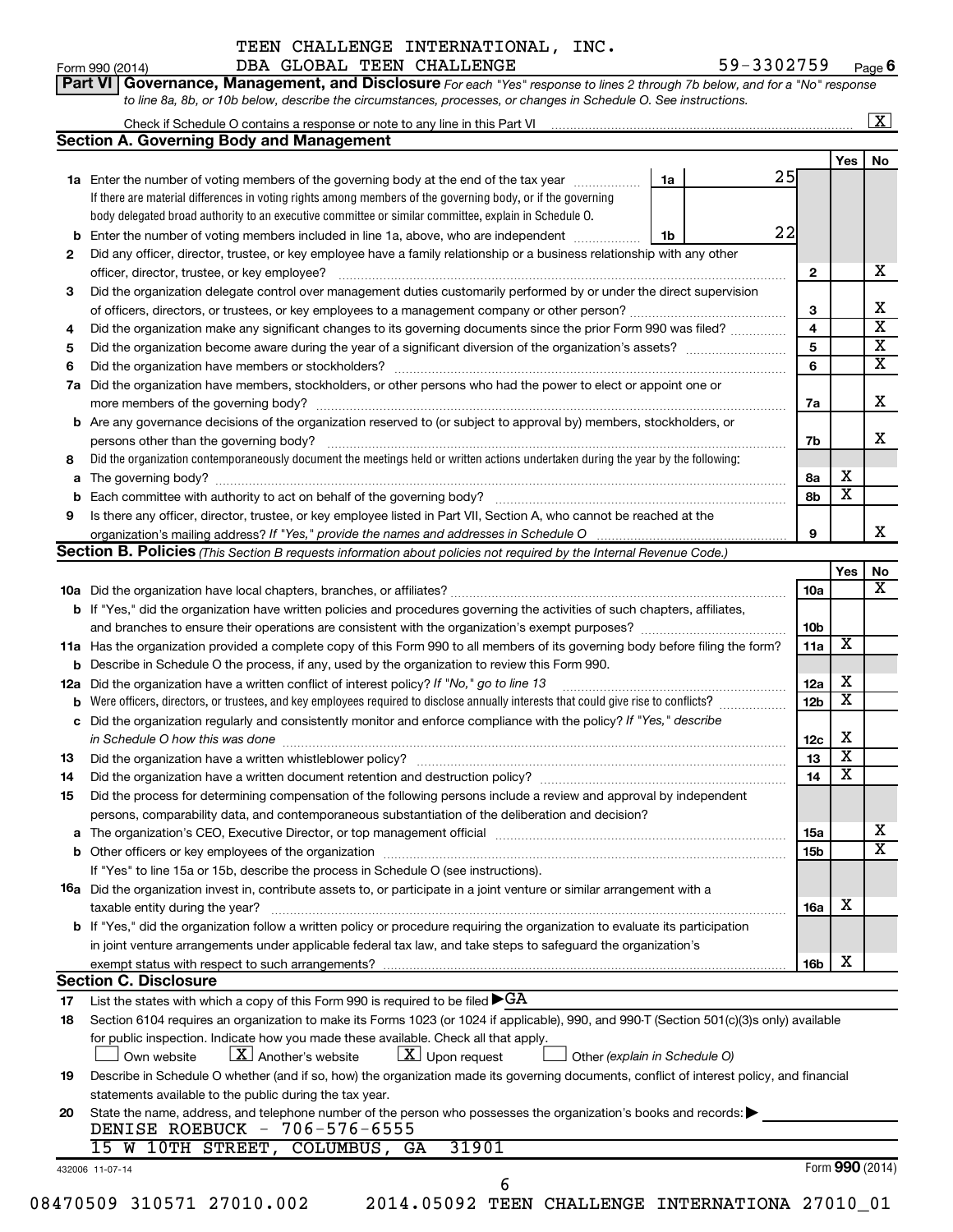TEEN CHALLENGE INTERNATIONAL, INC.

Form 990 (2014) DBA GLOBAL TEEN CHALLENGE 59-3302759 Page **6**

**Part VI Governance, Management, and Disclosure** *For each "Yes" response to lines 2 through 7b below, and for a "No" response to line 8a, 8b, or 10b below, describe the circumstances, processes, or changes in Schedule O. See instructions.*

Check if Schedule O contains a response or note to any line in this Part VI [X]

## Section A. Governing Body and Management

| | | | | Yes | No |
|---|---|---|---|---|---|
| **1a** | Enter the number of voting members of the governing body at the end of the tax year | 1a | 25 | | |
| | If there are material differences in voting rights among members of the governing body, or if the governing body delegated broad authority to an executive committee or similar committee, explain in Schedule O. | | | | |
| **b** | Enter the number of voting members included in line 1a, above, who are independent | 1b | 22 | | |
| **2** | Did any officer, director, trustee, or key employee have a family relationship or a business relationship with any other officer, director, trustee, or key employee? | 2 | | | X |
| **3** | Did the organization delegate control over management duties customarily performed by or under the direct supervision of officers, directors, or trustees, or key employees to a management company or other person? | 3 | | | X |
| **4** | Did the organization make any significant changes to its governing documents since the prior Form 990 was filed? | 4 | | | X |
| **5** | Did the organization become aware during the year of a significant diversion of the organization's assets? | 5 | | | X |
| **6** | Did the organization have members or stockholders? | 6 | | | X |
| **7a** | Did the organization have members, stockholders, or other persons who had the power to elect or appoint one or more members of the governing body? | 7a | | | X |
| **b** | Are any governance decisions of the organization reserved to (or subject to approval by) members, stockholders, or persons other than the governing body? | 7b | | | X |
| **8** | Did the organization contemporaneously document the meetings held or written actions undertaken during the year by the following: | | | | |
| **a** | The governing body? | 8a | | X | |
| **b** | Each committee with authority to act on behalf of the governing body? | 8b | | X | |
| **9** | Is there any officer, director, trustee, or key employee listed in Part VII, Section A, who cannot be reached at the organization's mailing address? *If "Yes," provide the names and addresses in Schedule O* | 9 | | | X |

## Section B. Policies *(This Section B requests information about policies not required by the Internal Revenue Code.)*

| | | | Yes | No |
|---|---|---|---|---|
| **10a** | Did the organization have local chapters, branches, or affiliates? | 10a | | X |
| **b** | If "Yes," did the organization have written policies and procedures governing the activities of such chapters, affiliates, and branches to ensure their operations are consistent with the organization's exempt purposes? | 10b | | |
| **11a** | Has the organization provided a complete copy of this Form 990 to all members of its governing body before filing the form? | 11a | X | |
| **b** | Describe in Schedule O the process, if any, used by the organization to review this Form 990. | | | |
| **12a** | Did the organization have a written conflict of interest policy? *If "No," go to line 13* | 12a | X | |
| **b** | Were officers, directors, or trustees, and key employees required to disclose annually interests that could give rise to conflicts? | 12b | X | |
| **c** | Did the organization regularly and consistently monitor and enforce compliance with the policy? *If "Yes," describe in Schedule O how this was done* | 12c | X | |
| **13** | Did the organization have a written whistleblower policy? | 13 | X | |
| **14** | Did the organization have a written document retention and destruction policy? | 14 | X | |
| **15** | Did the process for determining compensation of the following persons include a review and approval by independent persons, comparability data, and contemporaneous substantiation of the deliberation and decision? | | | |
| **a** | The organization's CEO, Executive Director, or top management official | 15a | | X |
| **b** | Other officers or key employees of the organization | 15b | | X |
| | If "Yes" to line 15a or 15b, describe the process in Schedule O (see instructions). | | | |
| **16a** | Did the organization invest in, contribute assets to, or participate in a joint venture or similar arrangement with a taxable entity during the year? | 16a | X | |
| **b** | If "Yes," did the organization follow a written policy or procedure requiring the organization to evaluate its participation in joint venture arrangements under applicable federal tax law, and take steps to safeguard the organization's exempt status with respect to such arrangements? | 16b | X | |

## Section C. Disclosure

**17** List the states with which a copy of this Form 990 is required to be filed ▶GA

**18** Section 6104 requires an organization to make its Forms 1023 (or 1024 if applicable), 990, and 990-T (Section 501(c)(3)s only) available for public inspection. Indicate how you made these available. Check all that apply.

[ ] Own website [X] Another's website [X] Upon request [ ] Other *(explain in Schedule O)*

**19** Describe in Schedule O whether (and if so, how) the organization made its governing documents, conflict of interest policy, and financial statements available to the public during the tax year.

**20** State the name, address, and telephone number of the person who possesses the organization's books and records: ▶
DENISE ROEBUCK - 706-576-6555
15 W 10TH STREET, COLUMBUS, GA 31901

432006 11-07-14 Form **990** (2014)

08470509 310571 27010.002 2014.05092 TEEN CHALLENGE INTERNATIONA 27010_01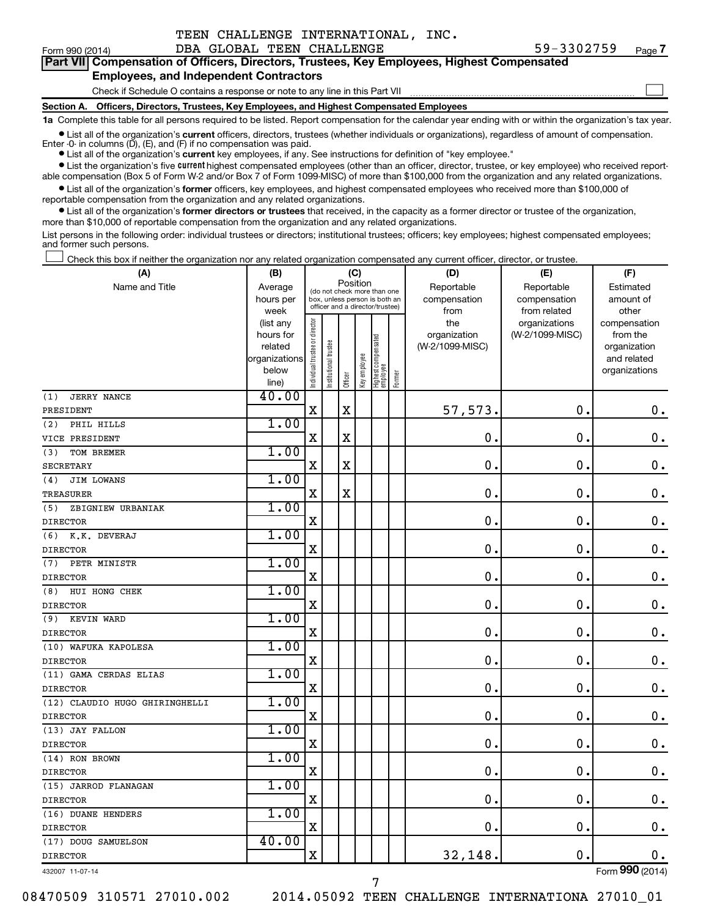TEEN CHALLENGE INTERNATIONAL, INC.

Form 990 (2014) DBA GLOBAL TEEN CHALLENGE 59-3302759 Page 7

**Part VII Compensation of Officers, Directors, Trustees, Key Employees, Highest Compensated Employees, and Independent Contractors**

Check if Schedule O contains a response or note to any line in this Part VII

**Section A. Officers, Directors, Trustees, Key Employees, and Highest Compensated Employees**

**1a** Complete this table for all persons required to be listed. Report compensation for the calendar year ending with or within the organization's tax year.

- List all of the organization's **current** officers, directors, trustees (whether individuals or organizations), regardless of amount of compensation. Enter -0- in columns (D), (E), and (F) if no compensation was paid.
- List all of the organization's **current** key employees, if any. See instructions for definition of "key employee."
- List the organization's five **current** highest compensated employees (other than an officer, director, trustee, or key employee) who received reportable compensation (Box 5 of Form W-2 and/or Box 7 of Form 1099-MISC) of more than $100,000 from the organization and any related organizations.
- List all of the organization's **former** officers, key employees, and highest compensated employees who received more than $100,000 of reportable compensation from the organization and any related organizations.
- List all of the organization's **former directors or trustees** that received, in the capacity as a former director or trustee of the organization, more than $10,000 of reportable compensation from the organization and any related organizations.

List persons in the following order: individual trustees or directors; institutional trustees; officers; key employees; highest compensated employees; and former such persons.

Check this box if neither the organization nor any related organization compensated any current officer, director, or trustee.

| (A) Name and Title | (B) Average hours per week (list any hours for related organizations below line) | (C) Position: Individual trustee or director | Institutional trustee | Officer | Key employee | Highest compensated employee | Former | (D) Reportable compensation from the organization (W-2/1099-MISC) | (E) Reportable compensation from related organizations (W-2/1099-MISC) | (F) Estimated amount of other compensation from the organization and related organizations |
|---|---|---|---|---|---|---|---|---|---|---|
| (1) JERRY NANCE<br>PRESIDENT | 40.00 | X | | X | | | | 57,573. | 0. | 0. |
| (2) PHIL HILLS<br>VICE PRESIDENT | 1.00 | X | | X | | | | 0. | 0. | 0. |
| (3) TOM BREMER<br>SECRETARY | 1.00 | X | | X | | | | 0. | 0. | 0. |
| (4) JIM LOWANS<br>TREASURER | 1.00 | X | | X | | | | 0. | 0. | 0. |
| (5) ZBIGNIEW URBANIAK<br>DIRECTOR | 1.00 | X | | | | | | 0. | 0. | 0. |
| (6) K.K. DEVERAJ<br>DIRECTOR | 1.00 | X | | | | | | 0. | 0. | 0. |
| (7) PETR MINISTR<br>DIRECTOR | 1.00 | X | | | | | | 0. | 0. | 0. |
| (8) HUI HONG CHEK<br>DIRECTOR | 1.00 | X | | | | | | 0. | 0. | 0. |
| (9) KEVIN WARD<br>DIRECTOR | 1.00 | X | | | | | | 0. | 0. | 0. |
| (10) WAFUKA KAPOLESA<br>DIRECTOR | 1.00 | X | | | | | | 0. | 0. | 0. |
| (11) GAMA CERDAS ELIAS<br>DIRECTOR | 1.00 | X | | | | | | 0. | 0. | 0. |
| (12) CLAUDIO HUGO GHIRINGHELLI<br>DIRECTOR | 1.00 | X | | | | | | 0. | 0. | 0. |
| (13) JAY FALLON<br>DIRECTOR | 1.00 | X | | | | | | 0. | 0. | 0. |
| (14) RON BROWN<br>DIRECTOR | 1.00 | X | | | | | | 0. | 0. | 0. |
| (15) JARROD FLANAGAN<br>DIRECTOR | 1.00 | X | | | | | | 0. | 0. | 0. |
| (16) DUANE HENDERS<br>DIRECTOR | 1.00 | X | | | | | | 0. | 0. | 0. |
| (17) DOUG SAMUELSON<br>DIRECTOR | 40.00 | X | | | | | | 32,148. | 0. | 0. |

432007 11-07-14 Form **990** (2014)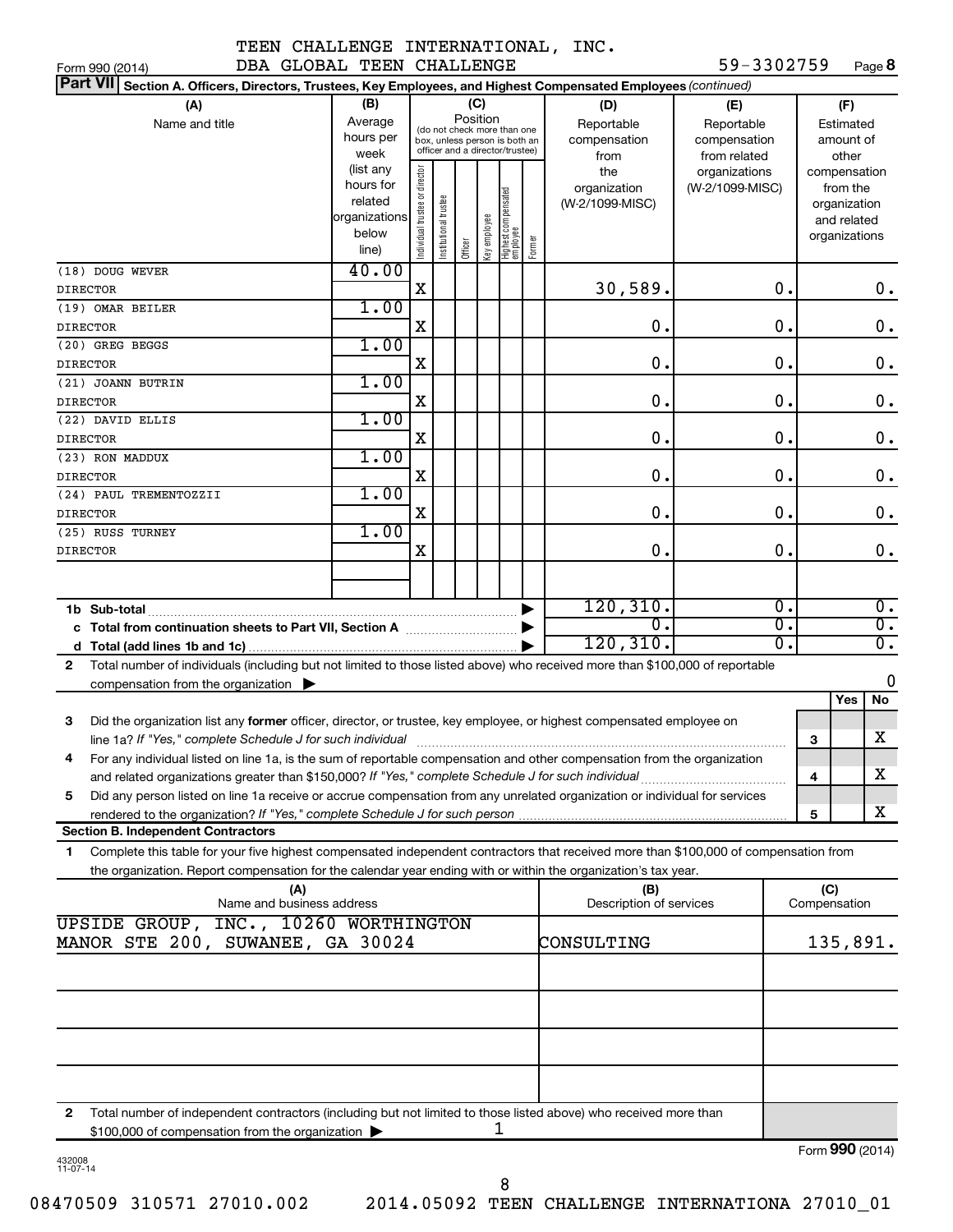TEEN CHALLENGE INTERNATIONAL, INC.
DBA GLOBAL TEEN CHALLENGE

Form 990 (2014) 59-3302759 Page 8

**Part VII Section A. Officers, Directors, Trustees, Key Employees, and Highest Compensated Employees** *(continued)*

| (A) Name and title | (B) Average hours per week (list any hours for related organizations below line) | (C) Individual trustee or director | Institutional trustee | Officer | Key employee | Highest compensated employee | Former | (D) Reportable compensation from the organization (W-2/1099-MISC) | (E) Reportable compensation from related organizations (W-2/1099-MISC) | (F) Estimated amount of other compensation from the organization and related organizations |
|---|---|---|---|---|---|---|---|---|---|---|
| (18) DOUG WEVER DIRECTOR | 40.00 | X | | | | | | 30,589. | 0. | 0. |
| (19) OMAR BEILER DIRECTOR | 1.00 | X | | | | | | 0. | 0. | 0. |
| (20) GREG BEGGS DIRECTOR | 1.00 | X | | | | | | 0. | 0. | 0. |
| (21) JOANN BUTRIN DIRECTOR | 1.00 | X | | | | | | 0. | 0. | 0. |
| (22) DAVID ELLIS DIRECTOR | 1.00 | X | | | | | | 0. | 0. | 0. |
| (23) RON MADDUX DIRECTOR | 1.00 | X | | | | | | 0. | 0. | 0. |
| (24) PAUL TREMENTOZZII DIRECTOR | 1.00 | X | | | | | | 0. | 0. | 0. |
| (25) RUSS TURNEY DIRECTOR | 1.00 | X | | | | | | 0. | 0. | 0. |
| 1b Sub-total | | | | | | | | 120,310. | 0. | 0. |
| c Total from continuation sheets to Part VII, Section A | | | | | | | | 0. | 0. | 0. |
| d Total (add lines 1b and 1c) | | | | | | | | 120,310. | 0. | 0. |

2 Total number of individuals (including but not limited to those listed above) who received more than $100,000 of reportable compensation from the organization ▶ 0

| | | Yes | No |
|---|---|---|---|
| 3 Did the organization list any **former** officer, director, or trustee, key employee, or highest compensated employee on line 1a? *If "Yes," complete Schedule J for such individual* | 3 | | X |
| 4 For any individual listed on line 1a, is the sum of reportable compensation and other compensation from the organization and related organizations greater than $150,000? *If "Yes," complete Schedule J for such individual* | 4 | | X |
| 5 Did any person listed on line 1a receive or accrue compensation from any unrelated organization or individual for services rendered to the organization? *If "Yes," complete Schedule J for such person* | 5 | | X |

**Section B. Independent Contractors**

1 Complete this table for your five highest compensated independent contractors that received more than $100,000 of compensation from the organization. Report compensation for the calendar year ending with or within the organization's tax year.

| (A) Name and business address | (B) Description of services | (C) Compensation |
|---|---|---|
| UPSIDE GROUP, INC., 10260 WORTHINGTON MANOR STE 200, SUWANEE, GA 30024 | CONSULTING | 135,891. |
| | | |
| | | |
| | | |
| | | |

2 Total number of independent contractors (including but not limited to those listed above) who received more than $100,000 of compensation from the organization ▶ 1

Form **990** (2014)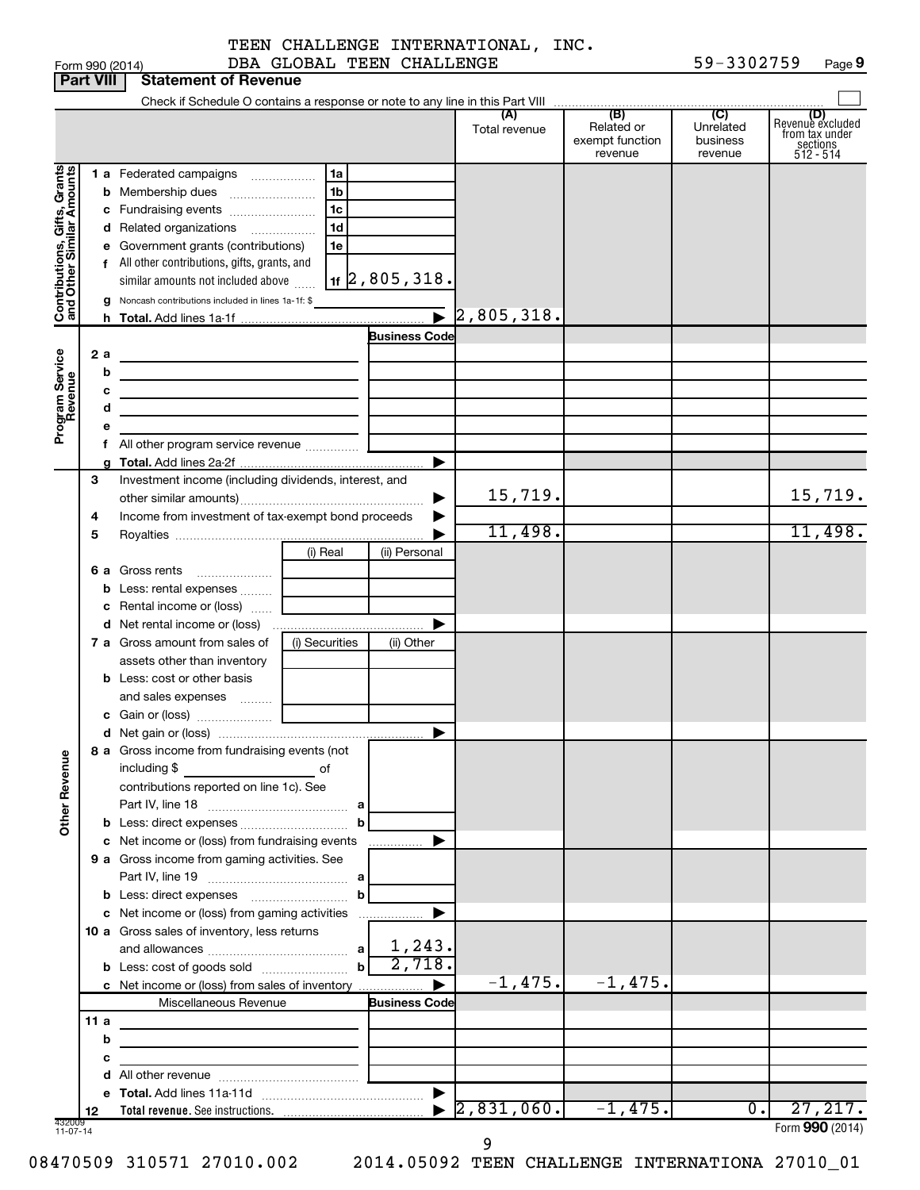TEEN CHALLENGE INTERNATIONAL, INC.
DBA GLOBAL TEEN CHALLENGE

Form 990 (2014) 59-3302759 Page 9

**Part VIII Statement of Revenue**

Check if Schedule O contains a response or note to any line in this Part VIII ☐

| | | | (A) Total revenue | (B) Related or exempt function revenue | (C) Unrelated business revenue | (D) Revenue excluded from tax under sections 512 - 514 |
|---|---|---|---|---|---|---|
| **Contributions, Gifts, Grants and Other Similar Amounts** | 1 a Federated campaigns | 1a | | | | |
| | b Membership dues | 1b | | | | |
| | c Fundraising events | 1c | | | | |
| | d Related organizations | 1d | | | | |
| | e Government grants (contributions) | 1e | | | | |
| | f All other contributions, gifts, grants, and similar amounts not included above | 1f 2,805,318. | | | | |
| | g Noncash contributions included in lines 1a-1f: $ | | | | | |
| | h **Total.** Add lines 1a-1f | ▶ | 2,805,318. | | | |
| **Program Service Revenue** | | Business Code | | | | |
| | 2 a | | | | | |
| | b | | | | | |
| | c | | | | | |
| | d | | | | | |
| | e | | | | | |
| | f All other program service revenue | | | | | |
| | g **Total.** Add lines 2a-2f | ▶ | | | | |
| **Other Revenue** | 3 Investment income (including dividends, interest, and other similar amounts) | ▶ | 15,719. | | | 15,719. |
| | 4 Income from investment of tax-exempt bond proceeds | ▶ | | | | |
| | 5 Royalties | ▶ | 11,498. | | | 11,498. |
| | | (i) Real / (ii) Personal | | | | |
| | 6 a Gross rents | | | | | |
| | b Less: rental expenses | | | | | |
| | c Rental income or (loss) | | | | | |
| | d Net rental income or (loss) | ▶ | | | | |
| | 7 a Gross amount from sales of assets other than inventory | (i) Securities / (ii) Other | | | | |
| | b Less: cost or other basis and sales expenses | | | | | |
| | c Gain or (loss) | | | | | |
| | d Net gain or (loss) | ▶ | | | | |
| | 8 a Gross income from fundraising events (not including $ ______ of contributions reported on line 1c). See Part IV, line 18 | a | | | | |
| | b Less: direct expenses | b | | | | |
| | c Net income or (loss) from fundraising events | ▶ | | | | |
| | 9 a Gross income from gaming activities. See Part IV, line 19 | a | | | | |
| | b Less: direct expenses | b | | | | |
| | c Net income or (loss) from gaming activities | ▶ | | | | |
| | 10 a Gross sales of inventory, less returns and allowances | a 1,243. | | | | |
| | b Less: cost of goods sold | b 2,718. | | | | |
| | c Net income or (loss) from sales of inventory | ▶ | -1,475. | -1,475. | | |
| | Miscellaneous Revenue | Business Code | | | | |
| | 11 a | | | | | |
| | b | | | | | |
| | c | | | | | |
| | d All other revenue | | | | | |
| | e **Total.** Add lines 11a-11d | ▶ | | | | |
| | 12 **Total revenue.** See instructions. | ▶ | 2,831,060. | -1,475. | 0. | 27,217. |

432009 11-07-14

Form **990** (2014)

08470509 310571 27010.002 2014.05092 TEEN CHALLENGE INTERNATIONA 27010_01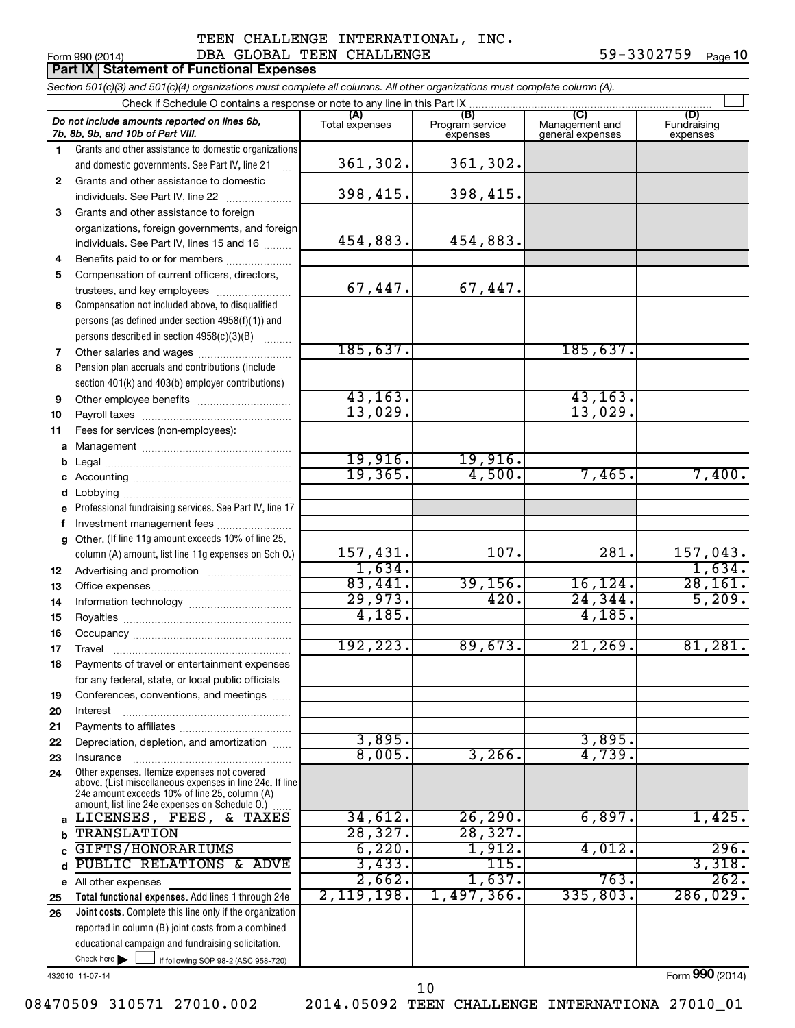TEEN CHALLENGE INTERNATIONAL, INC.
DBA GLOBAL TEEN CHALLENGE

Form 990 (2014) 59-3302759 Page 10

**Part IX | Statement of Functional Expenses**

*Section 501(c)(3) and 501(c)(4) organizations must complete all columns. All other organizations must complete column (A).*

Check if Schedule O contains a response or note to any line in this Part IX

| *Do not include amounts reported on lines 6b, 7b, 8b, 9b, and 10b of Part VIII.* | (A) Total expenses | (B) Program service expenses | (C) Management and general expenses | (D) Fundraising expenses |
|---|---|---|---|---|
| **1** Grants and other assistance to domestic organizations and domestic governments. See Part IV, line 21 | 361,302. | 361,302. | | |
| **2** Grants and other assistance to domestic individuals. See Part IV, line 22 | 398,415. | 398,415. | | |
| **3** Grants and other assistance to foreign organizations, foreign governments, and foreign individuals. See Part IV, lines 15 and 16 | 454,883. | 454,883. | | |
| **4** Benefits paid to or for members | | | | |
| **5** Compensation of current officers, directors, trustees, and key employees | 67,447. | 67,447. | | |
| **6** Compensation not included above, to disqualified persons (as defined under section 4958(f)(1)) and persons described in section 4958(c)(3)(B) | | | | |
| **7** Other salaries and wages | 185,637. | | 185,637. | |
| **8** Pension plan accruals and contributions (include section 401(k) and 403(b) employer contributions) | | | | |
| **9** Other employee benefits | 43,163. | | 43,163. | |
| **10** Payroll taxes | 13,029. | | 13,029. | |
| **11** Fees for services (non-employees): | | | | |
| **a** Management | | | | |
| **b** Legal | 19,916. | 19,916. | | |
| **c** Accounting | 19,365. | 4,500. | 7,465. | 7,400. |
| **d** Lobbying | | | | |
| **e** Professional fundraising services. See Part IV, line 17 | | | | |
| **f** Investment management fees | | | | |
| **g** Other. (If line 11g amount exceeds 10% of line 25, column (A) amount, list line 11g expenses on Sch O.) | 157,431. | 107. | 281. | 157,043. |
| **12** Advertising and promotion | 1,634. | | | 1,634. |
| **13** Office expenses | 83,441. | 39,156. | 16,124. | 28,161. |
| **14** Information technology | 29,973. | 420. | 24,344. | 5,209. |
| **15** Royalties | 4,185. | | 4,185. | |
| **16** Occupancy | | | | |
| **17** Travel | 192,223. | 89,673. | 21,269. | 81,281. |
| **18** Payments of travel or entertainment expenses for any federal, state, or local public officials | | | | |
| **19** Conferences, conventions, and meetings | | | | |
| **20** Interest | | | | |
| **21** Payments to affiliates | | | | |
| **22** Depreciation, depletion, and amortization | 3,895. | | 3,895. | |
| **23** Insurance | 8,005. | 3,266. | 4,739. | |
| **24** Other expenses. Itemize expenses not covered above. (List miscellaneous expenses in line 24e. If line 24e amount exceeds 10% of line 25, column (A) amount, list line 24e expenses on Schedule O.) | | | | |
| **a** LICENSES, FEES, & TAXES | 34,612. | 26,290. | 6,897. | 1,425. |
| **b** TRANSLATION | 28,327. | 28,327. | | |
| **c** GIFTS/HONORARIUMS | 6,220. | 1,912. | 4,012. | 296. |
| **d** PUBLIC RELATIONS & ADVE | 3,433. | 115. | | 3,318. |
| **e** All other expenses | 2,662. | 1,637. | 763. | 262. |
| **25** **Total functional expenses.** Add lines 1 through 24e | 2,119,198. | 1,497,366. | 335,803. | 286,029. |
| **26** **Joint costs.** Complete this line only if the organization reported in column (B) joint costs from a combined educational campaign and fundraising solicitation. Check here ☐ if following SOP 98-2 (ASC 958-720) | | | | |

432010 11-07-14

Form **990** (2014)

08470509 310571 27010.002 2014.05092 TEEN CHALLENGE INTERNATIONA 27010_01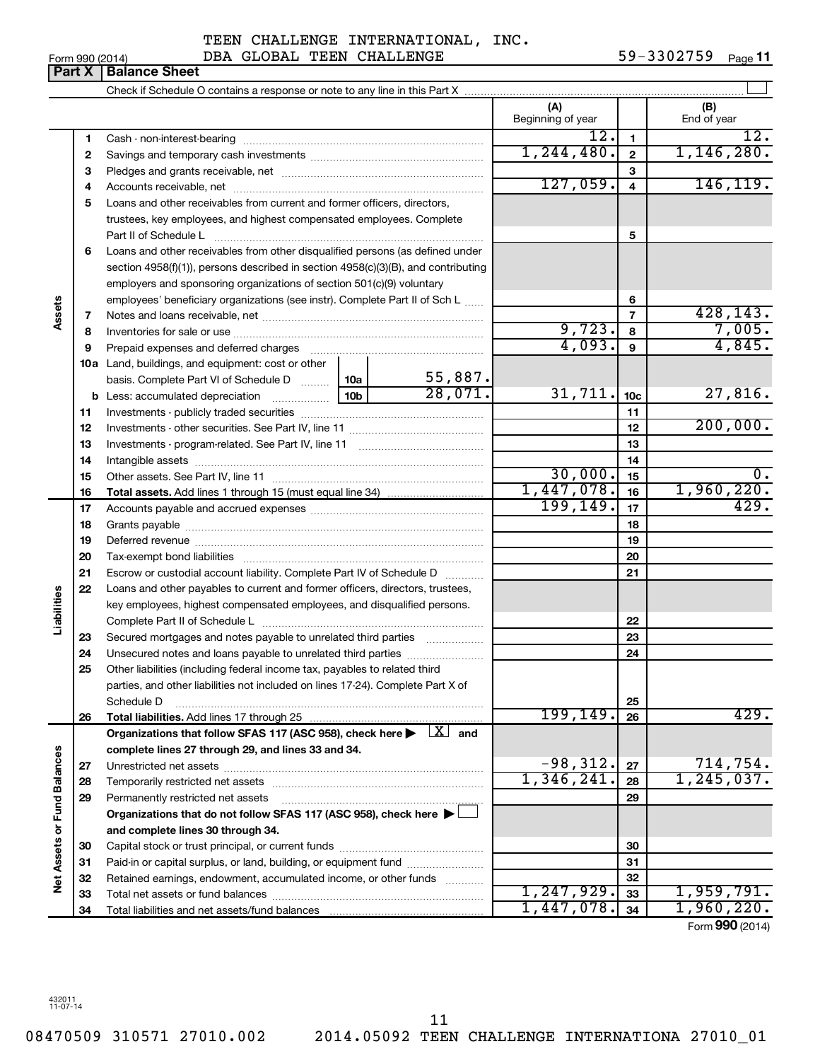TEEN CHALLENGE INTERNATIONAL, INC.
DBA GLOBAL TEEN CHALLENGE

Form 990 (2014) 59-3302759 Page 11

**Part X | Balance Sheet**

Check if Schedule O contains a response or note to any line in this Part X

| | | | | (A) Beginning of year | | (B) End of year |
|---|---|---|---|---|---|---|
| Assets | 1 | Cash - non-interest-bearing | | 12. | 1 | 12. |
| | 2 | Savings and temporary cash investments | | 1,244,480. | 2 | 1,146,280. |
| | 3 | Pledges and grants receivable, net | | | 3 | |
| | 4 | Accounts receivable, net | | 127,059. | 4 | 146,119. |
| | 5 | Loans and other receivables from current and former officers, directors, trustees, key employees, and highest compensated employees. Complete Part II of Schedule L | | | 5 | |
| | 6 | Loans and other receivables from other disqualified persons (as defined under section 4958(f)(1)), persons described in section 4958(c)(3)(B), and contributing employers and sponsoring organizations of section 501(c)(9) voluntary employees' beneficiary organizations (see instr). Complete Part II of Sch L | | | 6 | |
| | 7 | Notes and loans receivable, net | | | 7 | 428,143. |
| | 8 | Inventories for sale or use | | 9,723. | 8 | 7,005. |
| | 9 | Prepaid expenses and deferred charges | | 4,093. | 9 | 4,845. |
| | 10a | Land, buildings, and equipment: cost or other basis. Complete Part VI of Schedule D | 10a 55,887. | | | |
| | b | Less: accumulated depreciation | 10b 28,071. | 31,711. | 10c | 27,816. |
| | 11 | Investments - publicly traded securities | | | 11 | |
| | 12 | Investments - other securities. See Part IV, line 11 | | | 12 | 200,000. |
| | 13 | Investments - program-related. See Part IV, line 11 | | | 13 | |
| | 14 | Intangible assets | | | 14 | |
| | 15 | Other assets. See Part IV, line 11 | | 30,000. | 15 | 0. |
| | 16 | **Total assets.** Add lines 1 through 15 (must equal line 34) | | 1,447,078. | 16 | 1,960,220. |
| Liabilities | 17 | Accounts payable and accrued expenses | | 199,149. | 17 | 429. |
| | 18 | Grants payable | | | 18 | |
| | 19 | Deferred revenue | | | 19 | |
| | 20 | Tax-exempt bond liabilities | | | 20 | |
| | 21 | Escrow or custodial account liability. Complete Part IV of Schedule D | | | 21 | |
| | 22 | Loans and other payables to current and former officers, directors, trustees, key employees, highest compensated employees, and disqualified persons. Complete Part II of Schedule L | | | 22 | |
| | 23 | Secured mortgages and notes payable to unrelated third parties | | | 23 | |
| | 24 | Unsecured notes and loans payable to unrelated third parties | | | 24 | |
| | 25 | Other liabilities (including federal income tax, payables to related third parties, and other liabilities not included on lines 17-24). Complete Part X of Schedule D | | | 25 | |
| | 26 | **Total liabilities.** Add lines 17 through 25 | | 199,149. | 26 | 429. |
| Net Assets or Fund Balances | | **Organizations that follow SFAS 117 (ASC 958), check here ▶ [X] and complete lines 27 through 29, and lines 33 and 34.** | | | | |
| | 27 | Unrestricted net assets | | -98,312. | 27 | 714,754. |
| | 28 | Temporarily restricted net assets | | 1,346,241. | 28 | 1,245,037. |
| | 29 | Permanently restricted net assets | | | 29 | |
| | | **Organizations that do not follow SFAS 117 (ASC 958), check here ▶ [ ] and complete lines 30 through 34.** | | | | |
| | 30 | Capital stock or trust principal, or current funds | | | 30 | |
| | 31 | Paid-in or capital surplus, or land, building, or equipment fund | | | 31 | |
| | 32 | Retained earnings, endowment, accumulated income, or other funds | | | 32 | |
| | 33 | Total net assets or fund balances | | 1,247,929. | 33 | 1,959,791. |
| | 34 | Total liabilities and net assets/fund balances | | 1,447,078. | 34 | 1,960,220. |

Form **990** (2014)

432011 11-07-14

08470509 310571 27010.002 2014.05092 TEEN CHALLENGE INTERNATIONA 27010_01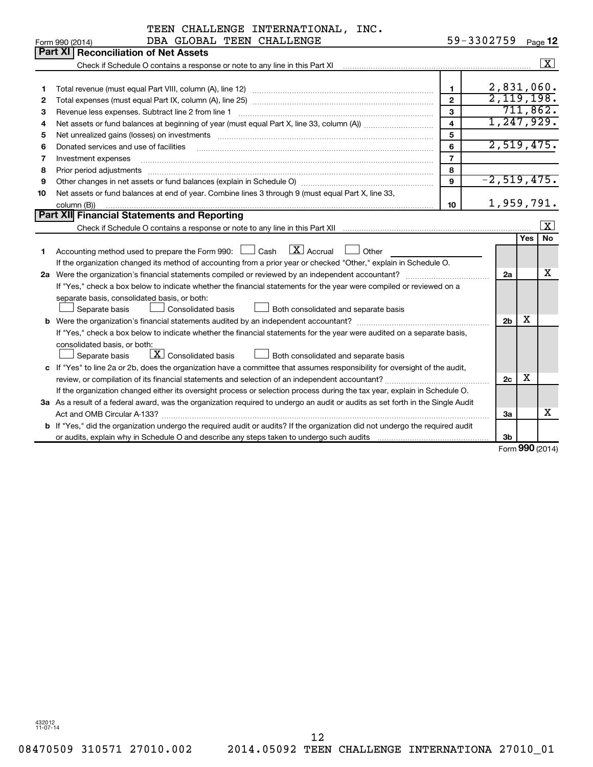TEEN CHALLENGE INTERNATIONAL, INC.
DBA GLOBAL TEEN CHALLENGE

Form 990 (2014) 59-3302759 Page 12

## Part XI Reconciliation of Net Assets

Check if Schedule O contains a response or note to any line in this Part XI [X]

| | | | |
|---|---|---|---|
| 1 | Total revenue (must equal Part VIII, column (A), line 12) | 1 | 2,831,060. |
| 2 | Total expenses (must equal Part IX, column (A), line 25) | 2 | 2,119,198. |
| 3 | Revenue less expenses. Subtract line 2 from line 1 | 3 | 711,862. |
| 4 | Net assets or fund balances at beginning of year (must equal Part X, line 33, column (A)) | 4 | 1,247,929. |
| 5 | Net unrealized gains (losses) on investments | 5 | |
| 6 | Donated services and use of facilities | 6 | 2,519,475. |
| 7 | Investment expenses | 7 | |
| 8 | Prior period adjustments | 8 | |
| 9 | Other changes in net assets or fund balances (explain in Schedule O) | 9 | -2,519,475. |
| 10 | Net assets or fund balances at end of year. Combine lines 3 through 9 (must equal Part X, line 33, column (B)) | 10 | 1,959,791. |

## Part XII Financial Statements and Reporting

Check if Schedule O contains a response or note to any line in this Part XII [X]

| | | | Yes | No |
|---|---|---|---|---|
| 1 | Accounting method used to prepare the Form 990: [ ] Cash [X] Accrual [ ] Other ______ If the organization changed its method of accounting from a prior year or checked "Other," explain in Schedule O. | | | |
| 2a | Were the organization's financial statements compiled or reviewed by an independent accountant? If "Yes," check a box below to indicate whether the financial statements for the year were compiled or reviewed on a separate basis, consolidated basis, or both: [ ] Separate basis [ ] Consolidated basis [ ] Both consolidated and separate basis | 2a | | X |
| b | Were the organization's financial statements audited by an independent accountant? If "Yes," check a box below to indicate whether the financial statements for the year were audited on a separate basis, consolidated basis, or both: [ ] Separate basis [X] Consolidated basis [ ] Both consolidated and separate basis | 2b | X | |
| c | If "Yes" to line 2a or 2b, does the organization have a committee that assumes responsibility for oversight of the audit, review, or compilation of its financial statements and selection of an independent accountant? If the organization changed either its oversight process or selection process during the tax year, explain in Schedule O. | 2c | X | |
| 3a | As a result of a federal award, was the organization required to undergo an audit or audits as set forth in the Single Audit Act and OMB Circular A-133? | 3a | | X |
| b | If "Yes," did the organization undergo the required audit or audits? If the organization did not undergo the required audit or audits, explain why in Schedule O and describe any steps taken to undergo such audits | 3b | | |

Form 990 (2014)

432012 11-07-14

08470509 310571 27010.002 2014.05092 TEEN CHALLENGE INTERNATIONA 27010_01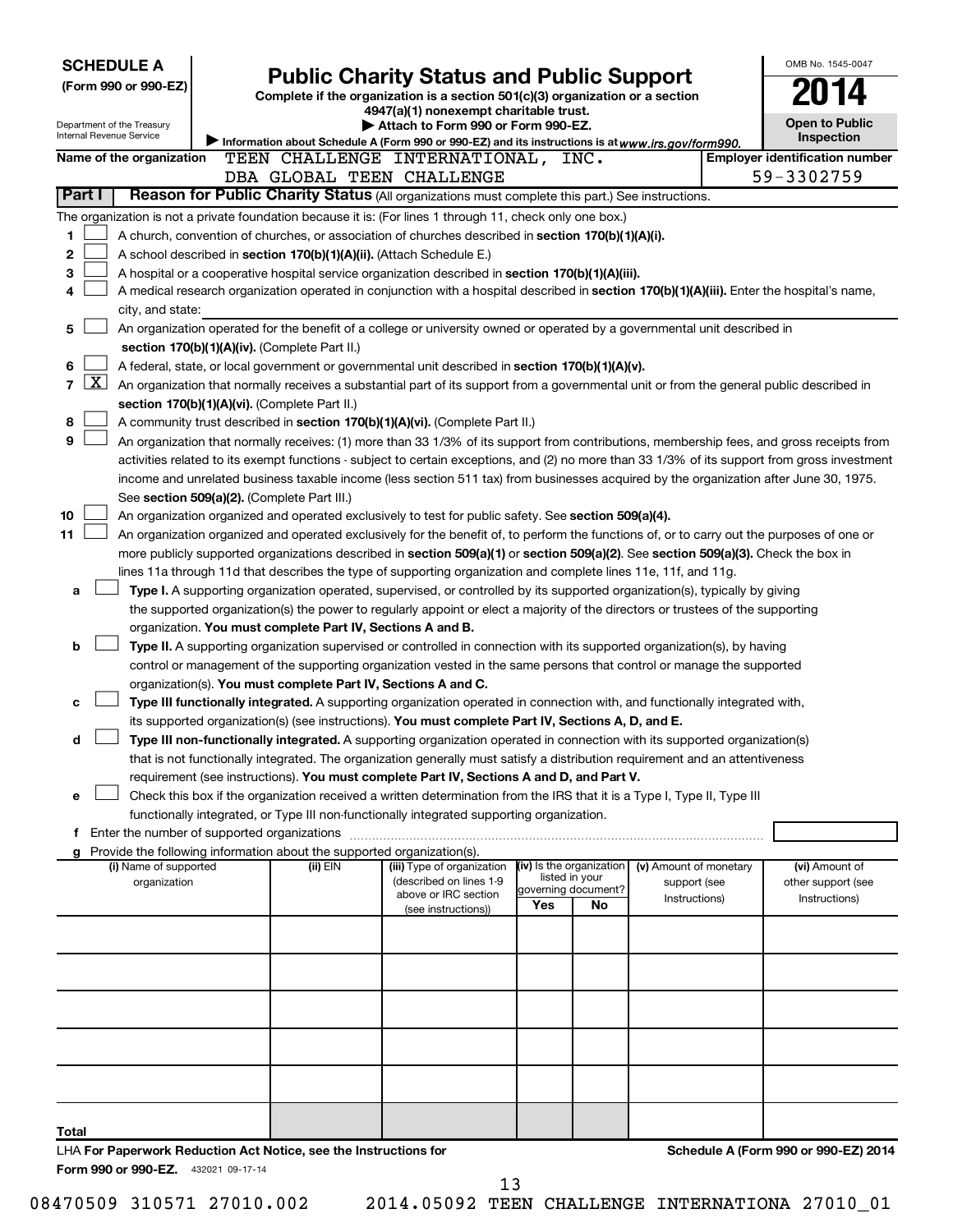**SCHEDULE A**
**(Form 990 or 990-EZ)**

Department of the Treasury
Internal Revenue Service

# Public Charity Status and Public Support

**Complete if the organization is a section 501(c)(3) organization or a section 4947(a)(1) nonexempt charitable trust.**
**▶ Attach to Form 990 or Form 990-EZ.**
▶ Information about Schedule A (Form 990 or 990-EZ) and its instructions is at *www.irs.gov/form990.*

OMB No. 1545-0047
**2014**
**Open to Public Inspection**

**Name of the organization** TEEN CHALLENGE INTERNATIONAL, INC.
DBA GLOBAL TEEN CHALLENGE

**Employer identification number** 59-3302759

**Part I — Reason for Public Charity Status** (All organizations must complete this part.) See instructions.

The organization is not a private foundation because it is: (For lines 1 through 11, check only one box.)

1 [ ] A church, convention of churches, or association of churches described in **section 170(b)(1)(A)(i).**
2 [ ] A school described in **section 170(b)(1)(A)(ii).** (Attach Schedule E.)
3 [ ] A hospital or a cooperative hospital service organization described in **section 170(b)(1)(A)(iii).**
4 [ ] A medical research organization operated in conjunction with a hospital described in **section 170(b)(1)(A)(iii).** Enter the hospital's name, city, and state:
5 [ ] An organization operated for the benefit of a college or university owned or operated by a governmental unit described in **section 170(b)(1)(A)(iv).** (Complete Part II.)
6 [ ] A federal, state, or local government or governmental unit described in **section 170(b)(1)(A)(v).**
7 [X] An organization that normally receives a substantial part of its support from a governmental unit or from the general public described in **section 170(b)(1)(A)(vi).** (Complete Part II.)
8 [ ] A community trust described in **section 170(b)(1)(A)(vi).** (Complete Part II.)
9 [ ] An organization that normally receives: (1) more than 33 1/3% of its support from contributions, membership fees, and gross receipts from activities related to its exempt functions - subject to certain exceptions, and (2) no more than 33 1/3% of its support from gross investment income and unrelated business taxable income (less section 511 tax) from businesses acquired by the organization after June 30, 1975. See **section 509(a)(2).** (Complete Part III.)
10 [ ] An organization organized and operated exclusively to test for public safety. See **section 509(a)(4).**
11 [ ] An organization organized and operated exclusively for the benefit of, to perform the functions of, or to carry out the purposes of one or more publicly supported organizations described in **section 509(a)(1)** or **section 509(a)(2)**. See **section 509(a)(3).** Check the box in lines 11a through 11d that describes the type of supporting organization and complete lines 11e, 11f, and 11g.

a [ ] **Type I.** A supporting organization operated, supervised, or controlled by its supported organization(s), typically by giving the supported organization(s) the power to regularly appoint or elect a majority of the directors or trustees of the supporting organization. **You must complete Part IV, Sections A and B.**
b [ ] **Type II.** A supporting organization supervised or controlled in connection with its supported organization(s), by having control or management of the supporting organization vested in the same persons that control or manage the supported organization(s). **You must complete Part IV, Sections A and C.**
c [ ] **Type III functionally integrated.** A supporting organization operated in connection with, and functionally integrated with, its supported organization(s) (see instructions). **You must complete Part IV, Sections A, D, and E.**
d [ ] **Type III non-functionally integrated.** A supporting organization operated in connection with its supported organization(s) that is not functionally integrated. The organization generally must satisfy a distribution requirement and an attentiveness requirement (see instructions). **You must complete Part IV, Sections A and D, and Part V.**
e [ ] Check this box if the organization received a written determination from the IRS that it is a Type I, Type II, Type III functionally integrated, or Type III non-functionally integrated supporting organization.
f Enter the number of supported organizations
g Provide the following information about the supported organization(s).

| (i) Name of supported organization | (ii) EIN | (iii) Type of organization (described on lines 1-9 above or IRC section (see instructions)) | (iv) Is the organization listed in your governing document? Yes | No | (v) Amount of monetary support (see Instructions) | (vi) Amount of other support (see Instructions) |
|---|---|---|---|---|---|---|
| | | | | | | |
| | | | | | | |
| | | | | | | |
| | | | | | | |
| | | | | | | |
| **Total** | | | | | | |

LHA **For Paperwork Reduction Act Notice, see the Instructions for Form 990 or 990-EZ.** 432021 09-17-14

**Schedule A (Form 990 or 990-EZ) 2014**

08470509 310571 27010.002 2014.05092 TEEN CHALLENGE INTERNATIONA 27010_01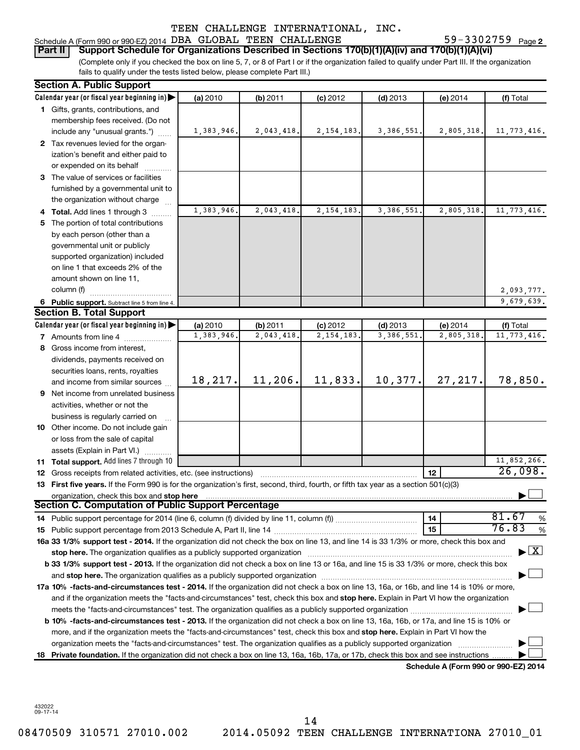TEEN CHALLENGE INTERNATIONAL, INC.

Schedule A (Form 990 or 990-EZ) 2014 DBA GLOBAL TEEN CHALLENGE 59-3302759 Page **2**

**Part II** **Support Schedule for Organizations Described in Sections 170(b)(1)(A)(iv) and 170(b)(1)(A)(vi)**

(Complete only if you checked the box on line 5, 7, or 8 of Part I or if the organization failed to qualify under Part III. If the organization fails to qualify under the tests listed below, please complete Part III.)

**Section A. Public Support**

| Calendar year (or fiscal year beginning in) ▶ | (a) 2010 | (b) 2011 | (c) 2012 | (d) 2013 | (e) 2014 | (f) Total |
|---|---|---|---|---|---|---|
| **1** Gifts, grants, contributions, and membership fees received. (Do not include any "unusual grants.") | 1,383,946. | 2,043,418. | 2,154,183. | 3,386,551. | 2,805,318. | 11,773,416. |
| **2** Tax revenues levied for the organization's benefit and either paid to or expended on its behalf | | | | | | |
| **3** The value of services or facilities furnished by a governmental unit to the organization without charge | | | | | | |
| **4 Total.** Add lines 1 through 3 | 1,383,946. | 2,043,418. | 2,154,183. | 3,386,551. | 2,805,318. | 11,773,416. |
| **5** The portion of total contributions by each person (other than a governmental unit or publicly supported organization) included on line 1 that exceeds 2% of the amount shown on line 11, column (f) | | | | | | 2,093,777. |
| **6 Public support.** Subtract line 5 from line 4. | | | | | | 9,679,639. |

**Section B. Total Support**

| Calendar year (or fiscal year beginning in) ▶ | (a) 2010 | (b) 2011 | (c) 2012 | (d) 2013 | (e) 2014 | (f) Total |
|---|---|---|---|---|---|---|
| **7** Amounts from line 4 | 1,383,946. | 2,043,418. | 2,154,183. | 3,386,551. | 2,805,318. | 11,773,416. |
| **8** Gross income from interest, dividends, payments received on securities loans, rents, royalties and income from similar sources | 18,217. | 11,206. | 11,833. | 10,377. | 27,217. | 78,850. |
| **9** Net income from unrelated business activities, whether or not the business is regularly carried on | | | | | | |
| **10** Other income. Do not include gain or loss from the sale of capital assets (Explain in Part VI.) | | | | | | |
| **11 Total support.** Add lines 7 through 10 | | | | | | 11,852,266. |

**12** Gross receipts from related activities, etc. (see instructions) ..... **12** 26,098.

**13 First five years.** If the Form 990 is for the organization's first, second, third, fourth, or fifth tax year as a section 501(c)(3) organization, check this box and **stop here** ..... ☐

**Section C. Computation of Public Support Percentage**

**14** Public support percentage for 2014 (line 6, column (f) divided by line 11, column (f)) ..... **14** 81.67 %

**15** Public support percentage from 2013 Schedule A, Part II, line 14 ..... **15** 76.83 %

**16a 33 1/3% support test - 2014.** If the organization did not check the box on line 13, and line 14 is 33 1/3% or more, check this box and **stop here.** The organization qualifies as a publicly supported organization ..... ☒

**b 33 1/3% support test - 2013.** If the organization did not check a box on line 13 or 16a, and line 15 is 33 1/3% or more, check this box and **stop here.** The organization qualifies as a publicly supported organization ..... ☐

**17a 10% -facts-and-circumstances test - 2014.** If the organization did not check a box on line 13, 16a, or 16b, and line 14 is 10% or more, and if the organization meets the "facts-and-circumstances" test, check this box and **stop here.** Explain in Part VI how the organization meets the "facts-and-circumstances" test. The organization qualifies as a publicly supported organization ..... ☐

**b 10% -facts-and-circumstances test - 2013.** If the organization did not check a box on line 13, 16a, 16b, or 17a, and line 15 is 10% or more, and if the organization meets the "facts-and-circumstances" test, check this box and **stop here.** Explain in Part VI how the organization meets the "facts-and-circumstances" test. The organization qualifies as a publicly supported organization ..... ☐

**18 Private foundation.** If the organization did not check a box on line 13, 16a, 16b, 17a, or 17b, check this box and see instructions ..... ☐

**Schedule A (Form 990 or 990-EZ) 2014**

432022
09-17-14

08470509 310571 27010.002 2014.05092 TEEN CHALLENGE INTERNATIONA 27010_01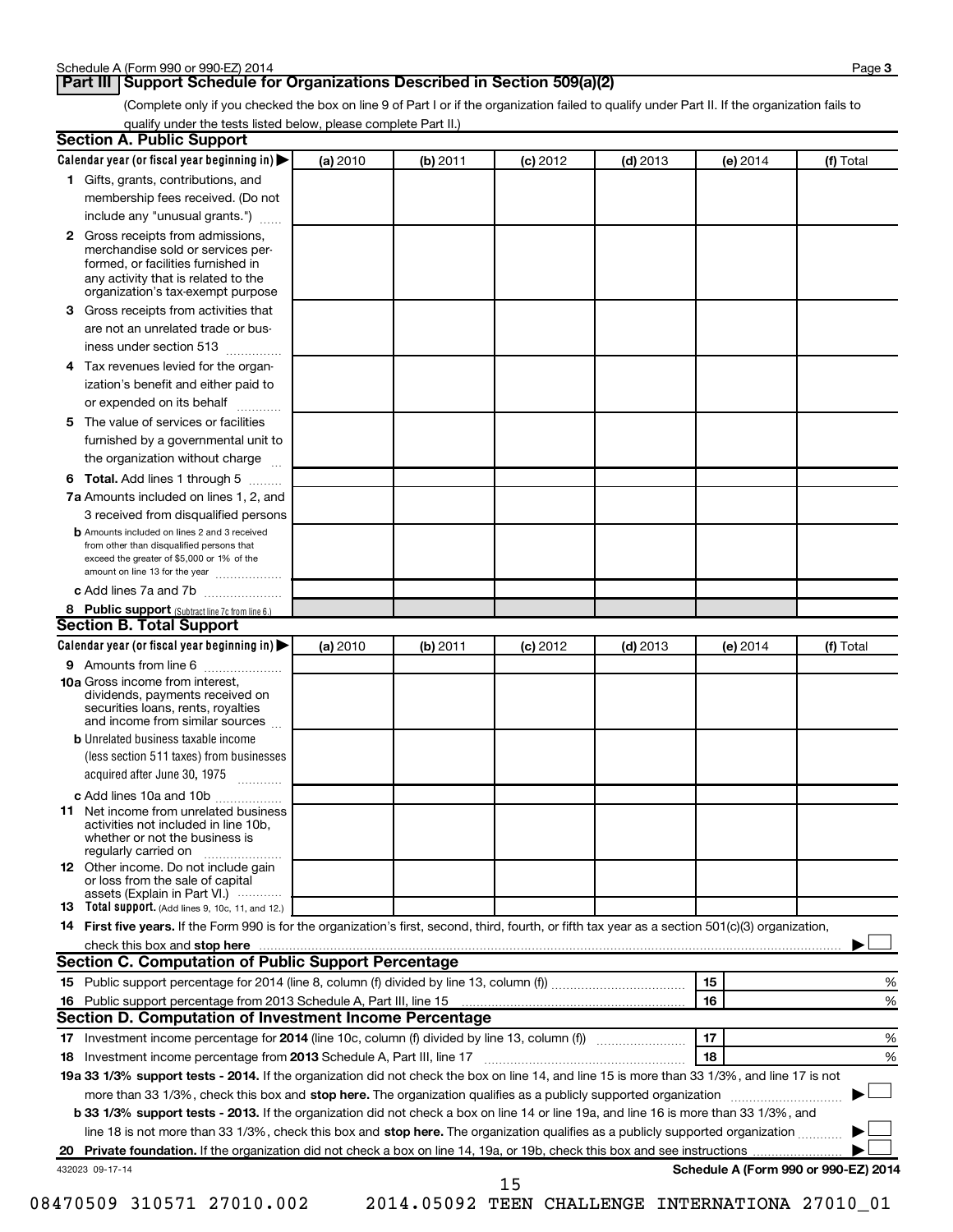## Part III Support Schedule for Organizations Described in Section 509(a)(2)

(Complete only if you checked the box on line 9 of Part I or if the organization failed to qualify under Part II. If the organization fails to qualify under the tests listed below, please complete Part II.)

### Section A. Public Support

| Calendar year (or fiscal year beginning in) ▶ | (a) 2010 | (b) 2011 | (c) 2012 | (d) 2013 | (e) 2014 | (f) Total |
|---|---|---|---|---|---|---|
| **1** Gifts, grants, contributions, and membership fees received. (Do not include any "unusual grants.") | | | | | | |
| **2** Gross receipts from admissions, merchandise sold or services performed, or facilities furnished in any activity that is related to the organization's tax-exempt purpose | | | | | | |
| **3** Gross receipts from activities that are not an unrelated trade or business under section 513 | | | | | | |
| **4** Tax revenues levied for the organization's benefit and either paid to or expended on its behalf | | | | | | |
| **5** The value of services or facilities furnished by a governmental unit to the organization without charge | | | | | | |
| **6 Total.** Add lines 1 through 5 | | | | | | |
| **7a** Amounts included on lines 1, 2, and 3 received from disqualified persons | | | | | | |
| **b** Amounts included on lines 2 and 3 received from other than disqualified persons that exceed the greater of $5,000 or 1% of the amount on line 13 for the year | | | | | | |
| **c** Add lines 7a and 7b | | | | | | |
| **8 Public support** (Subtract line 7c from line 6.) | | | | | | |

### Section B. Total Support

| Calendar year (or fiscal year beginning in) ▶ | (a) 2010 | (b) 2011 | (c) 2012 | (d) 2013 | (e) 2014 | (f) Total |
|---|---|---|---|---|---|---|
| **9** Amounts from line 6 | | | | | | |
| **10a** Gross income from interest, dividends, payments received on securities loans, rents, royalties and income from similar sources | | | | | | |
| **b** Unrelated business taxable income (less section 511 taxes) from businesses acquired after June 30, 1975 | | | | | | |
| **c** Add lines 10a and 10b | | | | | | |
| **11** Net income from unrelated business activities not included in line 10b, whether or not the business is regularly carried on | | | | | | |
| **12** Other income. Do not include gain or loss from the sale of capital assets (Explain in Part VI.) | | | | | | |
| **13 Total support.** (Add lines 9, 10c, 11, and 12.) | | | | | | |

**14 First five years.** If the Form 990 is for the organization's first, second, third, fourth, or fifth tax year as a section 501(c)(3) organization, check this box and **stop here** ▶ ☐

### Section C. Computation of Public Support Percentage

| | | |
|---|---|---|
| **15** Public support percentage for 2014 (line 8, column (f) divided by line 13, column (f)) | 15 | % |
| **16** Public support percentage from 2013 Schedule A, Part III, line 15 | 16 | % |

### Section D. Computation of Investment Income Percentage

| | | |
|---|---|---|
| **17** Investment income percentage for **2014** (line 10c, column (f) divided by line 13, column (f)) | 17 | % |
| **18** Investment income percentage from **2013** Schedule A, Part III, line 17 | 18 | % |

**19a 33 1/3% support tests - 2014.** If the organization did not check the box on line 14, and line 15 is more than 33 1/3%, and line 17 is not more than 33 1/3%, check this box and **stop here.** The organization qualifies as a publicly supported organization ▶ ☐

**b 33 1/3% support tests - 2013.** If the organization did not check a box on line 14 or line 19a, and line 16 is more than 33 1/3%, and line 18 is not more than 33 1/3%, check this box and **stop here.** The organization qualifies as a publicly supported organization ▶ ☐

**20 Private foundation.** If the organization did not check a box on line 14, 19a, or 19b, check this box and see instructions ▶ ☐

432023 09-17-14

**Schedule A (Form 990 or 990-EZ) 2014**

08470509 310571 27010.002 2014.05092 TEEN CHALLENGE INTERNATIONA 27010_01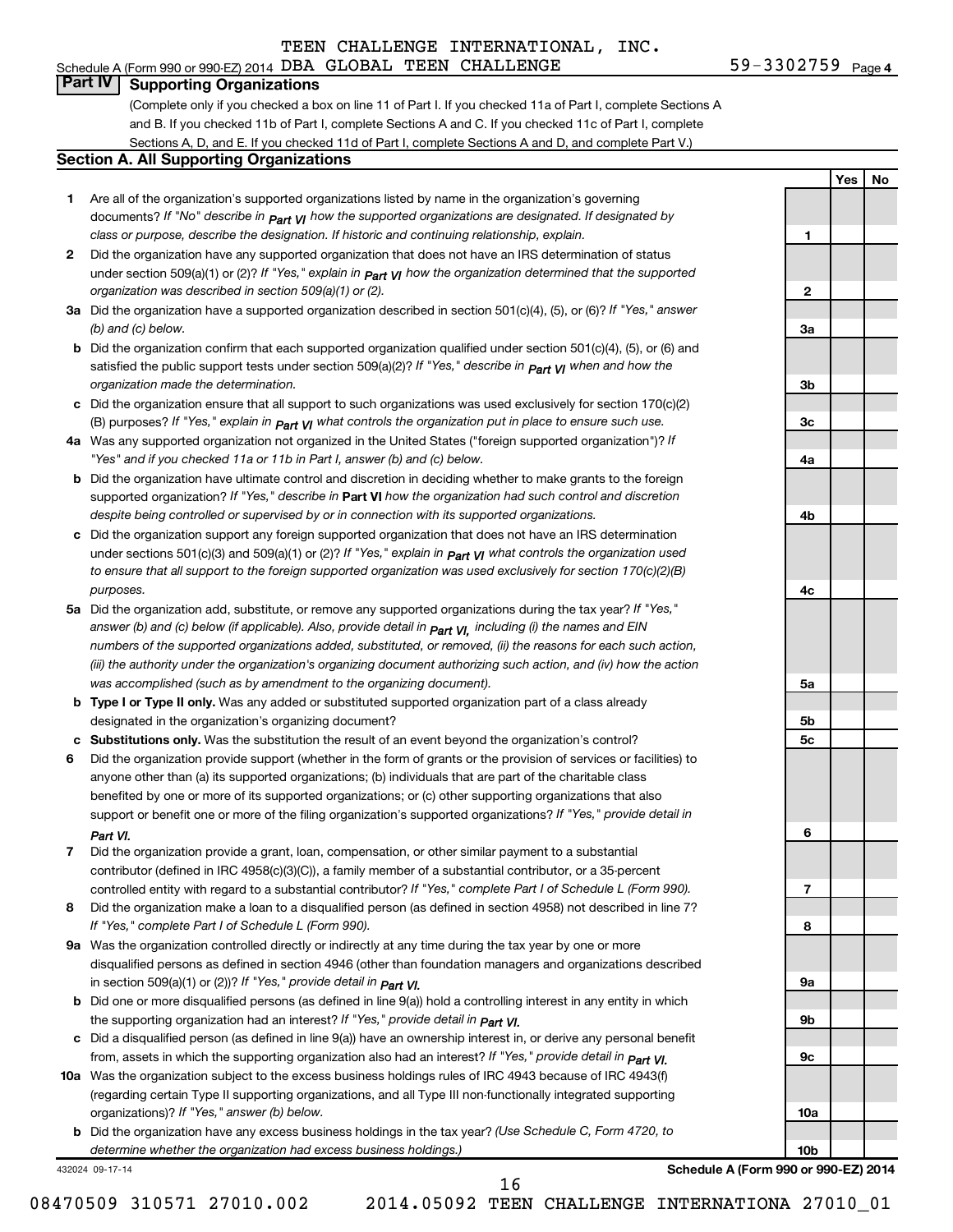TEEN CHALLENGE INTERNATIONAL, INC.
Schedule A (Form 990 or 990-EZ) 2014 DBA GLOBAL TEEN CHALLENGE 59-3302759 Page 4

## Part IV Supporting Organizations

(Complete only if you checked a box on line 11 of Part I. If you checked 11a of Part I, complete Sections A and B. If you checked 11b of Part I, complete Sections A and C. If you checked 11c of Part I, complete Sections A, D, and E. If you checked 11d of Part I, complete Sections A and D, and complete Part V.)

### Section A. All Supporting Organizations

| | | Line | Yes | No |
|---|---|---|---|---|
| **1** | Are all of the organization's supported organizations listed by name in the organization's governing documents? *If "No" describe in Part VI how the supported organizations are designated. If designated by class or purpose, describe the designation. If historic and continuing relationship, explain.* | 1 | | |
| **2** | Did the organization have any supported organization that does not have an IRS determination of status under section 509(a)(1) or (2)? *If "Yes," explain in Part VI how the organization determined that the supported organization was described in section 509(a)(1) or (2).* | 2 | | |
| **3a** | Did the organization have a supported organization described in section 501(c)(4), (5), or (6)? *If "Yes," answer (b) and (c) below.* | 3a | | |
| **b** | Did the organization confirm that each supported organization qualified under section 501(c)(4), (5), or (6) and satisfied the public support tests under section 509(a)(2)? *If "Yes," describe in Part VI when and how the organization made the determination.* | 3b | | |
| **c** | Did the organization ensure that all support to such organizations was used exclusively for section 170(c)(2)(B) purposes? *If "Yes," explain in Part VI what controls the organization put in place to ensure such use.* | 3c | | |
| **4a** | Was any supported organization not organized in the United States ("foreign supported organization")? *If "Yes" and if you checked 11a or 11b in Part I, answer (b) and (c) below.* | 4a | | |
| **b** | Did the organization have ultimate control and discretion in deciding whether to make grants to the foreign supported organization? *If "Yes," describe in* **Part VI** *how the organization had such control and discretion despite being controlled or supervised by or in connection with its supported organizations.* | 4b | | |
| **c** | Did the organization support any foreign supported organization that does not have an IRS determination under sections 501(c)(3) and 509(a)(1) or (2)? *If "Yes," explain in Part VI what controls the organization used to ensure that all support to the foreign supported organization was used exclusively for section 170(c)(2)(B) purposes.* | 4c | | |
| **5a** | Did the organization add, substitute, or remove any supported organizations during the tax year? *If "Yes," answer (b) and (c) below (if applicable). Also, provide detail in Part VI, including (i) the names and EIN numbers of the supported organizations added, substituted, or removed, (ii) the reasons for each such action, (iii) the authority under the organization's organizing document authorizing such action, and (iv) how the action was accomplished (such as by amendment to the organizing document).* | 5a | | |
| **b** | **Type I or Type II only.** Was any added or substituted supported organization part of a class already designated in the organization's organizing document? | 5b | | |
| **c** | **Substitutions only.** Was the substitution the result of an event beyond the organization's control? | 5c | | |
| **6** | Did the organization provide support (whether in the form of grants or the provision of services or facilities) to anyone other than (a) its supported organizations; (b) individuals that are part of the charitable class benefited by one or more of its supported organizations; or (c) other supporting organizations that also support or benefit one or more of the filing organization's supported organizations? *If "Yes," provide detail in Part VI.* | 6 | | |
| **7** | Did the organization provide a grant, loan, compensation, or other similar payment to a substantial contributor (defined in IRC 4958(c)(3)(C)), a family member of a substantial contributor, or a 35-percent controlled entity with regard to a substantial contributor? *If "Yes," complete Part I of Schedule L (Form 990).* | 7 | | |
| **8** | Did the organization make a loan to a disqualified person (as defined in section 4958) not described in line 7? *If "Yes," complete Part I of Schedule L (Form 990).* | 8 | | |
| **9a** | Was the organization controlled directly or indirectly at any time during the tax year by one or more disqualified persons as defined in section 4946 (other than foundation managers and organizations described in section 509(a)(1) or (2))? *If "Yes," provide detail in Part VI.* | 9a | | |
| **b** | Did one or more disqualified persons (as defined in line 9(a)) hold a controlling interest in any entity in which the supporting organization had an interest? *If "Yes," provide detail in Part VI.* | 9b | | |
| **c** | Did a disqualified person (as defined in line 9(a)) have an ownership interest in, or derive any personal benefit from, assets in which the supporting organization also had an interest? *If "Yes," provide detail in Part VI.* | 9c | | |
| **10a** | Was the organization subject to the excess business holdings rules of IRC 4943 because of IRC 4943(f) (regarding certain Type II supporting organizations, and all Type III non-functionally integrated supporting organizations)? *If "Yes," answer (b) below.* | 10a | | |
| **b** | Did the organization have any excess business holdings in the tax year? *(Use Schedule C, Form 4720, to determine whether the organization had excess business holdings.)* | 10b | | |

432024 09-17-14 **Schedule A (Form 990 or 990-EZ) 2014**

08470509 310571 27010.002 2014.05092 TEEN CHALLENGE INTERNATIONA 27010_01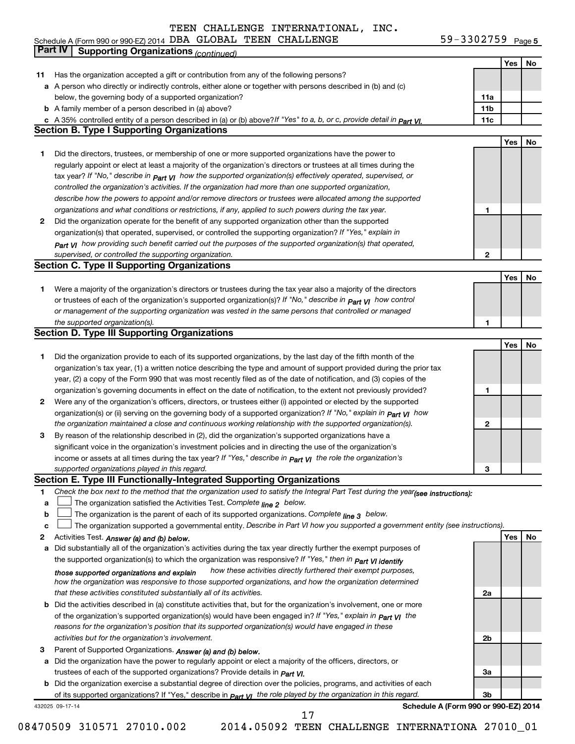TEEN CHALLENGE INTERNATIONAL, INC.

Schedule A (Form 990 or 990-EZ) 2014 DBA GLOBAL TEEN CHALLENGE 59-3302759 Page 5

## Part IV Supporting Organizations *(continued)*

| | | | Yes | No |
|---|---|---|---|---|
| 11 | Has the organization accepted a gift or contribution from any of the following persons? | | | |
| a | A person who directly or indirectly controls, either alone or together with persons described in (b) and (c) below, the governing body of a supported organization? | 11a | | |
| b | A family member of a person described in (a) above? | 11b | | |
| c | A 35% controlled entity of a person described in (a) or (b) above? *If "Yes" to a, b, or c, provide detail in Part VI.* | 11c | | |

### Section B. Type I Supporting Organizations

| | | | Yes | No |
|---|---|---|---|---|
| 1 | Did the directors, trustees, or membership of one or more supported organizations have the power to regularly appoint or elect at least a majority of the organization's directors or trustees at all times during the tax year? *If "No," describe in Part VI how the supported organization(s) effectively operated, supervised, or controlled the organization's activities. If the organization had more than one supported organization, describe how the powers to appoint and/or remove directors or trustees were allocated among the supported organizations and what conditions or restrictions, if any, applied to such powers during the tax year.* | 1 | | |
| 2 | Did the organization operate for the benefit of any supported organization other than the supported organization(s) that operated, supervised, or controlled the supporting organization? *If "Yes," explain in Part VI how providing such benefit carried out the purposes of the supported organization(s) that operated, supervised, or controlled the supporting organization.* | 2 | | |

### Section C. Type II Supporting Organizations

| | | | Yes | No |
|---|---|---|---|---|
| 1 | Were a majority of the organization's directors or trustees during the tax year also a majority of the directors or trustees of each of the organization's supported organization(s)? *If "No," describe in Part VI how control or management of the supporting organization was vested in the same persons that controlled or managed the supported organization(s).* | 1 | | |

### Section D. Type III Supporting Organizations

| | | | Yes | No |
|---|---|---|---|---|
| 1 | Did the organization provide to each of its supported organizations, by the last day of the fifth month of the organization's tax year, (1) a written notice describing the type and amount of support provided during the prior tax year, (2) a copy of the Form 990 that was most recently filed as of the date of notification, and (3) copies of the organization's governing documents in effect on the date of notification, to the extent not previously provided? | 1 | | |
| 2 | Were any of the organization's officers, directors, or trustees either (i) appointed or elected by the supported organization(s) or (ii) serving on the governing body of a supported organization? *If "No," explain in Part VI how the organization maintained a close and continuous working relationship with the supported organization(s).* | 2 | | |
| 3 | By reason of the relationship described in (2), did the organization's supported organizations have a significant voice in the organization's investment policies and in directing the use of the organization's income or assets at all times during the tax year? *If "Yes," describe in Part VI the role the organization's supported organizations played in this regard.* | 3 | | |

### Section E. Type III Functionally-Integrated Supporting Organizations

1 *Check the box next to the method that the organization used to satisfy the Integral Part Test during the year (see instructions):*

a ☐ The organization satisfied the Activities Test. *Complete line 2 below.*

b ☐ The organization is the parent of each of its supported organizations. *Complete line 3 below.*

c ☐ The organization supported a governmental entity. *Describe in Part VI how you supported a government entity (see instructions).*

| | | | Yes | No |
|---|---|---|---|---|
| 2 | Activities Test. *Answer (a) and (b) below.* | | | |
| a | Did substantially all of the organization's activities during the tax year directly further the exempt purposes of the supported organization(s) to which the organization was responsive? *If "Yes," then in Part VI identify those supported organizations and explain how these activities directly furthered their exempt purposes, how the organization was responsive to those supported organizations, and how the organization determined that these activities constituted substantially all of its activities.* | 2a | | |
| b | Did the activities described in (a) constitute activities that, but for the organization's involvement, one or more of the organization's supported organization(s) would have been engaged in? *If "Yes," explain in Part VI the reasons for the organization's position that its supported organization(s) would have engaged in these activities but for the organization's involvement.* | 2b | | |
| 3 | Parent of Supported Organizations. *Answer (a) and (b) below.* | | | |
| a | Did the organization have the power to regularly appoint or elect a majority of the officers, directors, or trustees of each of the supported organizations? Provide details in *Part VI.* | 3a | | |
| b | Did the organization exercise a substantial degree of direction over the policies, programs, and activities of each of its supported organizations? If "Yes," describe in *Part VI the role played by the organization in this regard.* | 3b | | |

432025 09-17-14 **Schedule A (Form 990 or 990-EZ) 2014**

08470509 310571 27010.002 2014.05092 TEEN CHALLENGE INTERNATIONA 27010_01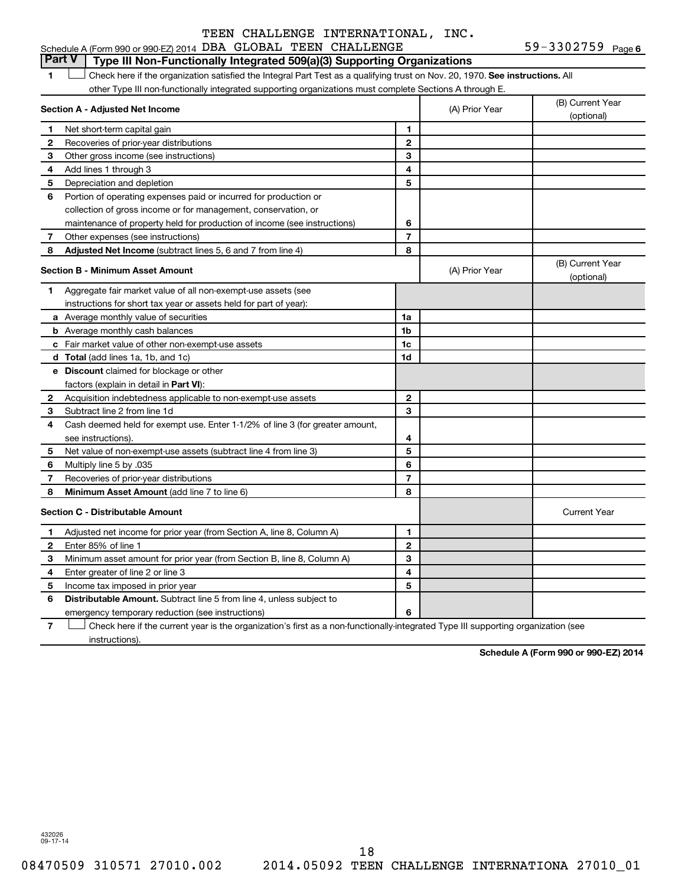TEEN CHALLENGE INTERNATIONAL, INC.

Schedule A (Form 990 or 990-EZ) 2014 DBA GLOBAL TEEN CHALLENGE 59-3302759 Page **6**

## Part V | Type III Non-Functionally Integrated 509(a)(3) Supporting Organizations

**1** ☐ Check here if the organization satisfied the Integral Part Test as a qualifying trust on Nov. 20, 1970. **See instructions.** All other Type III non-functionally integrated supporting organizations must complete Sections A through E.

| **Section A - Adjusted Net Income** | | (A) Prior Year | (B) Current Year (optional) |
|---|---|---|---|
| **1** Net short-term capital gain | 1 | | |
| **2** Recoveries of prior-year distributions | 2 | | |
| **3** Other gross income (see instructions) | 3 | | |
| **4** Add lines 1 through 3 | 4 | | |
| **5** Depreciation and depletion | 5 | | |
| **6** Portion of operating expenses paid or incurred for production or collection of gross income or for management, conservation, or maintenance of property held for production of income (see instructions) | 6 | | |
| **7** Other expenses (see instructions) | 7 | | |
| **8** **Adjusted Net Income** (subtract lines 5, 6 and 7 from line 4) | 8 | | |

| **Section B - Minimum Asset Amount** | | (A) Prior Year | (B) Current Year (optional) |
|---|---|---|---|
| **1** Aggregate fair market value of all non-exempt-use assets (see instructions for short tax year or assets held for part of year): | | | |
| **a** Average monthly value of securities | 1a | | |
| **b** Average monthly cash balances | 1b | | |
| **c** Fair market value of other non-exempt-use assets | 1c | | |
| **d** **Total** (add lines 1a, 1b, and 1c) | 1d | | |
| **e** **Discount** claimed for blockage or other factors (explain in detail in **Part VI**): | | | |
| **2** Acquisition indebtedness applicable to non-exempt-use assets | 2 | | |
| **3** Subtract line 2 from line 1d | 3 | | |
| **4** Cash deemed held for exempt use. Enter 1-1/2% of line 3 (for greater amount, see instructions). | 4 | | |
| **5** Net value of non-exempt-use assets (subtract line 4 from line 3) | 5 | | |
| **6** Multiply line 5 by .035 | 6 | | |
| **7** Recoveries of prior-year distributions | 7 | | |
| **8** **Minimum Asset Amount** (add line 7 to line 6) | 8 | | |

| **Section C - Distributable Amount** | | | Current Year |
|---|---|---|---|
| **1** Adjusted net income for prior year (from Section A, line 8, Column A) | 1 | | |
| **2** Enter 85% of line 1 | 2 | | |
| **3** Minimum asset amount for prior year (from Section B, line 8, Column A) | 3 | | |
| **4** Enter greater of line 2 or line 3 | 4 | | |
| **5** Income tax imposed in prior year | 5 | | |
| **6** **Distributable Amount.** Subtract line 5 from line 4, unless subject to emergency temporary reduction (see instructions) | 6 | | |

**7** ☐ Check here if the current year is the organization's first as a non-functionally-integrated Type III supporting organization (see instructions).

**Schedule A (Form 990 or 990-EZ) 2014**

432026
09-17-14

08470509 310571 27010.002 2014.05092 TEEN CHALLENGE INTERNATIONA 27010_01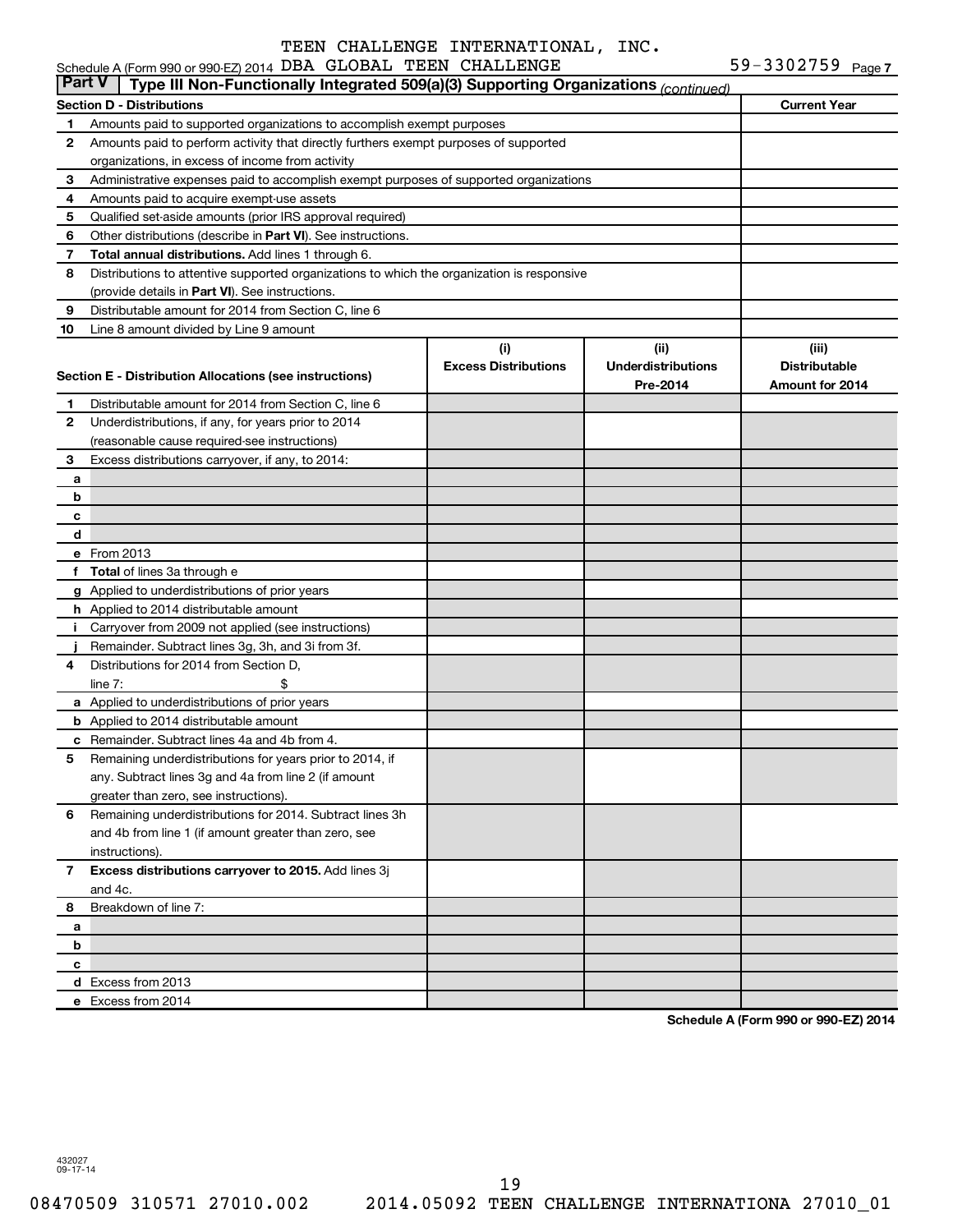TEEN CHALLENGE INTERNATIONAL, INC.

Schedule A (Form 990 or 990-EZ) 2014 DBA GLOBAL TEEN CHALLENGE 59-3302759 Page 7

**Part V | Type III Non-Functionally Integrated 509(a)(3) Supporting Organizations** *(continued)*

| Section D - Distributions | | Current Year |
|---|---|---|
| 1 | Amounts paid to supported organizations to accomplish exempt purposes | |
| 2 | Amounts paid to perform activity that directly furthers exempt purposes of supported organizations, in excess of income from activity | |
| 3 | Administrative expenses paid to accomplish exempt purposes of supported organizations | |
| 4 | Amounts paid to acquire exempt-use assets | |
| 5 | Qualified set-aside amounts (prior IRS approval required) | |
| 6 | Other distributions (describe in **Part VI**). See instructions. | |
| 7 | **Total annual distributions.** Add lines 1 through 6. | |
| 8 | Distributions to attentive supported organizations to which the organization is responsive (provide details in **Part VI**). See instructions. | |
| 9 | Distributable amount for 2014 from Section C, line 6 | |
| 10 | Line 8 amount divided by Line 9 amount | |

| Section E - Distribution Allocations (see instructions) | | (i) Excess Distributions | (ii) Underdistributions Pre-2014 | (iii) Distributable Amount for 2014 |
|---|---|---|---|---|
| 1 | Distributable amount for 2014 from Section C, line 6 | | | |
| 2 | Underdistributions, if any, for years prior to 2014 (reasonable cause required-see instructions) | | | |
| 3 | Excess distributions carryover, if any, to 2014: | | | |
| a | | | | |
| b | | | | |
| c | | | | |
| d | | | | |
| e | From 2013 | | | |
| f | **Total** of lines 3a through e | | | |
| g | Applied to underdistributions of prior years | | | |
| h | Applied to 2014 distributable amount | | | |
| i | Carryover from 2009 not applied (see instructions) | | | |
| j | Remainder. Subtract lines 3g, 3h, and 3i from 3f. | | | |
| 4 | Distributions for 2014 from Section D, line 7: $ | | | |
| a | Applied to underdistributions of prior years | | | |
| b | Applied to 2014 distributable amount | | | |
| c | Remainder. Subtract lines 4a and 4b from 4. | | | |
| 5 | Remaining underdistributions for years prior to 2014, if any. Subtract lines 3g and 4a from line 2 (if amount greater than zero, see instructions). | | | |
| 6 | Remaining underdistributions for 2014. Subtract lines 3h and 4b from line 1 (if amount greater than zero, see instructions). | | | |
| 7 | **Excess distributions carryover to 2015.** Add lines 3j and 4c. | | | |
| 8 | Breakdown of line 7: | | | |
| a | | | | |
| b | | | | |
| c | | | | |
| d | Excess from 2013 | | | |
| e | Excess from 2014 | | | |

**Schedule A (Form 990 or 990-EZ) 2014**

432027
09-17-14

08470509 310571 27010.002 2014.05092 TEEN CHALLENGE INTERNATIONA 27010_01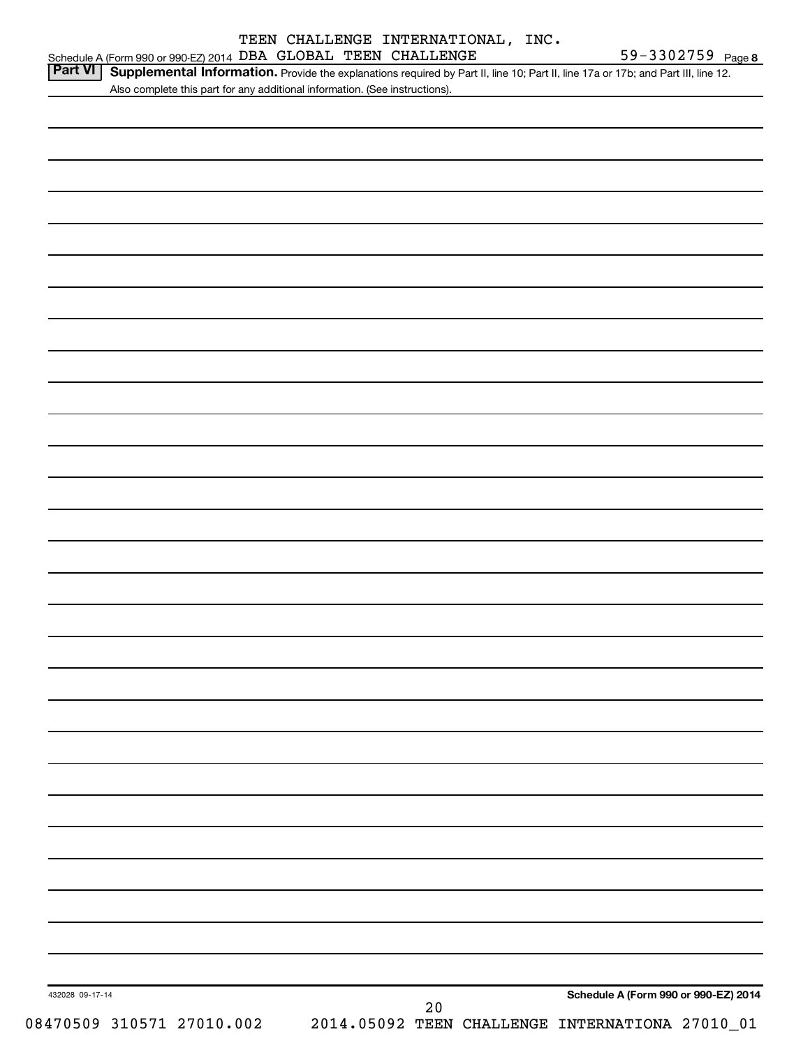TEEN CHALLENGE INTERNATIONAL, INC.

Schedule A (Form 990 or 990-EZ) 2014 DBA GLOBAL TEEN CHALLENGE 59-3302759 Page **8**

**Part VI** **Supplemental Information.** Provide the explanations required by Part II, line 10; Part II, line 17a or 17b; and Part III, line 12. Also complete this part for any additional information. (See instructions).

432028 09-17-14

**Schedule A (Form 990 or 990-EZ) 2014**

08470509 310571 27010.002 2014.05092 TEEN CHALLENGE INTERNATIONA 27010_01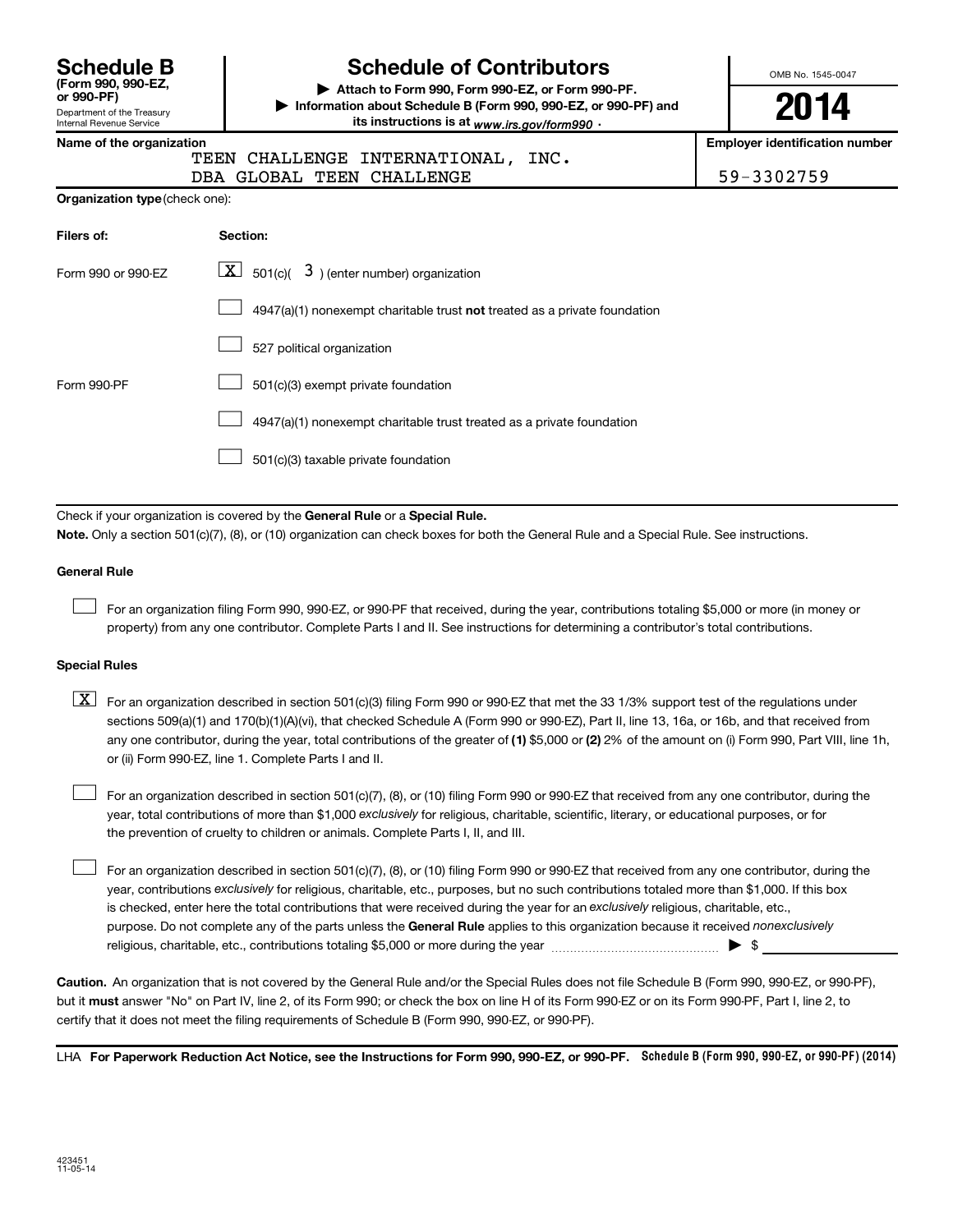**Schedule B**
**(Form 990, 990-EZ, or 990-PF)**
Department of the Treasury
Internal Revenue Service

# Schedule of Contributors

▶ **Attach to Form 990, Form 990-EZ, or Form 990-PF.**
▶ **Information about Schedule B (Form 990, 990-EZ, or 990-PF) and its instructions is at** *www.irs.gov/form990* .

OMB No. 1545-0047

**2014**

**Name of the organization**
TEEN CHALLENGE INTERNATIONAL, INC.
DBA GLOBAL TEEN CHALLENGE

**Employer identification number**
59-3302759

**Organization type** (check one):

| **Filers of:** | **Section:** |
|---|---|
| Form 990 or 990-EZ | [X] 501(c)( 3 ) (enter number) organization |
| | [ ] 4947(a)(1) nonexempt charitable trust **not** treated as a private foundation |
| | [ ] 527 political organization |
| Form 990-PF | [ ] 501(c)(3) exempt private foundation |
| | [ ] 4947(a)(1) nonexempt charitable trust treated as a private foundation |
| | [ ] 501(c)(3) taxable private foundation |

Check if your organization is covered by the **General Rule** or a **Special Rule.**

**Note.** Only a section 501(c)(7), (8), or (10) organization can check boxes for both the General Rule and a Special Rule. See instructions.

**General Rule**

[ ] For an organization filing Form 990, 990-EZ, or 990-PF that received, during the year, contributions totaling $5,000 or more (in money or property) from any one contributor. Complete Parts I and II. See instructions for determining a contributor's total contributions.

**Special Rules**

[X] For an organization described in section 501(c)(3) filing Form 990 or 990-EZ that met the 33 1/3% support test of the regulations under sections 509(a)(1) and 170(b)(1)(A)(vi), that checked Schedule A (Form 990 or 990-EZ), Part II, line 13, 16a, or 16b, and that received from any one contributor, during the year, total contributions of the greater of **(1)** $5,000 or **(2)** 2% of the amount on (i) Form 990, Part VIII, line 1h, or (ii) Form 990-EZ, line 1. Complete Parts I and II.

[ ] For an organization described in section 501(c)(7), (8), or (10) filing Form 990 or 990-EZ that received from any one contributor, during the year, total contributions of more than $1,000 *exclusively* for religious, charitable, scientific, literary, or educational purposes, or for the prevention of cruelty to children or animals. Complete Parts I, II, and III.

[ ] For an organization described in section 501(c)(7), (8), or (10) filing Form 990 or 990-EZ that received from any one contributor, during the year, contributions *exclusively* for religious, charitable, etc., purposes, but no such contributions totaled more than $1,000. If this box is checked, enter here the total contributions that were received during the year for an *exclusively* religious, charitable, etc., purpose. Do not complete any of the parts unless the **General Rule** applies to this organization because it received *nonexclusively* religious, charitable, etc., contributions totaling $5,000 or more during the year ▶ $ ____________

**Caution.** An organization that is not covered by the General Rule and/or the Special Rules does not file Schedule B (Form 990, 990-EZ, or 990-PF), but it **must** answer "No" on Part IV, line 2, of its Form 990; or check the box on line H of its Form 990-EZ or on its Form 990-PF, Part I, line 2, to certify that it does not meet the filing requirements of Schedule B (Form 990, 990-EZ, or 990-PF).

LHA **For Paperwork Reduction Act Notice, see the Instructions for Form 990, 990-EZ, or 990-PF.** **Schedule B (Form 990, 990-EZ, or 990-PF) (2014)**

423451
11-05-14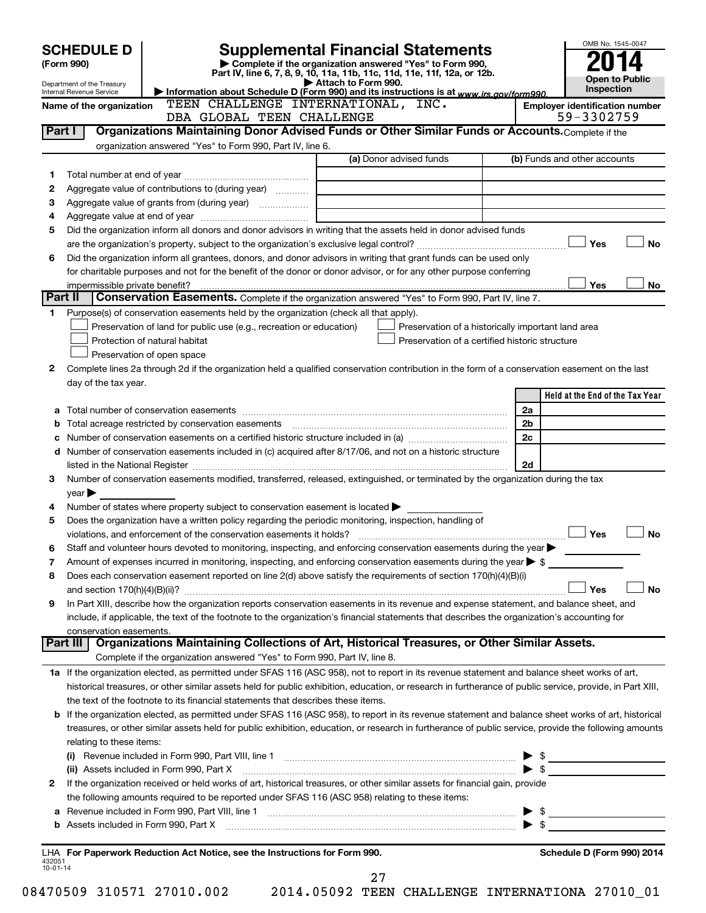# SCHEDULE D (Form 990)

Department of the Treasury
Internal Revenue Service

## Supplemental Financial Statements

▶ Complete if the organization answered "Yes" to Form 990, Part IV, line 6, 7, 8, 9, 10, 11a, 11b, 11c, 11d, 11e, 11f, 12a, or 12b.

▶ Attach to Form 990.

▶ Information about Schedule D (Form 990) and its instructions is at www.irs.gov/form990.

OMB No. 1545-0047

**2014**

**Open to Public Inspection**

**Name of the organization** TEEN CHALLENGE INTERNATIONAL, INC. DBA GLOBAL TEEN CHALLENGE

**Employer identification number** 59-3302759

### Part I Organizations Maintaining Donor Advised Funds or Other Similar Funds or Accounts. 

Complete if the organization answered "Yes" to Form 990, Part IV, line 6.

| | | (a) Donor advised funds | (b) Funds and other accounts |
|---|---|---|---|
| 1 | Total number at end of year | | |
| 2 | Aggregate value of contributions to (during year) | | |
| 3 | Aggregate value of grants from (during year) | | |
| 4 | Aggregate value at end of year | | |

5 Did the organization inform all donors and donor advisors in writing that the assets held in donor advised funds are the organization's property, subject to the organization's exclusive legal control? ☐ Yes ☐ No

6 Did the organization inform all grantees, donors, and donor advisors in writing that grant funds can be used only for charitable purposes and not for the benefit of the donor or donor advisor, or for any other purpose conferring impermissible private benefit? ☐ Yes ☐ No

### Part II Conservation Easements. 

Complete if the organization answered "Yes" to Form 990, Part IV, line 7.

1 Purpose(s) of conservation easements held by the organization (check all that apply).

- ☐ Preservation of land for public use (e.g., recreation or education)
- ☐ Protection of natural habitat
- ☐ Preservation of open space
- ☐ Preservation of a historically important land area
- ☐ Preservation of a certified historic structure

2 Complete lines 2a through 2d if the organization held a qualified conservation contribution in the form of a conservation easement on the last day of the tax year.

| | | | Held at the End of the Tax Year |
|---|---|---|---|
| a | Total number of conservation easements | 2a | |
| b | Total acreage restricted by conservation easements | 2b | |
| c | Number of conservation easements on a certified historic structure included in (a) | 2c | |
| d | Number of conservation easements included in (c) acquired after 8/17/06, and not on a historic structure listed in the National Register | 2d | |

3 Number of conservation easements modified, transferred, released, extinguished, or terminated by the organization during the tax year ▶

4 Number of states where property subject to conservation easement is located ▶

5 Does the organization have a written policy regarding the periodic monitoring, inspection, handling of violations, and enforcement of the conservation easements it holds? ☐ Yes ☐ No

6 Staff and volunteer hours devoted to monitoring, inspecting, and enforcing conservation easements during the year ▶

7 Amount of expenses incurred in monitoring, inspecting, and enforcing conservation easements during the year ▶ $

8 Does each conservation easement reported on line 2(d) above satisfy the requirements of section 170(h)(4)(B)(i) and section 170(h)(4)(B)(ii)? ☐ Yes ☐ No

9 In Part XIII, describe how the organization reports conservation easements in its revenue and expense statement, and balance sheet, and include, if applicable, the text of the footnote to the organization's financial statements that describes the organization's accounting for conservation easements.

### Part III Organizations Maintaining Collections of Art, Historical Treasures, or Other Similar Assets.

Complete if the organization answered "Yes" to Form 990, Part IV, line 8.

1a If the organization elected, as permitted under SFAS 116 (ASC 958), not to report in its revenue statement and balance sheet works of art, historical treasures, or other similar assets held for public exhibition, education, or research in furtherance of public service, provide, in Part XIII, the text of the footnote to its financial statements that describes these items.

b If the organization elected, as permitted under SFAS 116 (ASC 958), to report in its revenue statement and balance sheet works of art, historical treasures, or other similar assets held for public exhibition, education, or research in furtherance of public service, provide the following amounts relating to these items:

(i) Revenue included in Form 990, Part VIII, line 1 ▶ $

(ii) Assets included in Form 990, Part X ▶ $

2 If the organization received or held works of art, historical treasures, or other similar assets for financial gain, provide the following amounts required to be reported under SFAS 116 (ASC 958) relating to these items:

a Revenue included in Form 990, Part VIII, line 1 ▶ $

b Assets included in Form 990, Part X ▶ $

LHA **For Paperwork Reduction Act Notice, see the Instructions for Form 990.** **Schedule D (Form 990) 2014**

432051 10-01-14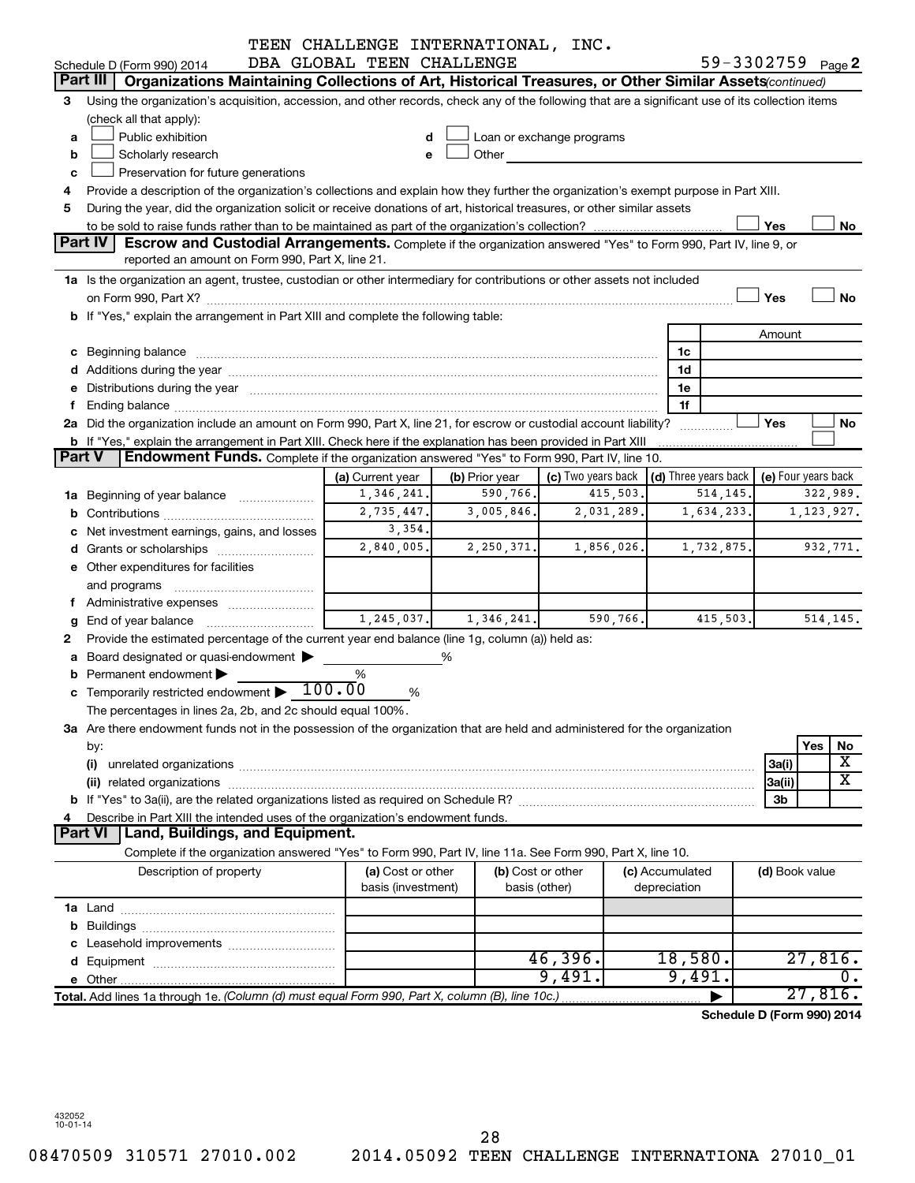TEEN CHALLENGE INTERNATIONAL, INC.
DBA GLOBAL TEEN CHALLENGE

Schedule D (Form 990) 2014 — 59-3302759 Page 2

## Part III Organizations Maintaining Collections of Art, Historical Treasures, or Other Similar Assets *(continued)*

3 Using the organization's acquisition, accession, and other records, check any of the following that are a significant use of its collection items (check all that apply):

- a ☐ Public exhibition
- b ☐ Scholarly research
- c ☐ Preservation for future generations
- d ☐ Loan or exchange programs
- e ☐ Other

4 Provide a description of the organization's collections and explain how they further the organization's exempt purpose in Part XIII.

5 During the year, did the organization solicit or receive donations of art, historical treasures, or other similar assets to be sold to raise funds rather than to be maintained as part of the organization's collection? ☐ Yes ☐ No

## Part IV Escrow and Custodial Arrangements.

Complete if the organization answered "Yes" to Form 990, Part IV, line 9, or reported an amount on Form 990, Part X, line 21.

1a Is the organization an agent, trustee, custodian or other intermediary for contributions or other assets not included on Form 990, Part X? ☐ Yes ☐ No

b If "Yes," explain the arrangement in Part XIII and complete the following table:

| | | Amount |
|---|---|---|
| c Beginning balance | 1c | |
| d Additions during the year | 1d | |
| e Distributions during the year | 1e | |
| f Ending balance | 1f | |

2a Did the organization include an amount on Form 990, Part X, line 21, for escrow or custodial account liability? ☐ Yes ☐ No

b If "Yes," explain the arrangement in Part XIII. Check here if the explanation has been provided in Part XIII ☐

## Part V Endowment Funds.

Complete if the organization answered "Yes" to Form 990, Part IV, line 10.

| | (a) Current year | (b) Prior year | (c) Two years back | (d) Three years back | (e) Four years back |
|---|---|---|---|---|---|
| 1a Beginning of year balance | 1,346,241. | 590,766. | 415,503. | 514,145. | 322,989. |
| b Contributions | 2,735,447. | 3,005,846. | 2,031,289. | 1,634,233. | 1,123,927. |
| c Net investment earnings, gains, and losses | 3,354. | | | | |
| d Grants or scholarships | 2,840,005. | 2,250,371. | 1,856,026. | 1,732,875. | 932,771. |
| e Other expenditures for facilities and programs | | | | | |
| f Administrative expenses | | | | | |
| g End of year balance | 1,245,037. | 1,346,241. | 590,766. | 415,503. | 514,145. |

2 Provide the estimated percentage of the current year end balance (line 1g, column (a)) held as:

- a Board designated or quasi-endowment ▶ _____ %
- b Permanent endowment ▶ _____ %
- c Temporarily restricted endowment ▶ 100.00 %

The percentages in lines 2a, 2b, and 2c should equal 100%.

3a Are there endowment funds not in the possession of the organization that are held and administered for the organization by:

| | | Yes | No |
|---|---|---|---|
| (i) unrelated organizations | 3a(i) | | X |
| (ii) related organizations | 3a(ii) | | X |
| b If "Yes" to 3a(ii), are the related organizations listed as required on Schedule R? | 3b | | |

4 Describe in Part XIII the intended uses of the organization's endowment funds.

## Part VI Land, Buildings, and Equipment.

Complete if the organization answered "Yes" to Form 990, Part IV, line 11a. See Form 990, Part X, line 10.

| Description of property | (a) Cost or other basis (investment) | (b) Cost or other basis (other) | (c) Accumulated depreciation | (d) Book value |
|---|---|---|---|---|
| 1a Land | | | | |
| b Buildings | | | | |
| c Leasehold improvements | | | | |
| d Equipment | | 46,396. | 18,580. | 27,816. |
| e Other | | 9,491. | 9,491. | 0. |
| **Total.** Add lines 1a through 1e. *(Column (d) must equal Form 990, Part X, column (B), line 10c.)* | | | ▶ | 27,816. |

Schedule D (Form 990) 2014

432052 10-01-14

08470509 310571 27010.002 2014.05092 TEEN CHALLENGE INTERNATIONA 27010_01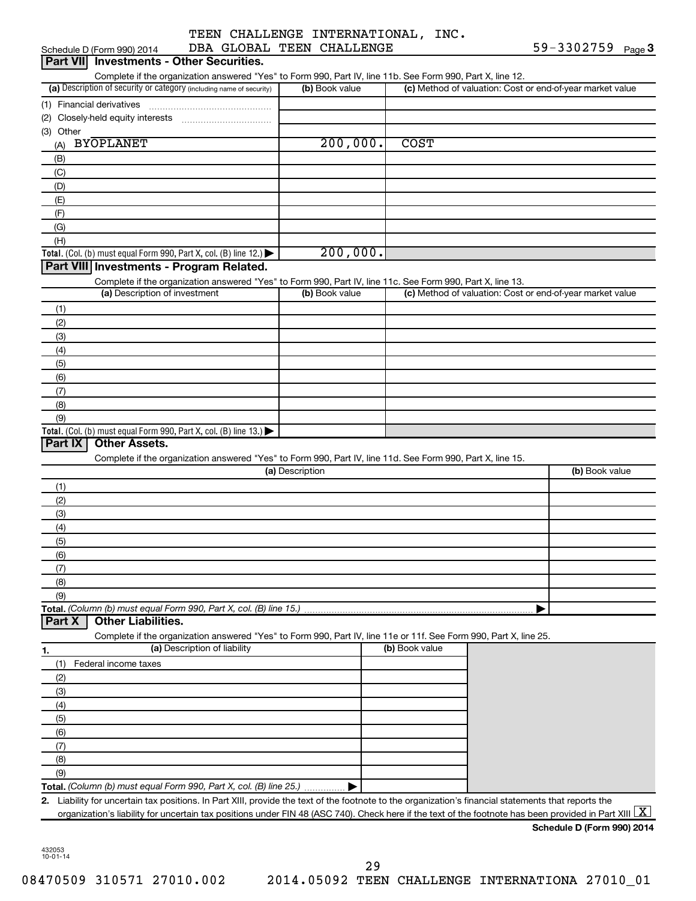TEEN CHALLENGE INTERNATIONAL, INC.
DBA GLOBAL TEEN CHALLENGE

Schedule D (Form 990) 2014 — 59-3302759 Page 3

## Part VII Investments - Other Securities.

Complete if the organization answered "Yes" to Form 990, Part IV, line 11b. See Form 990, Part X, line 12.

| (a) Description of security or category (including name of security) | (b) Book value | (c) Method of valuation: Cost or end-of-year market value |
|---|---|---|
| (1) Financial derivatives | | |
| (2) Closely-held equity interests | | |
| (3) Other | | |
| (A) BYOPLANET | 200,000. | COST |
| (B) | | |
| (C) | | |
| (D) | | |
| (E) | | |
| (F) | | |
| (G) | | |
| (H) | | |
| **Total.** (Col. (b) must equal Form 990, Part X, col. (B) line 12.) ▶ | 200,000. | |

## Part VIII Investments - Program Related.

Complete if the organization answered "Yes" to Form 990, Part IV, line 11c. See Form 990, Part X, line 13.

| (a) Description of investment | (b) Book value | (c) Method of valuation: Cost or end-of-year market value |
|---|---|---|
| (1) | | |
| (2) | | |
| (3) | | |
| (4) | | |
| (5) | | |
| (6) | | |
| (7) | | |
| (8) | | |
| (9) | | |
| **Total.** (Col. (b) must equal Form 990, Part X, col. (B) line 13.) ▶ | | |

## Part IX Other Assets.

Complete if the organization answered "Yes" to Form 990, Part IV, line 11d. See Form 990, Part X, line 15.

| (a) Description | (b) Book value |
|---|---|
| (1) | |
| (2) | |
| (3) | |
| (4) | |
| (5) | |
| (6) | |
| (7) | |
| (8) | |
| (9) | |
| **Total.** *(Column (b) must equal Form 990, Part X, col. (B) line 15.)* ▶ | |

## Part X Other Liabilities.

Complete if the organization answered "Yes" to Form 990, Part IV, line 11e or 11f. See Form 990, Part X, line 25.

| 1. (a) Description of liability | (b) Book value |
|---|---|
| (1) Federal income taxes | |
| (2) | |
| (3) | |
| (4) | |
| (5) | |
| (6) | |
| (7) | |
| (8) | |
| (9) | |
| **Total.** *(Column (b) must equal Form 990, Part X, col. (B) line 25.)* ▶ | |

**2.** Liability for uncertain tax positions. In Part XIII, provide the text of the footnote to the organization's financial statements that reports the organization's liability for uncertain tax positions under FIN 48 (ASC 740). Check here if the text of the footnote has been provided in Part XIII [X]

**Schedule D (Form 990) 2014**

432053 10-01-14

08470509 310571 27010.002 2014.05092 TEEN CHALLENGE INTERNATIONA 27010_01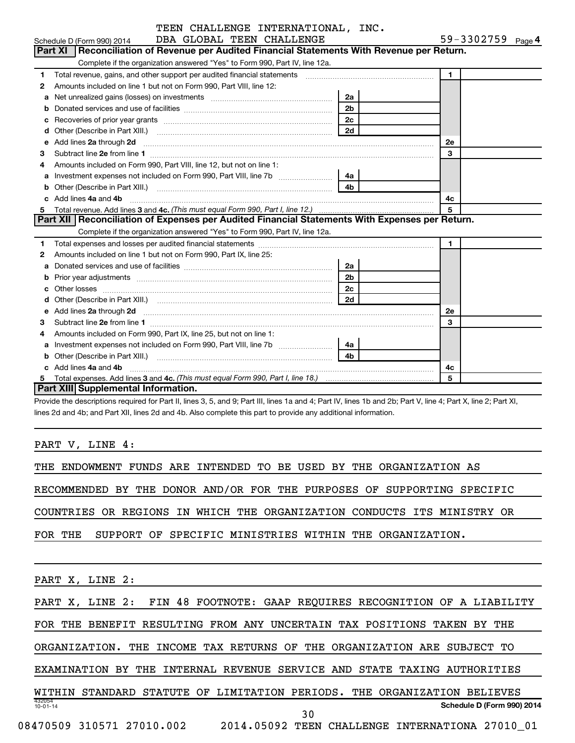TEEN CHALLENGE INTERNATIONAL, INC.

Schedule D (Form 990) 2014 DBA GLOBAL TEEN CHALLENGE 59-3302759 Page 4

## Part XI Reconciliation of Revenue per Audited Financial Statements With Revenue per Return.

Complete if the organization answered "Yes" to Form 990, Part IV, line 12a.

| | | | | | |
|---|---|---|---|---|---|
| 1 | Total revenue, gains, and other support per audited financial statements | | | 1 | |
| 2 | Amounts included on line 1 but not on Form 990, Part VIII, line 12: | | | | |
| a | Net unrealized gains (losses) on investments | 2a | | | |
| b | Donated services and use of facilities | 2b | | | |
| c | Recoveries of prior year grants | 2c | | | |
| d | Other (Describe in Part XIII.) | 2d | | | |
| e | Add lines **2a** through **2d** | | | 2e | |
| 3 | Subtract line **2e** from line **1** | | | 3 | |
| 4 | Amounts included on Form 990, Part VIII, line 12, but not on line 1: | | | | |
| a | Investment expenses not included on Form 990, Part VIII, line 7b | 4a | | | |
| b | Other (Describe in Part XIII.) | 4b | | | |
| c | Add lines **4a** and **4b** | | | 4c | |
| 5 | Total revenue. Add lines **3** and **4c.** *(This must equal Form 990, Part I, line 12.)* | | | 5 | |

## Part XII Reconciliation of Expenses per Audited Financial Statements With Expenses per Return.

Complete if the organization answered "Yes" to Form 990, Part IV, line 12a.

| | | | | | |
|---|---|---|---|---|---|
| 1 | Total expenses and losses per audited financial statements | | | 1 | |
| 2 | Amounts included on line 1 but not on Form 990, Part IX, line 25: | | | | |
| a | Donated services and use of facilities | 2a | | | |
| b | Prior year adjustments | 2b | | | |
| c | Other losses | 2c | | | |
| d | Other (Describe in Part XIII.) | 2d | | | |
| e | Add lines **2a** through **2d** | | | 2e | |
| 3 | Subtract line **2e** from line **1** | | | 3 | |
| 4 | Amounts included on Form 990, Part IX, line 25, but not on line 1: | | | | |
| a | Investment expenses not included on Form 990, Part VIII, line 7b | 4a | | | |
| b | Other (Describe in Part XIII.) | 4b | | | |
| c | Add lines **4a** and **4b** | | | 4c | |
| 5 | Total expenses. Add lines **3** and **4c.** *(This must equal Form 990, Part I, line 18.)* | | | 5 | |

## Part XIII Supplemental Information.

Provide the descriptions required for Part II, lines 3, 5, and 9; Part III, lines 1a and 4; Part IV, lines 1b and 2b; Part V, line 4; Part X, line 2; Part XI, lines 2d and 4b; and Part XII, lines 2d and 4b. Also complete this part to provide any additional information.

PART V, LINE 4:

THE ENDOWMENT FUNDS ARE INTENDED TO BE USED BY THE ORGANIZATION AS RECOMMENDED BY THE DONOR AND/OR FOR THE PURPOSES OF SUPPORTING SPECIFIC COUNTRIES OR REGIONS IN WHICH THE ORGANIZATION CONDUCTS ITS MINISTRY OR FOR THE SUPPORT OF SPECIFIC MINISTRIES WITHIN THE ORGANIZATION.

PART X, LINE 2:

PART X, LINE 2: FIN 48 FOOTNOTE: GAAP REQUIRES RECOGNITION OF A LIABILITY FOR THE BENEFIT RESULTING FROM ANY UNCERTAIN TAX POSITIONS TAKEN BY THE ORGANIZATION. THE INCOME TAX RETURNS OF THE ORGANIZATION ARE SUBJECT TO EXAMINATION BY THE INTERNAL REVENUE SERVICE AND STATE TAXING AUTHORITIES WITHIN STANDARD STATUTE OF LIMITATION PERIODS. THE ORGANIZATION BELIEVES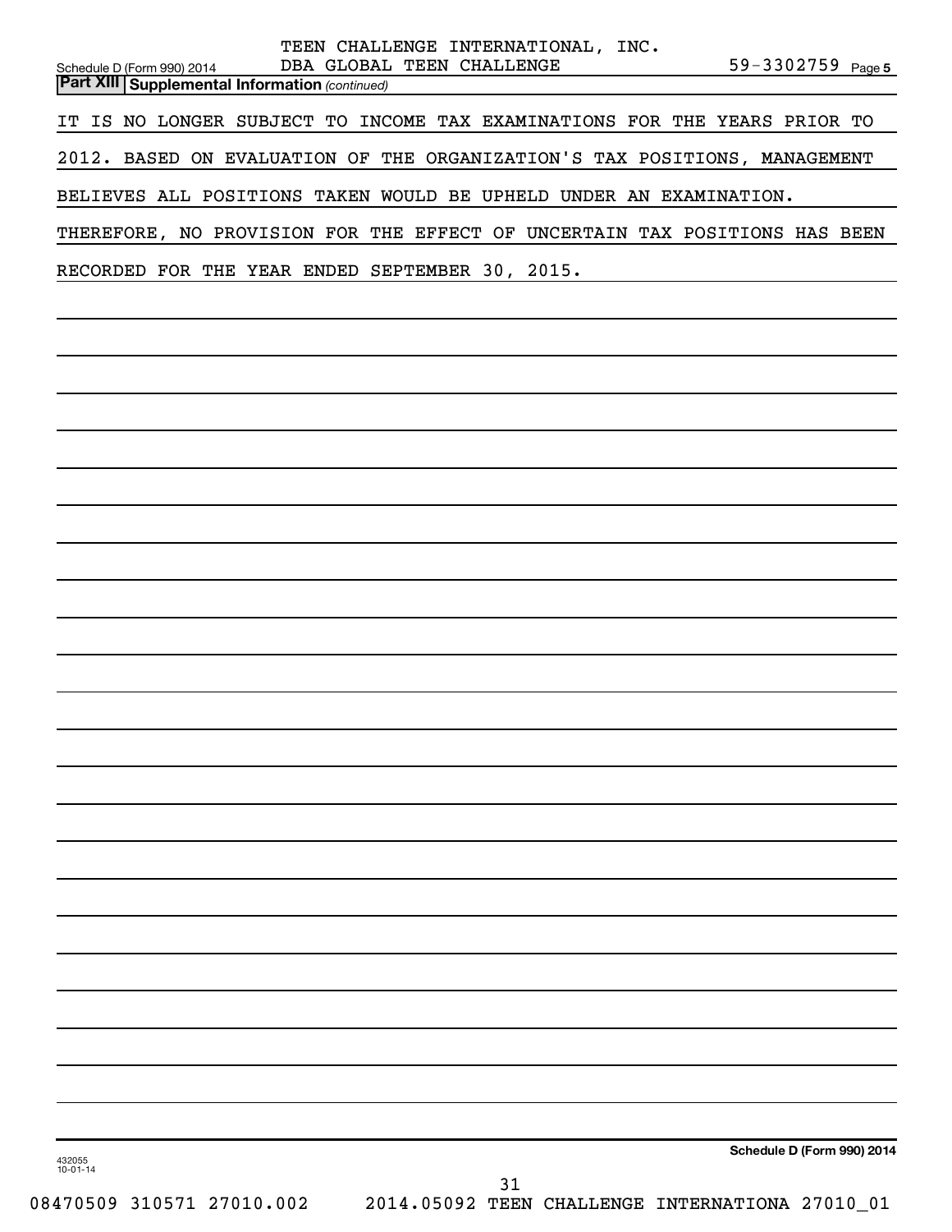TEEN CHALLENGE INTERNATIONAL, INC.
DBA GLOBAL TEEN CHALLENGE 59-3302759

Schedule D (Form 990) 2014

**Part XIII Supplemental Information** *(continued)*

IT IS NO LONGER SUBJECT TO INCOME TAX EXAMINATIONS FOR THE YEARS PRIOR TO 2012. BASED ON EVALUATION OF THE ORGANIZATION'S TAX POSITIONS, MANAGEMENT BELIEVES ALL POSITIONS TAKEN WOULD BE UPHELD UNDER AN EXAMINATION. THEREFORE, NO PROVISION FOR THE EFFECT OF UNCERTAIN TAX POSITIONS HAS BEEN RECORDED FOR THE YEAR ENDED SEPTEMBER 30, 2015.

Schedule D (Form 990) 2014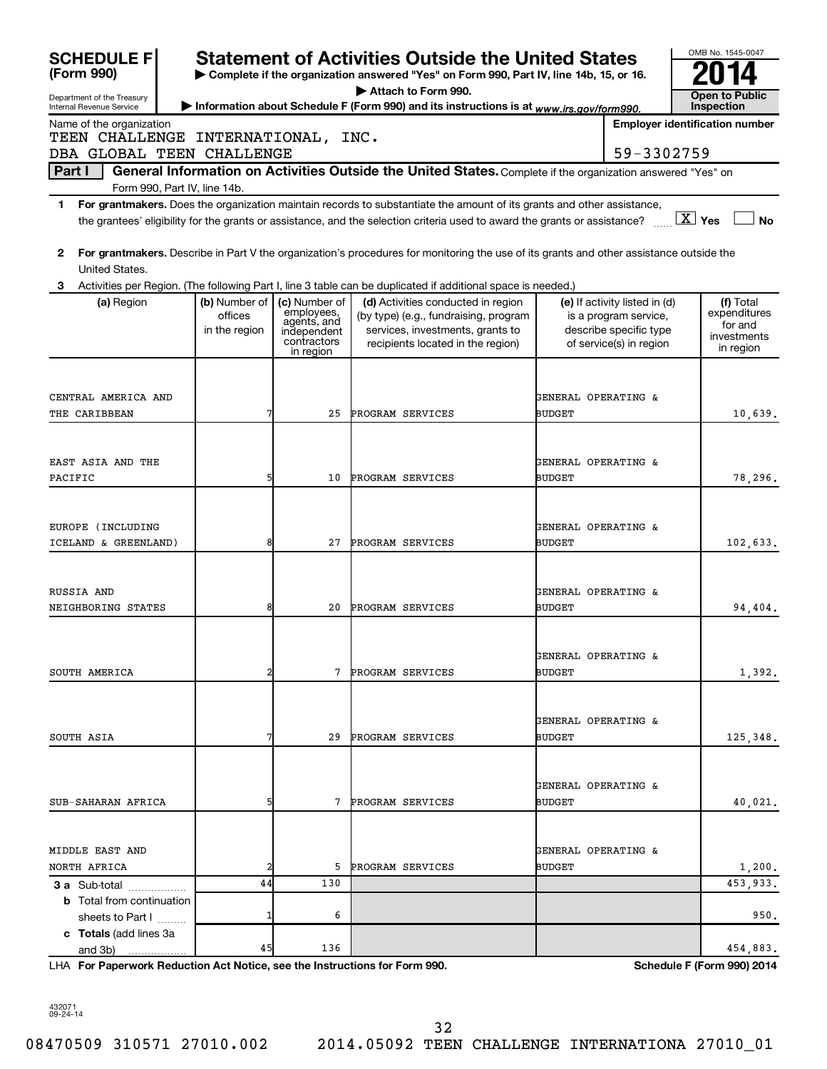**SCHEDULE F (Form 990)**

Department of the Treasury
Internal Revenue Service

# Statement of Activities Outside the United States

▶ Complete if the organization answered "Yes" on Form 990, Part IV, line 14b, 15, or 16.
▶ Attach to Form 990.
▶ Information about Schedule F (Form 990) and its instructions is at *www.irs.gov/form990.*

OMB No. 1545-0047

**2014**

**Open to Public Inspection**

Name of the organization
TEEN CHALLENGE INTERNATIONAL, INC.
DBA GLOBAL TEEN CHALLENGE

**Employer identification number**
59-3302759

**Part I** **General Information on Activities Outside the United States.** Complete if the organization answered "Yes" on Form 990, Part IV, line 14b.

**1** **For grantmakers.** Does the organization maintain records to substantiate the amount of its grants and other assistance, the grantees' eligibility for the grants or assistance, and the selection criteria used to award the grants or assistance? ...... [X] Yes [ ] No

**2** **For grantmakers.** Describe in Part V the organization's procedures for monitoring the use of its grants and other assistance outside the United States.

**3** Activities per Region. (The following Part I, line 3 table can be duplicated if additional space is needed.)

| (a) Region | (b) Number of offices in the region | (c) Number of employees, agents, and independent contractors in region | (d) Activities conducted in region (by type) (e.g., fundraising, program services, investments, grants to recipients located in the region) | (e) If activity listed in (d) is a program service, describe specific type of service(s) in region | (f) Total expenditures for and investments in region |
|---|---|---|---|---|---|
| CENTRAL AMERICA AND THE CARIBBEAN | 7 | 25 | PROGRAM SERVICES | GENERAL OPERATING & BUDGET | 10,639. |
| EAST ASIA AND THE PACIFIC | 5 | 10 | PROGRAM SERVICES | GENERAL OPERATING & BUDGET | 78,296. |
| EUROPE (INCLUDING ICELAND & GREENLAND) | 8 | 27 | PROGRAM SERVICES | GENERAL OPERATING & BUDGET | 102,633. |
| RUSSIA AND NEIGHBORING STATES | 8 | 20 | PROGRAM SERVICES | GENERAL OPERATING & BUDGET | 94,404. |
| SOUTH AMERICA | 2 | 7 | PROGRAM SERVICES | GENERAL OPERATING & BUDGET | 1,392. |
| SOUTH ASIA | 7 | 29 | PROGRAM SERVICES | GENERAL OPERATING & BUDGET | 125,348. |
| SUB-SAHARAN AFRICA | 5 | 7 | PROGRAM SERVICES | GENERAL OPERATING & BUDGET | 40,021. |
| MIDDLE EAST AND NORTH AFRICA | 2 | 5 | PROGRAM SERVICES | GENERAL OPERATING & BUDGET | 1,200. |
| **3 a** Sub-total | 44 | 130 | | | 453,933. |
| **b** Total from continuation sheets to Part I | 1 | 6 | | | 950. |
| **c Totals** (add lines 3a and 3b) | 45 | 136 | | | 454,883. |

LHA **For Paperwork Reduction Act Notice, see the Instructions for Form 990.** **Schedule F (Form 990) 2014**

432071 09-24-14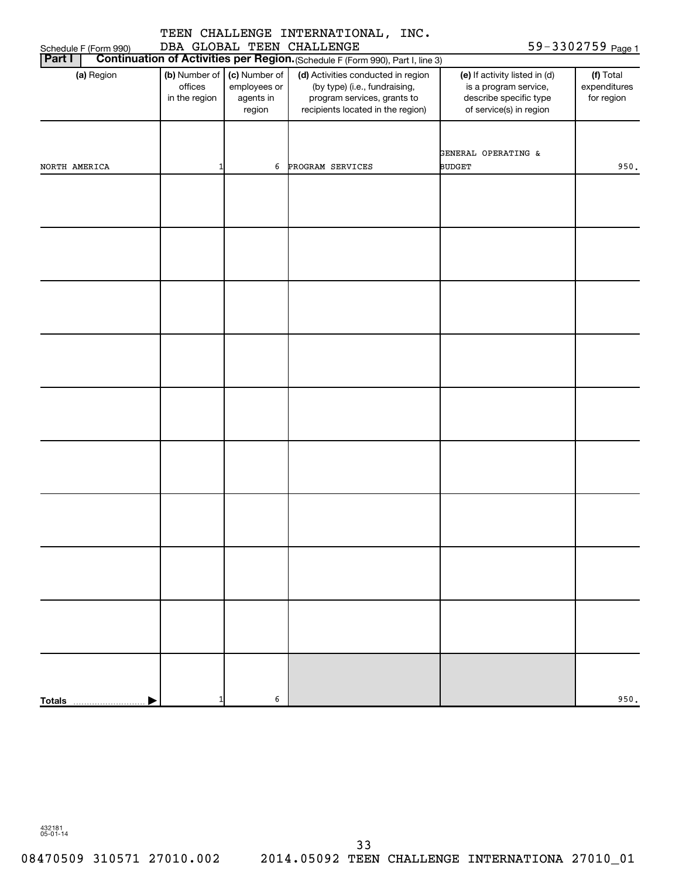Schedule F (Form 990) TEEN CHALLENGE INTERNATIONAL, INC. DBA GLOBAL TEEN CHALLENGE 59-3302759 Page 1

**Part I** **Continuation of Activities per Region.** (Schedule F (Form 990), Part I, line 3)

| (a) Region | (b) Number of offices in the region | (c) Number of employees or agents in region | (d) Activities conducted in region (by type) (i.e., fundraising, program services, grants to recipients located in the region) | (e) If activity listed in (d) is a program service, describe specific type of service(s) in region | (f) Total expenditures for region |
|---|---|---|---|---|---|
| NORTH AMERICA | 1 | 6 | PROGRAM SERVICES | GENERAL OPERATING & BUDGET | 950. |
| | | | | | |
| | | | | | |
| | | | | | |
| | | | | | |
| | | | | | |
| | | | | | |
| | | | | | |
| | | | | | |
| | | | | | |
| **Totals** | 1 | 6 | | | 950. |

432181 05-01-14

08470509 310571 27010.002 2014.05092 TEEN CHALLENGE INTERNATIONA 27010_01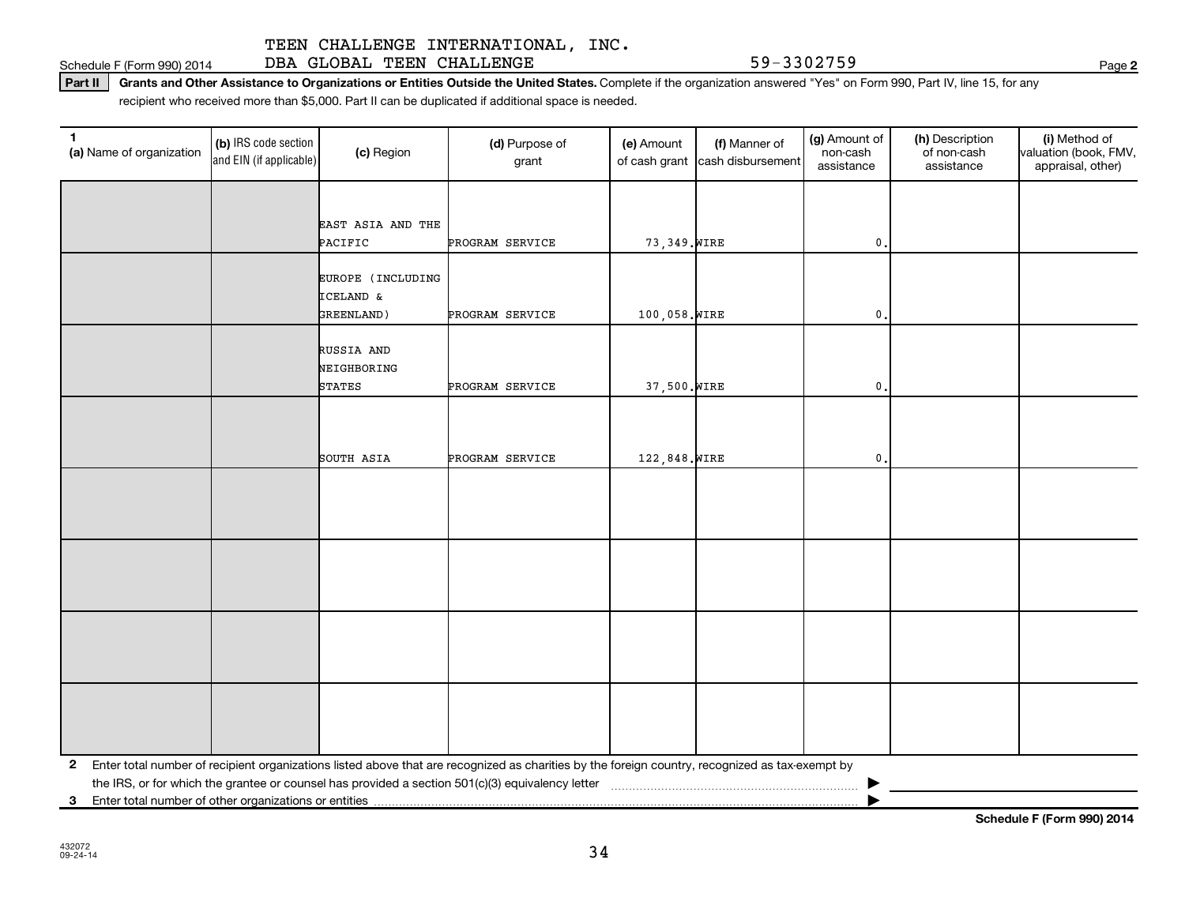TEEN CHALLENGE INTERNATIONAL, INC.
DBA GLOBAL TEEN CHALLENGE

Schedule F (Form 990) 2014 — 59-3302759

**Part II — Grants and Other Assistance to Organizations or Entities Outside the United States.** Complete if the organization answered "Yes" on Form 990, Part IV, line 15, for any recipient who received more than $5,000. Part II can be duplicated if additional space is needed.

| 1 (a) Name of organization | (b) IRS code section and EIN (if applicable) | (c) Region | (d) Purpose of grant | (e) Amount of cash grant | (f) Manner of cash disbursement | (g) Amount of non-cash assistance | (h) Description of non-cash assistance | (i) Method of valuation (book, FMV, appraisal, other) |
|---|---|---|---|---|---|---|---|---|
| | | EAST ASIA AND THE PACIFIC | PROGRAM SERVICE | 73,349. | WIRE | 0. | | |
| | | EUROPE (INCLUDING ICELAND & GREENLAND) | PROGRAM SERVICE | 100,058. | WIRE | 0. | | |
| | | RUSSIA AND NEIGHBORING STATES | PROGRAM SERVICE | 37,500. | WIRE | 0. | | |
| | | SOUTH ASIA | PROGRAM SERVICE | 122,848. | WIRE | 0. | | |
| | | | | | | | | |
| | | | | | | | | |
| | | | | | | | | |
| | | | | | | | | |

**2** Enter total number of recipient organizations listed above that are recognized as charities by the foreign country, recognized as tax-exempt by the IRS, or for which the grantee or counsel has provided a section 501(c)(3) equivalency letter ▶

**3** Enter total number of other organizations or entities ▶

**Schedule F (Form 990) 2014**

432072
09-24-14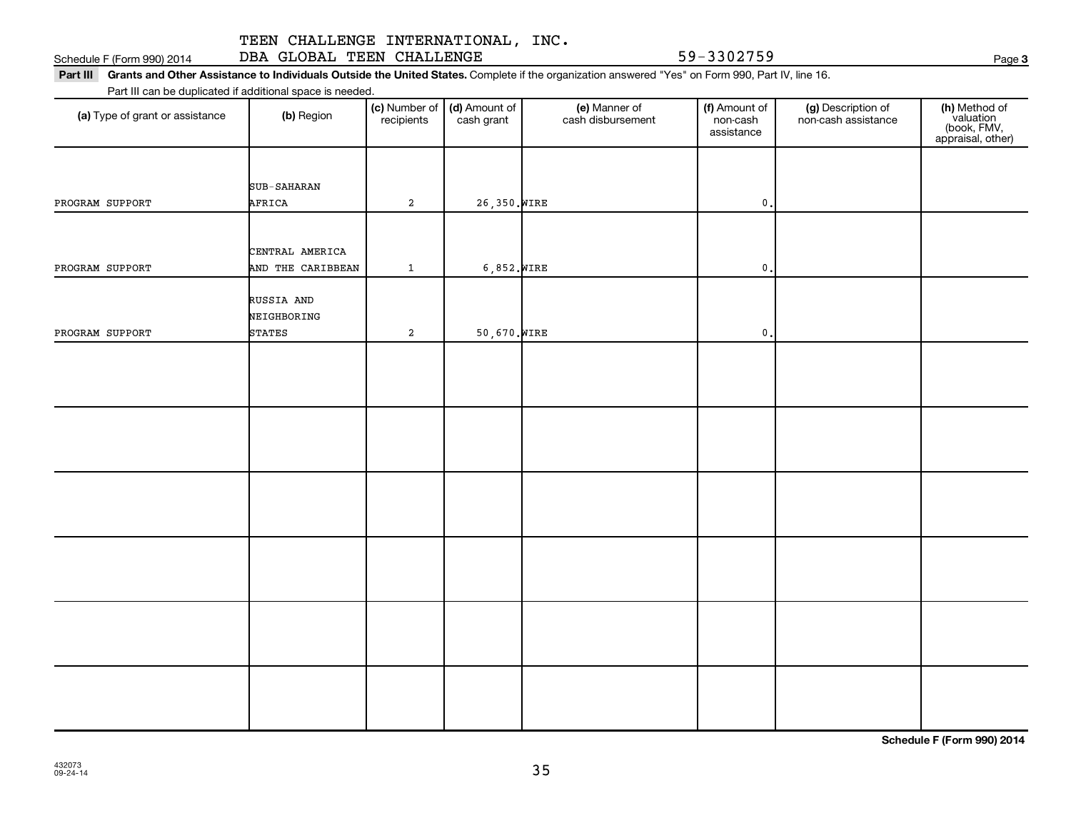TEEN CHALLENGE INTERNATIONAL, INC.
Schedule F (Form 990) 2014 DBA GLOBAL TEEN CHALLENGE 59-3302759 Page **3**

**Part III** **Grants and Other Assistance to Individuals Outside the United States.** Complete if the organization answered "Yes" on Form 990, Part IV, line 16.

Part III can be duplicated if additional space is needed.

| **(a)** Type of grant or assistance | **(b)** Region | **(c)** Number of recipients | **(d)** Amount of cash grant | **(e)** Manner of cash disbursement | **(f)** Amount of non-cash assistance | **(g)** Description of non-cash assistance | **(h)** Method of valuation (book, FMV, appraisal, other) |
|---|---|---|---|---|---|---|---|
| PROGRAM SUPPORT | SUB-SAHARAN AFRICA | 2 | 26,350. | WIRE | 0. | | |
| PROGRAM SUPPORT | CENTRAL AMERICA AND THE CARIBBEAN | 1 | 6,852. | WIRE | 0. | | |
| PROGRAM SUPPORT | RUSSIA AND NEIGHBORING STATES | 2 | 50,670. | WIRE | 0. | | |
| | | | | | | | |
| | | | | | | | |
| | | | | | | | |
| | | | | | | | |
| | | | | | | | |
| | | | | | | | |

**Schedule F (Form 990) 2014**

432073
09-24-14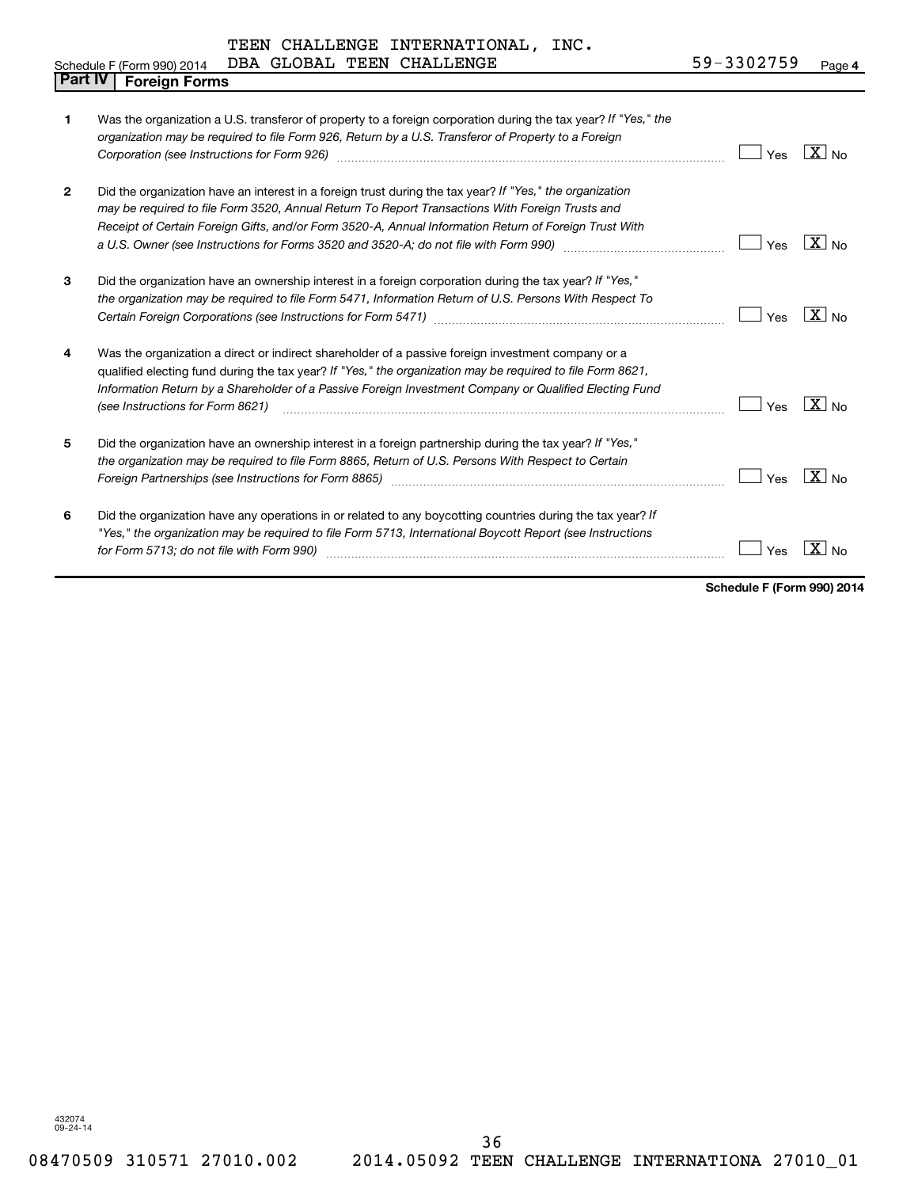TEEN CHALLENGE INTERNATIONAL, INC.

Schedule F (Form 990) 2014 DBA GLOBAL TEEN CHALLENGE 59-3302759 Page **4**

## Part IV Foreign Forms

| | | |
|---|---|---|
| **1** | Was the organization a U.S. transferor of property to a foreign corporation during the tax year? *If "Yes," the organization may be required to file Form 926, Return by a U.S. Transferor of Property to a Foreign Corporation (see Instructions for Form 926)* | [ ] Yes [X] No |
| **2** | Did the organization have an interest in a foreign trust during the tax year? *If "Yes," the organization may be required to file Form 3520, Annual Return To Report Transactions With Foreign Trusts and Receipt of Certain Foreign Gifts, and/or Form 3520-A, Annual Information Return of Foreign Trust With a U.S. Owner (see Instructions for Forms 3520 and 3520-A; do not file with Form 990)* | [ ] Yes [X] No |
| **3** | Did the organization have an ownership interest in a foreign corporation during the tax year? *If "Yes," the organization may be required to file Form 5471, Information Return of U.S. Persons With Respect To Certain Foreign Corporations (see Instructions for Form 5471)* | [ ] Yes [X] No |
| **4** | Was the organization a direct or indirect shareholder of a passive foreign investment company or a qualified electing fund during the tax year? *If "Yes," the organization may be required to file Form 8621, Information Return by a Shareholder of a Passive Foreign Investment Company or Qualified Electing Fund (see Instructions for Form 8621)* | [ ] Yes [X] No |
| **5** | Did the organization have an ownership interest in a foreign partnership during the tax year? *If "Yes," the organization may be required to file Form 8865, Return of U.S. Persons With Respect to Certain Foreign Partnerships (see Instructions for Form 8865)* | [ ] Yes [X] No |
| **6** | Did the organization have any operations in or related to any boycotting countries during the tax year? *If "Yes," the organization may be required to file Form 5713, International Boycott Report (see Instructions for Form 5713; do not file with Form 990)* | [ ] Yes [X] No |

**Schedule F (Form 990) 2014**

432074
09-24-14

08470509 310571 27010.002 2014.05092 TEEN CHALLENGE INTERNATIONA 27010_01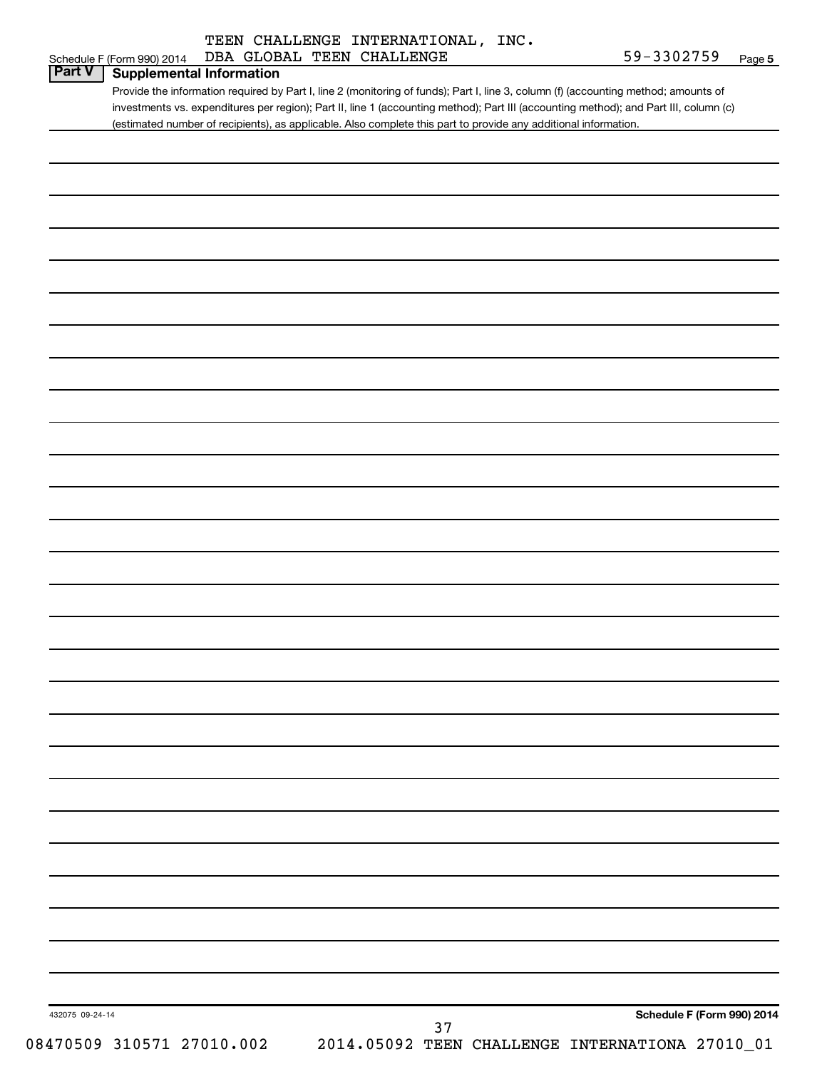TEEN CHALLENGE INTERNATIONAL, INC.

Schedule F (Form 990) 2014 DBA GLOBAL TEEN CHALLENGE 59-3302759 Page 5

## Part V Supplemental Information

Provide the information required by Part I, line 2 (monitoring of funds); Part I, line 3, column (f) (accounting method; amounts of investments vs. expenditures per region); Part II, line 1 (accounting method); Part III (accounting method); and Part III, column (c) (estimated number of recipients), as applicable. Also complete this part to provide any additional information.

432075 09-24-14

Schedule F (Form 990) 2014

08470509 310571 27010.002 2014.05092 TEEN CHALLENGE INTERNATIONA 27010_01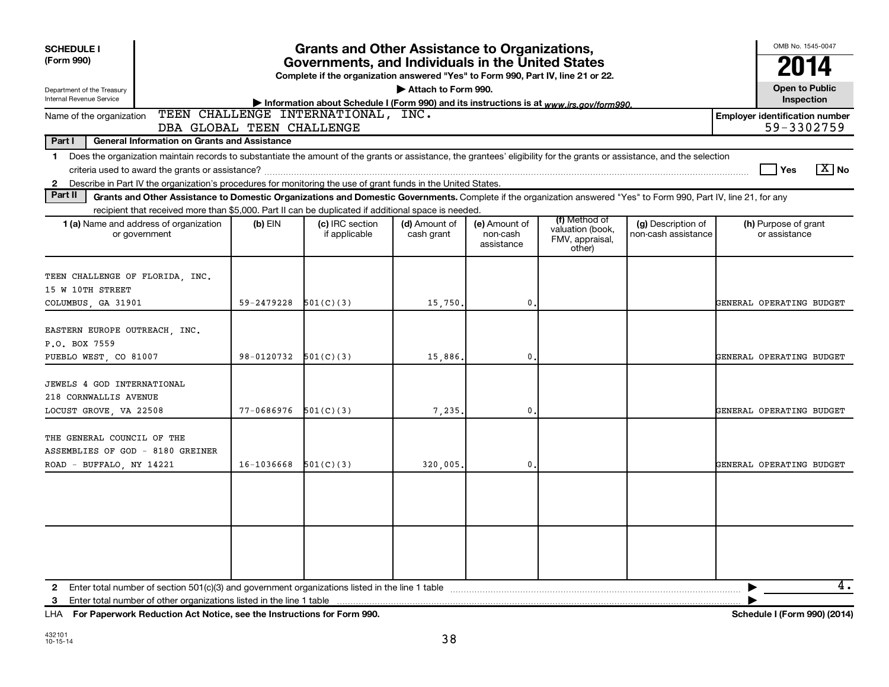**SCHEDULE I (Form 990)**

Department of the Treasury
Internal Revenue Service

# Grants and Other Assistance to Organizations, Governments, and Individuals in the United States

**Complete if the organization answered "Yes" to Form 990, Part IV, line 21 or 22.**

▶ **Attach to Form 990.**

▶ **Information about Schedule I (Form 990) and its instructions is at** *www.irs.gov/form990.*

OMB No. 1545-0047

**2014**

**Open to Public Inspection**

Name of the organization: TEEN CHALLENGE INTERNATIONAL, INC. DBA GLOBAL TEEN CHALLENGE

**Employer identification number** 59-3302759

**Part I — General Information on Grants and Assistance**

1 Does the organization maintain records to substantiate the amount of the grants or assistance, the grantees' eligibility for the grants or assistance, and the selection criteria used to award the grants or assistance? ☐ Yes ☒ No

2 Describe in Part IV the organization's procedures for monitoring the use of grant funds in the United States.

**Part II — Grants and Other Assistance to Domestic Organizations and Domestic Governments.** Complete if the organization answered "Yes" to Form 990, Part IV, line 21, for any recipient that received more than $5,000. Part II can be duplicated if additional space is needed.

| 1 (a) Name and address of organization or government | (b) EIN | (c) IRC section if applicable | (d) Amount of cash grant | (e) Amount of non-cash assistance | (f) Method of valuation (book, FMV, appraisal, other) | (g) Description of non-cash assistance | (h) Purpose of grant or assistance |
|---|---|---|---|---|---|---|---|
| TEEN CHALLENGE OF FLORIDA, INC. 15 W 10TH STREET COLUMBUS, GA 31901 | 59-2479228 | 501(C)(3) | 15,750. | 0. | | | GENERAL OPERATING BUDGET |
| EASTERN EUROPE OUTREACH, INC. P.O. BOX 7559 PUEBLO WEST, CO 81007 | 98-0120732 | 501(C)(3) | 15,886. | 0. | | | GENERAL OPERATING BUDGET |
| JEWELS 4 GOD INTERNATIONAL 218 CORNWALLIS AVENUE LOCUST GROVE, VA 22508 | 77-0686976 | 501(C)(3) | 7,235. | 0. | | | GENERAL OPERATING BUDGET |
| THE GENERAL COUNCIL OF THE ASSEMBLIES OF GOD - 8180 GREINER ROAD - BUFFALO, NY 14221 | 16-1036668 | 501(C)(3) | 320,005. | 0. | | | GENERAL OPERATING BUDGET |
| | | | | | | | |
| | | | | | | | |

2 Enter total number of section 501(c)(3) and government organizations listed in the line 1 table ▶ 4.

3 Enter total number of other organizations listed in the line 1 table ▶

LHA **For Paperwork Reduction Act Notice, see the Instructions for Form 990.** **Schedule I (Form 990) (2014)**

432101 10-15-14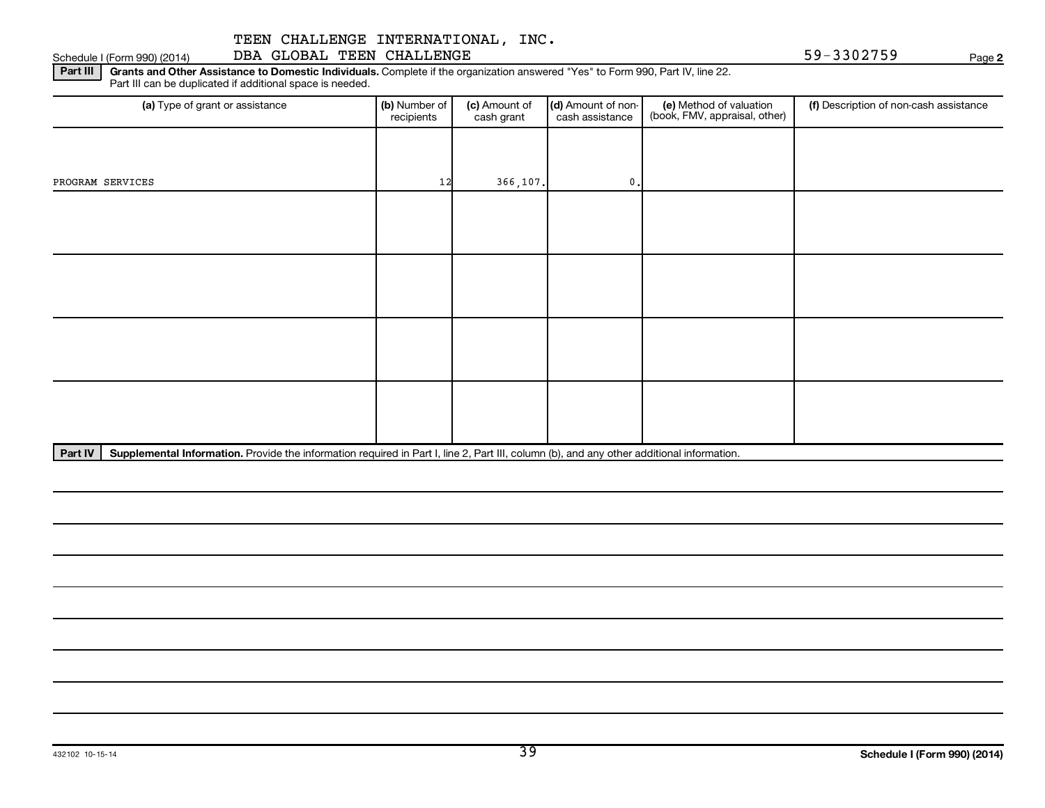TEEN CHALLENGE INTERNATIONAL, INC.
DBA GLOBAL TEEN CHALLENGE

Schedule I (Form 990) (2014) 59-3302759 Page **2**

**Part III** **Grants and Other Assistance to Domestic Individuals.** Complete if the organization answered "Yes" to Form 990, Part IV, line 22. Part III can be duplicated if additional space is needed.

| (a) Type of grant or assistance | (b) Number of recipients | (c) Amount of cash grant | (d) Amount of non-cash assistance | (e) Method of valuation (book, FMV, appraisal, other) | (f) Description of non-cash assistance |
|---|---|---|---|---|---|
| PROGRAM SERVICES | 12 | 366,107. | 0. | | |
| | | | | | |
| | | | | | |
| | | | | | |
| | | | | | |

**Part IV** **Supplemental Information.** Provide the information required in Part I, line 2, Part III, column (b), and any other additional information.

432102 10-15-14

**Schedule I (Form 990) (2014)**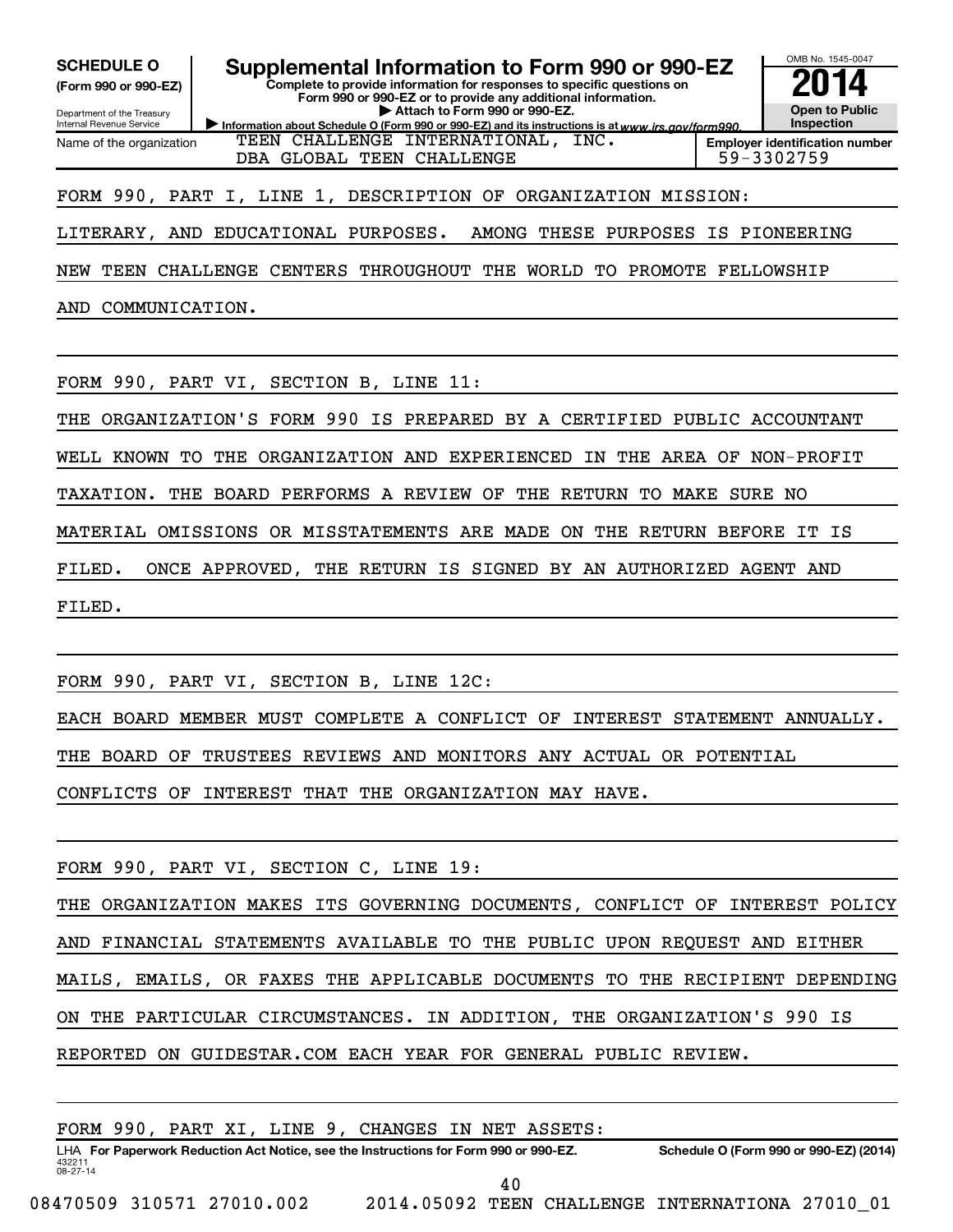**SCHEDULE O (Form 990 or 990-EZ)**

Department of the Treasury
Internal Revenue Service

# Supplemental Information to Form 990 or 990-EZ

**Complete to provide information for responses to specific questions on Form 990 or 990-EZ or to provide any additional information.**

**▶ Attach to Form 990 or 990-EZ.**

**▶ Information about Schedule O (Form 990 or 990-EZ) and its instructions is at www.irs.gov/form990.**

OMB No. 1545-0047

**2014**

**Open to Public Inspection**

Name of the organization: TEEN CHALLENGE INTERNATIONAL, INC. DBA GLOBAL TEEN CHALLENGE

**Employer identification number** 59-3302759

FORM 990, PART I, LINE 1, DESCRIPTION OF ORGANIZATION MISSION:

LITERARY, AND EDUCATIONAL PURPOSES. AMONG THESE PURPOSES IS PIONEERING NEW TEEN CHALLENGE CENTERS THROUGHOUT THE WORLD TO PROMOTE FELLOWSHIP AND COMMUNICATION.

FORM 990, PART VI, SECTION B, LINE 11:

THE ORGANIZATION'S FORM 990 IS PREPARED BY A CERTIFIED PUBLIC ACCOUNTANT WELL KNOWN TO THE ORGANIZATION AND EXPERIENCED IN THE AREA OF NON-PROFIT TAXATION. THE BOARD PERFORMS A REVIEW OF THE RETURN TO MAKE SURE NO MATERIAL OMISSIONS OR MISSTATEMENTS ARE MADE ON THE RETURN BEFORE IT IS FILED. ONCE APPROVED, THE RETURN IS SIGNED BY AN AUTHORIZED AGENT AND FILED.

FORM 990, PART VI, SECTION B, LINE 12C:

EACH BOARD MEMBER MUST COMPLETE A CONFLICT OF INTEREST STATEMENT ANNUALLY. THE BOARD OF TRUSTEES REVIEWS AND MONITORS ANY ACTUAL OR POTENTIAL CONFLICTS OF INTEREST THAT THE ORGANIZATION MAY HAVE.

FORM 990, PART VI, SECTION C, LINE 19:

THE ORGANIZATION MAKES ITS GOVERNING DOCUMENTS, CONFLICT OF INTEREST POLICY AND FINANCIAL STATEMENTS AVAILABLE TO THE PUBLIC UPON REQUEST AND EITHER MAILS, EMAILS, OR FAXES THE APPLICABLE DOCUMENTS TO THE RECIPIENT DEPENDING ON THE PARTICULAR CIRCUMSTANCES. IN ADDITION, THE ORGANIZATION'S 990 IS REPORTED ON GUIDESTAR.COM EACH YEAR FOR GENERAL PUBLIC REVIEW.

FORM 990, PART XI, LINE 9, CHANGES IN NET ASSETS:

LHA **For Paperwork Reduction Act Notice, see the Instructions for Form 990 or 990-EZ.** **Schedule O (Form 990 or 990-EZ) (2014)**

432211 08-27-14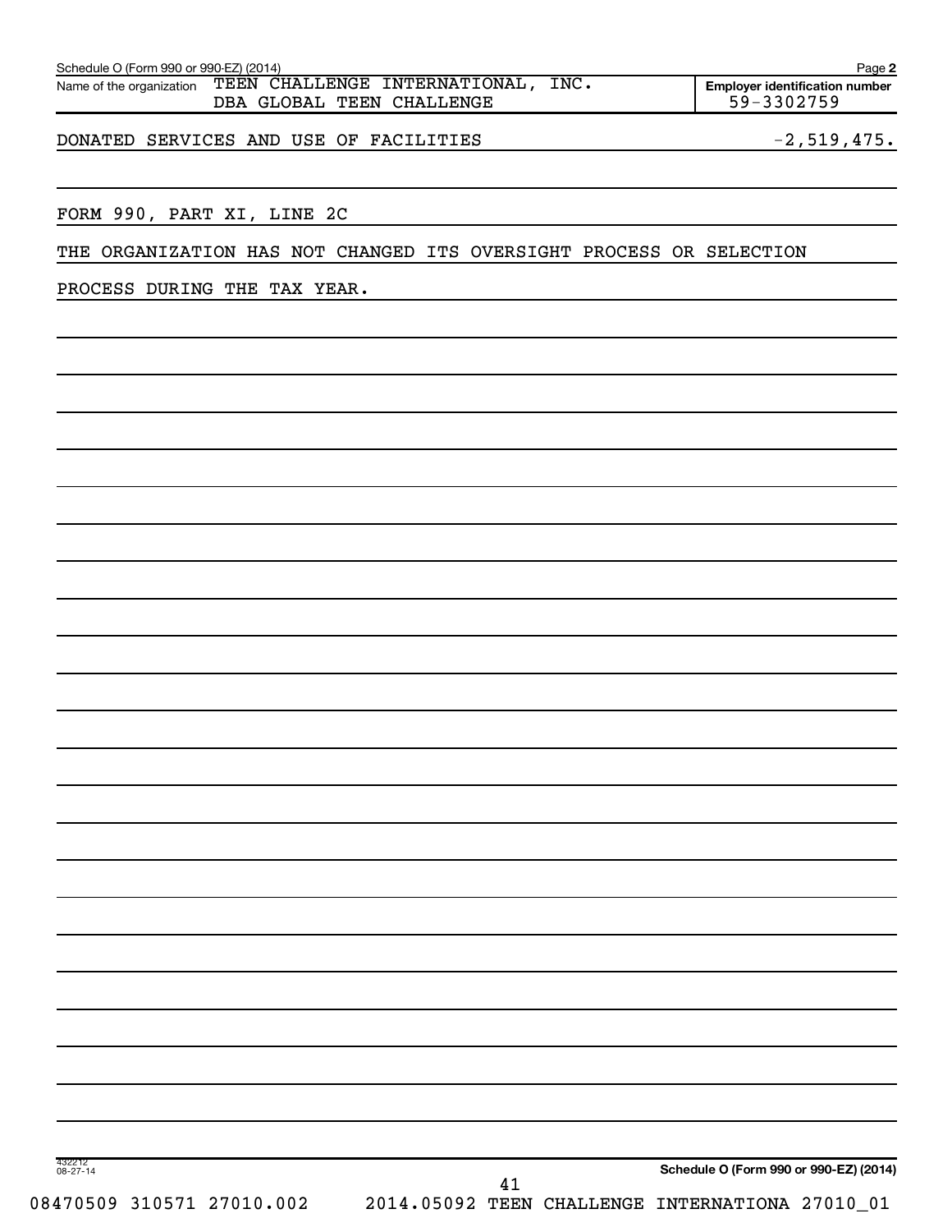Schedule O (Form 990 or 990-EZ) (2014) Page **2**

Name of the organization TEEN CHALLENGE INTERNATIONAL, INC. DBA GLOBAL TEEN CHALLENGE

**Employer identification number** 59-3302759

DONATED SERVICES AND USE OF FACILITIES -2,519,475.

FORM 990, PART XI, LINE 2C

THE ORGANIZATION HAS NOT CHANGED ITS OVERSIGHT PROCESS OR SELECTION PROCESS DURING THE TAX YEAR.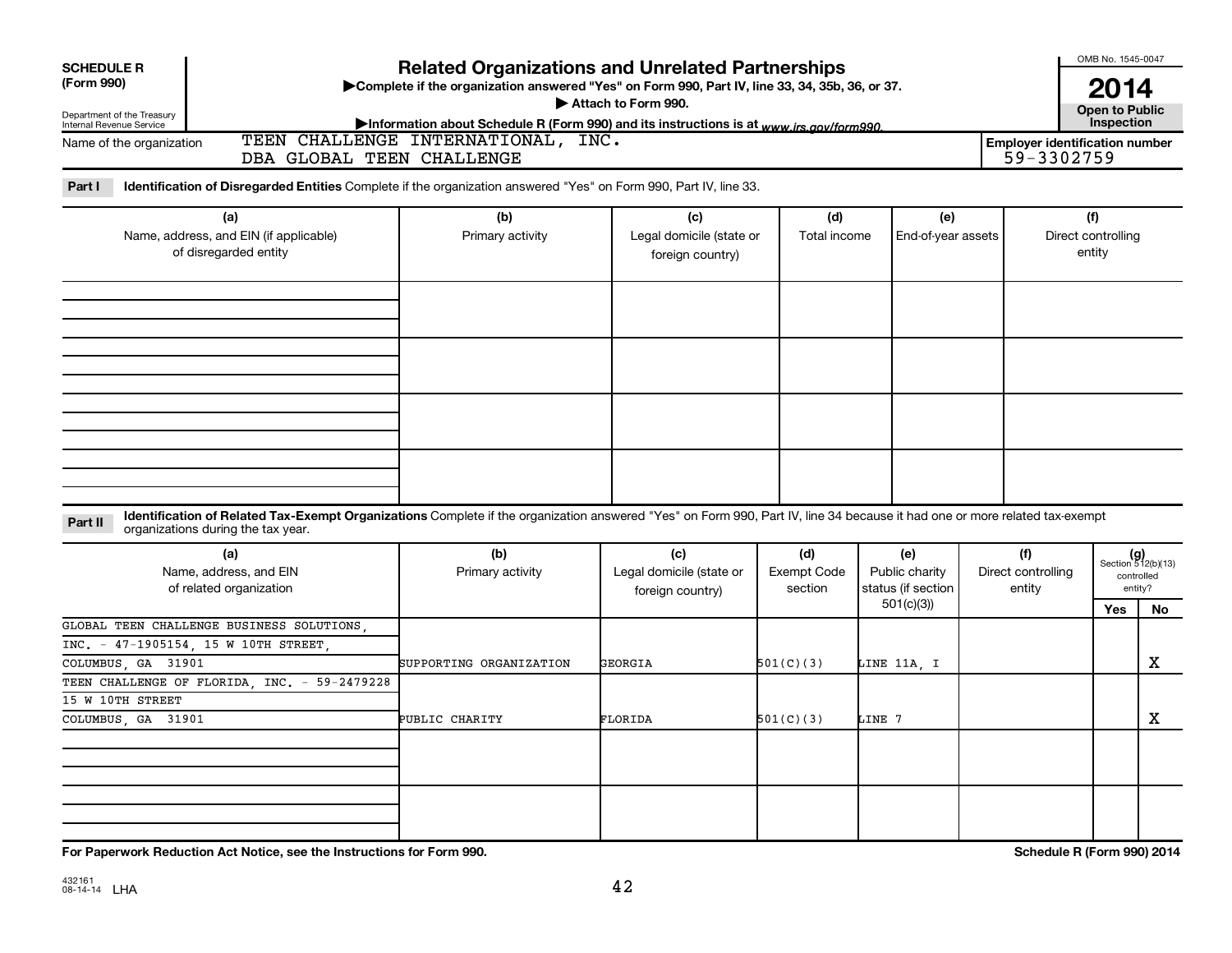**SCHEDULE R**
**(Form 990)**

Department of the Treasury
Internal Revenue Service

# Related Organizations and Unrelated Partnerships

▶Complete if the organization answered "Yes" on Form 990, Part IV, line 33, 34, 35b, 36, or 37.
▶ Attach to Form 990.
▶Information about Schedule R (Form 990) and its instructions is at www.irs.gov/form990.

OMB No. 1545-0047
**2014**
**Open to Public Inspection**

Name of the organization: TEEN CHALLENGE INTERNATIONAL, INC. DBA GLOBAL TEEN CHALLENGE

**Employer identification number** 59-3302759

**Part I** **Identification of Disregarded Entities** Complete if the organization answered "Yes" on Form 990, Part IV, line 33.

| (a) Name, address, and EIN (if applicable) of disregarded entity | (b) Primary activity | (c) Legal domicile (state or foreign country) | (d) Total income | (e) End-of-year assets | (f) Direct controlling entity |
|---|---|---|---|---|---|
| | | | | | |
| | | | | | |
| | | | | | |
| | | | | | |

**Part II** **Identification of Related Tax-Exempt Organizations** Complete if the organization answered "Yes" on Form 990, Part IV, line 34 because it had one or more related tax-exempt organizations during the tax year.

| (a) Name, address, and EIN of related organization | (b) Primary activity | (c) Legal domicile (state or foreign country) | (d) Exempt Code section | (e) Public charity status (if section 501(c)(3)) | (f) Direct controlling entity | (g) Section 512(b)(13) controlled entity? Yes | No |
|---|---|---|---|---|---|---|---|
| GLOBAL TEEN CHALLENGE BUSINESS SOLUTIONS, INC. - 47-1905154, 15 W 10TH STREET, COLUMBUS, GA 31901 | SUPPORTING ORGANIZATION | GEORGIA | 501(C)(3) | LINE 11A, I | | | X |
| TEEN CHALLENGE OF FLORIDA, INC. - 59-2479228 15 W 10TH STREET COLUMBUS, GA 31901 | PUBLIC CHARITY | FLORIDA | 501(C)(3) | LINE 7 | | | X |
| | | | | | | | |
| | | | | | | | |

**For Paperwork Reduction Act Notice, see the Instructions for Form 990.** **Schedule R (Form 990) 2014**

432161
08-14-14 LHA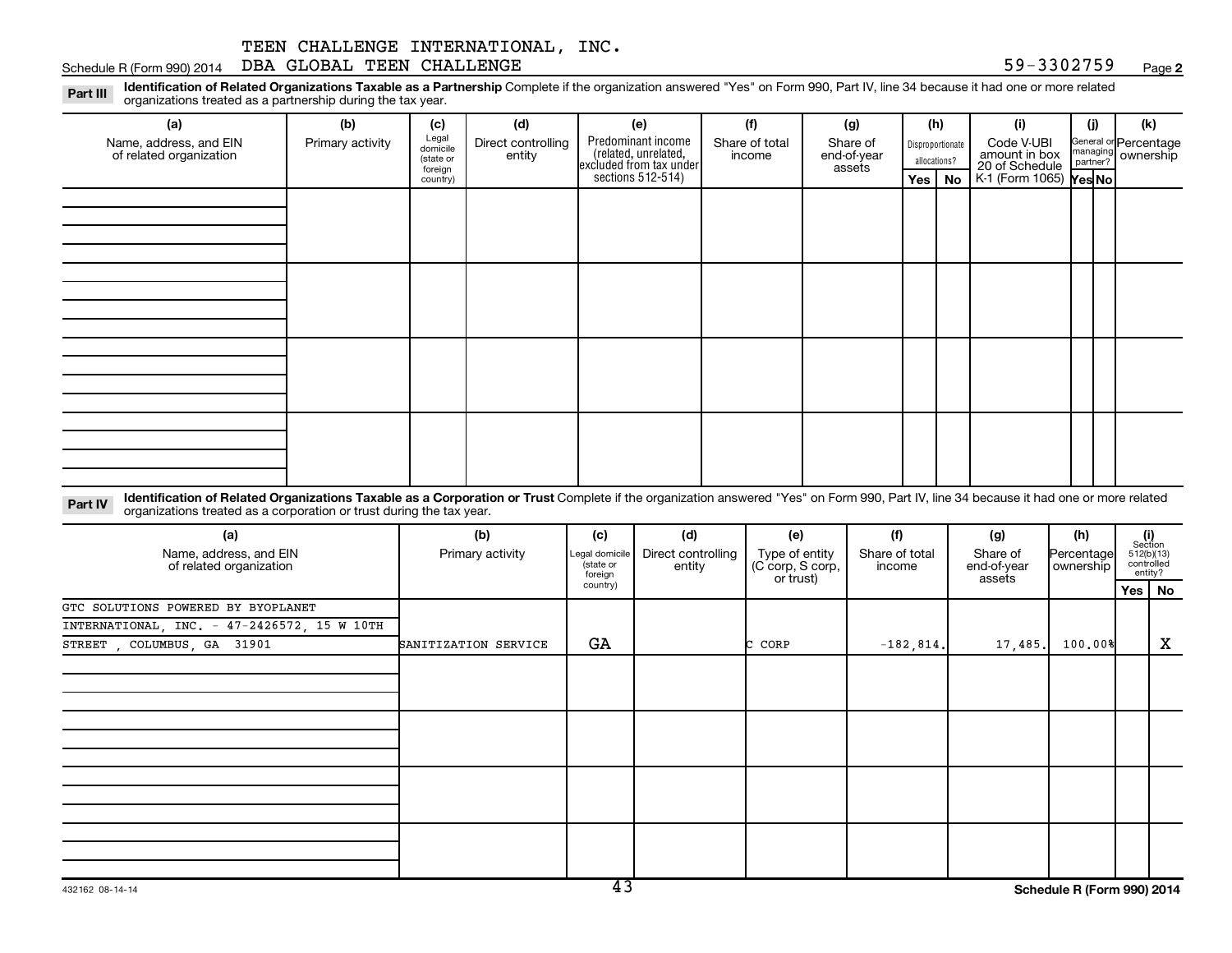TEEN CHALLENGE INTERNATIONAL, INC.
Schedule R (Form 990) 2014 DBA GLOBAL TEEN CHALLENGE 59-3302759 Page **2**

**Part III** **Identification of Related Organizations Taxable as a Partnership** Complete if the organization answered "Yes" on Form 990, Part IV, line 34 because it had one or more related organizations treated as a partnership during the tax year.

| (a) Name, address, and EIN of related organization | (b) Primary activity | (c) Legal domicile (state or foreign country) | (d) Direct controlling entity | (e) Predominant income (related, unrelated, excluded from tax under sections 512-514) | (f) Share of total income | (g) Share of end-of-year assets | (h) Disproportionate allocations? Yes | (h) No | (i) Code V-UBI amount in box 20 of Schedule K-1 (Form 1065) | (j) General or managing partner? Yes | (j) No | (k) Percentage ownership |
|---|---|---|---|---|---|---|---|---|---|---|---|---|
| | | | | | | | | | | | | |
| | | | | | | | | | | | | |
| | | | | | | | | | | | | |
| | | | | | | | | | | | | |

**Part IV** **Identification of Related Organizations Taxable as a Corporation or Trust** Complete if the organization answered "Yes" on Form 990, Part IV, line 34 because it had one or more related organizations treated as a corporation or trust during the tax year.

| (a) Name, address, and EIN of related organization | (b) Primary activity | (c) Legal domicile (state or foreign country) | (d) Direct controlling entity | (e) Type of entity (C corp, S corp, or trust) | (f) Share of total income | (g) Share of end-of-year assets | (h) Percentage ownership | (i) Section 512(b)(13) controlled entity? Yes | (i) No |
|---|---|---|---|---|---|---|---|---|---|
| GTC SOLUTIONS POWERED BY BYOPLANET INTERNATIONAL, INC. - 47-2426572, 15 W 10TH STREET , COLUMBUS, GA 31901 | SANITIZATION SERVICE | GA | | C CORP | -182,814. | 17,485. | 100.00% | | X |
| | | | | | | | | | |
| | | | | | | | | | |
| | | | | | | | | | |
| | | | | | | | | | |

432162 08-14-14 **Schedule R (Form 990) 2014**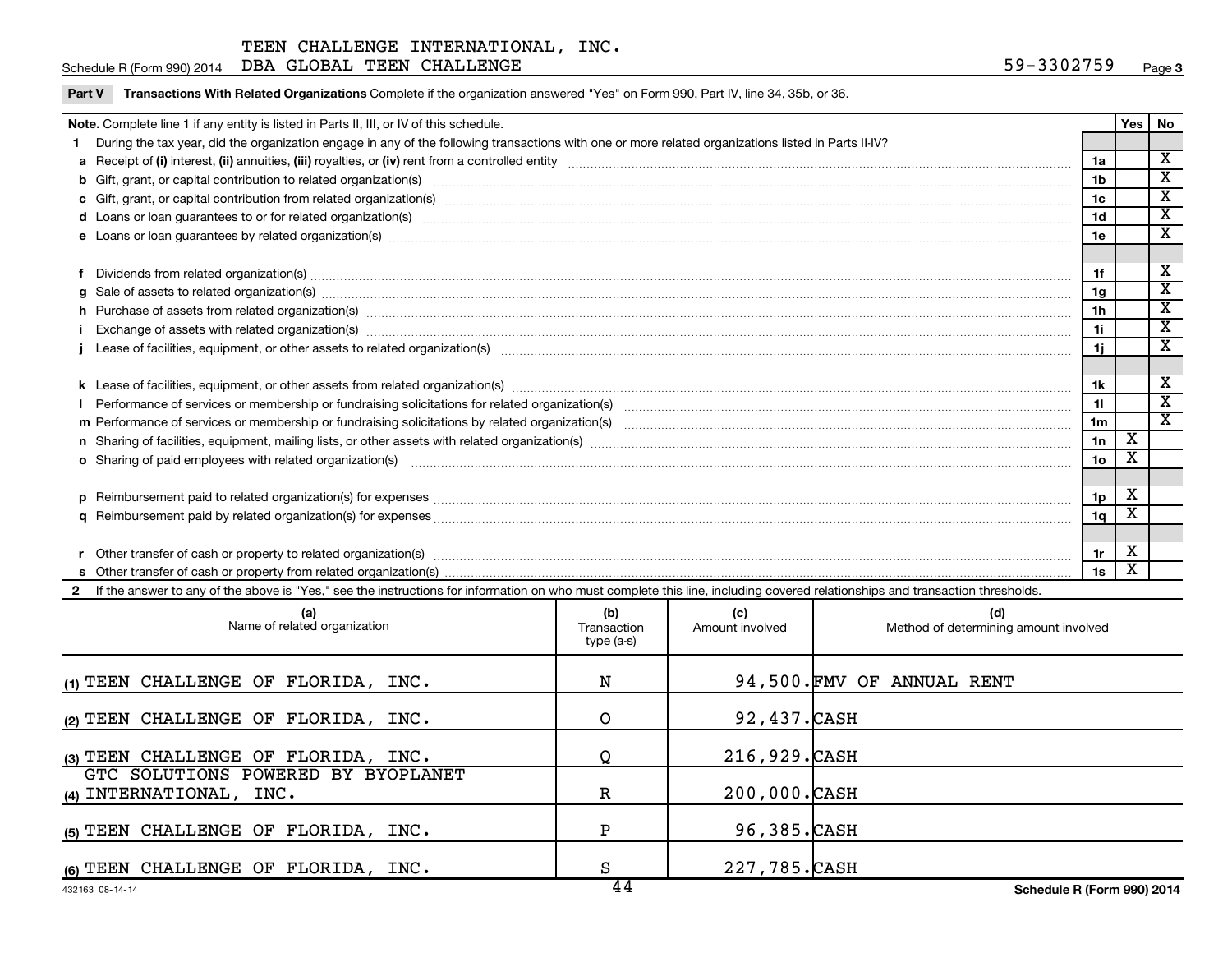TEEN CHALLENGE INTERNATIONAL, INC.
Schedule R (Form 990) 2014 DBA GLOBAL TEEN CHALLENGE 59-3302759 Page 3

**Part V** **Transactions With Related Organizations** Complete if the organization answered "Yes" on Form 990, Part IV, line 34, 35b, or 36.

| **Note.** Complete line 1 if any entity is listed in Parts II, III, or IV of this schedule. | | Yes | No |
|---|---|---|---|
| **1** During the tax year, did the organization engage in any of the following transactions with one or more related organizations listed in Parts II-IV? | | | |
| **a** Receipt of **(i)** interest, **(ii)** annuities, **(iii)** royalties, or **(iv)** rent from a controlled entity | 1a | | X |
| **b** Gift, grant, or capital contribution to related organization(s) | 1b | | X |
| **c** Gift, grant, or capital contribution from related organization(s) | 1c | | X |
| **d** Loans or loan guarantees to or for related organization(s) | 1d | | X |
| **e** Loans or loan guarantees by related organization(s) | 1e | | X |
| **f** Dividends from related organization(s) | 1f | | X |
| **g** Sale of assets to related organization(s) | 1g | | X |
| **h** Purchase of assets from related organization(s) | 1h | | X |
| **i** Exchange of assets with related organization(s) | 1i | | X |
| **j** Lease of facilities, equipment, or other assets to related organization(s) | 1j | | X |
| **k** Lease of facilities, equipment, or other assets from related organization(s) | 1k | | X |
| **l** Performance of services or membership or fundraising solicitations for related organization(s) | 1l | | X |
| **m** Performance of services or membership or fundraising solicitations by related organization(s) | 1m | | X |
| **n** Sharing of facilities, equipment, mailing lists, or other assets with related organization(s) | 1n | X | |
| **o** Sharing of paid employees with related organization(s) | 1o | X | |
| **p** Reimbursement paid to related organization(s) for expenses | 1p | X | |
| **q** Reimbursement paid by related organization(s) for expenses | 1q | X | |
| **r** Other transfer of cash or property to related organization(s) | 1r | X | |
| **s** Other transfer of cash or property from related organization(s) | 1s | X | |

**2** If the answer to any of the above is "Yes," see the instructions for information on who must complete this line, including covered relationships and transaction thresholds.

| (a) Name of related organization | (b) Transaction type (a-s) | (c) Amount involved | (d) Method of determining amount involved |
|---|---|---|---|
| (1) TEEN CHALLENGE OF FLORIDA, INC. | N | 94,500. | FMV OF ANNUAL RENT |
| (2) TEEN CHALLENGE OF FLORIDA, INC. | O | 92,437. | CASH |
| (3) TEEN CHALLENGE OF FLORIDA, INC. | Q | 216,929. | CASH |
| (4) GTC SOLUTIONS POWERED BY BYOPLANET INTERNATIONAL, INC. | R | 200,000. | CASH |
| (5) TEEN CHALLENGE OF FLORIDA, INC. | P | 96,385. | CASH |
| (6) TEEN CHALLENGE OF FLORIDA, INC. | S | 227,785. | CASH |

432163 08-14-14 Schedule R (Form 990) 2014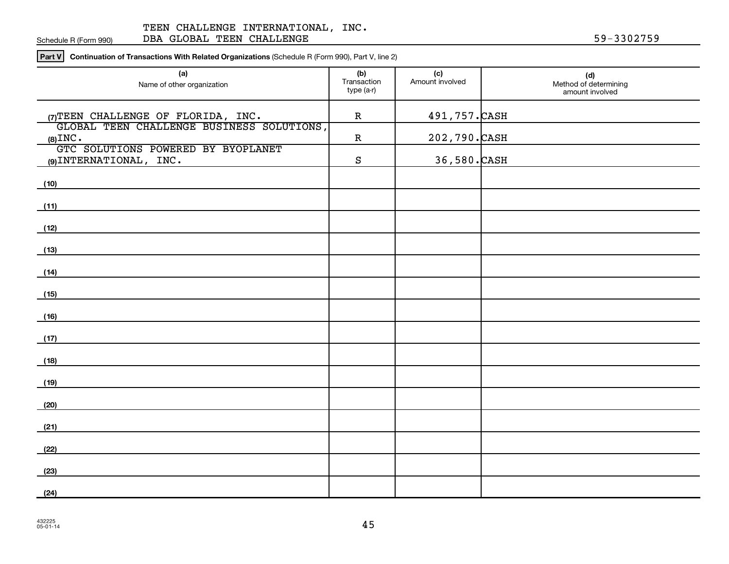Schedule R (Form 990)

TEEN CHALLENGE INTERNATIONAL, INC.
DBA GLOBAL TEEN CHALLENGE

59-3302759

**Part V** **Continuation of Transactions With Related Organizations** (Schedule R (Form 990), Part V, line 2)

| | (a) Name of other organization | (b) Transaction type (a-r) | (c) Amount involved | (d) Method of determining amount involved |
|---|---|---|---|---|
| (7) | TEEN CHALLENGE OF FLORIDA, INC. | R | 491,757. | CASH |
| (8) | GLOBAL TEEN CHALLENGE BUSINESS SOLUTIONS, INC. | R | 202,790. | CASH |
| (9) | GTC SOLUTIONS POWERED BY BYOPLANET INTERNATIONAL, INC. | S | 36,580. | CASH |
| (10) | | | | |
| (11) | | | | |
| (12) | | | | |
| (13) | | | | |
| (14) | | | | |
| (15) | | | | |
| (16) | | | | |
| (17) | | | | |
| (18) | | | | |
| (19) | | | | |
| (20) | | | | |
| (21) | | | | |
| (22) | | | | |
| (23) | | | | |
| (24) | | | | |

432225
05-01-14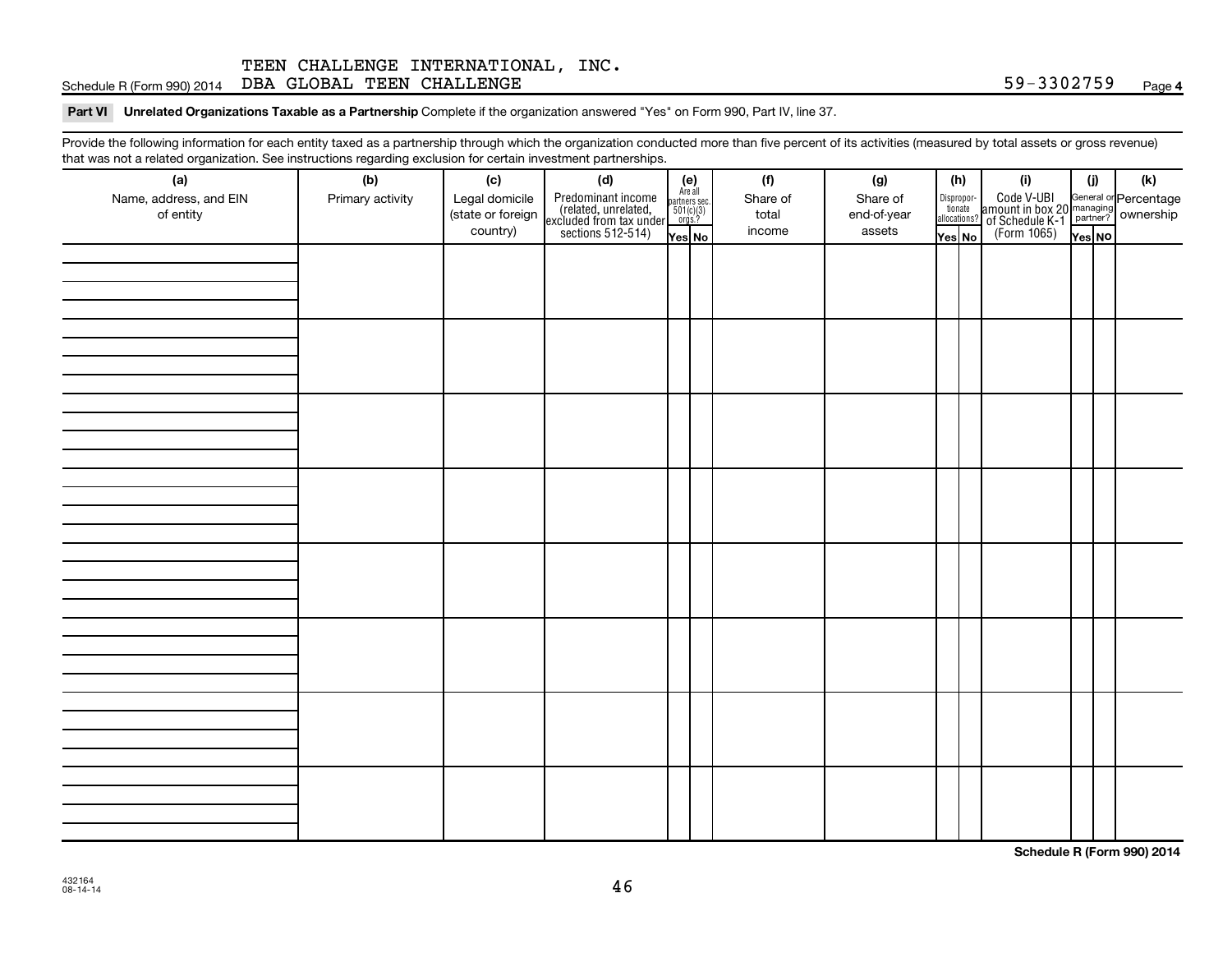TEEN CHALLENGE INTERNATIONAL, INC.

Schedule R (Form 990) 2014 DBA GLOBAL TEEN CHALLENGE 59-3302759 Page **4**

**Part VI Unrelated Organizations Taxable as a Partnership** Complete if the organization answered "Yes" on Form 990, Part IV, line 37.

Provide the following information for each entity taxed as a partnership through which the organization conducted more than five percent of its activities (measured by total assets or gross revenue) that was not a related organization. See instructions regarding exclusion for certain investment partnerships.

| (a) Name, address, and EIN of entity | (b) Primary activity | (c) Legal domicile (state or foreign country) | (d) Predominant income (related, unrelated, excluded from tax under sections 512-514) | (e) Are all partners sec. 501(c)(3) orgs.? | | (f) Share of total income | (g) Share of end-of-year assets | (h) Disproportionate allocations? | | (i) Code V-UBI amount in box 20 of Schedule K-1 (Form 1065) | (j) General or managing partner? | | (k) Percentage ownership |
|---|---|---|---|---|---|---|---|---|---|---|---|---|---|
| | | | | Yes | No | | | Yes | No | | Yes | No | |
| | | | | | | | | | | | | | |
| | | | | | | | | | | | | | |
| | | | | | | | | | | | | | |
| | | | | | | | | | | | | | |
| | | | | | | | | | | | | | |
| | | | | | | | | | | | | | |
| | | | | | | | | | | | | | |
| | | | | | | | | | | | | | |

**Schedule R (Form 990) 2014**

432164
08-14-14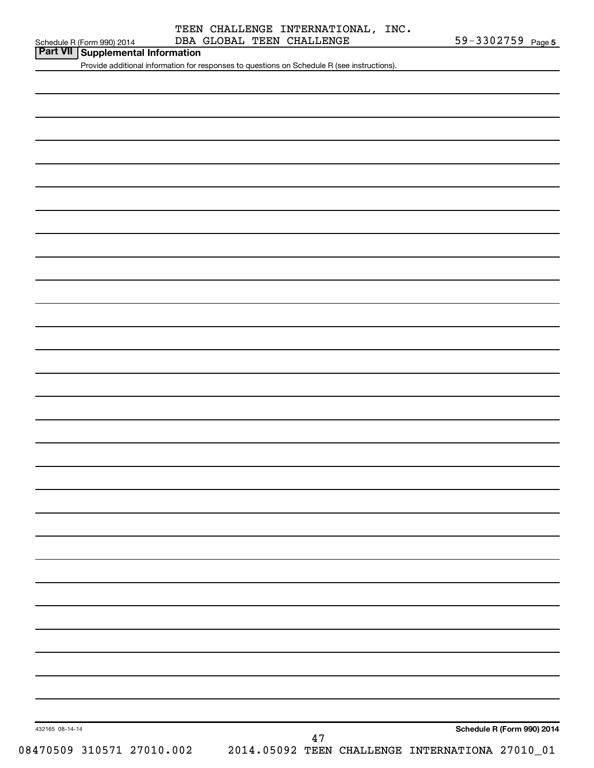TEEN CHALLENGE INTERNATIONAL, INC.
DBA GLOBAL TEEN CHALLENGE

59-3302759

## Part VII Supplemental Information

Provide additional information for responses to questions on Schedule R (see instructions).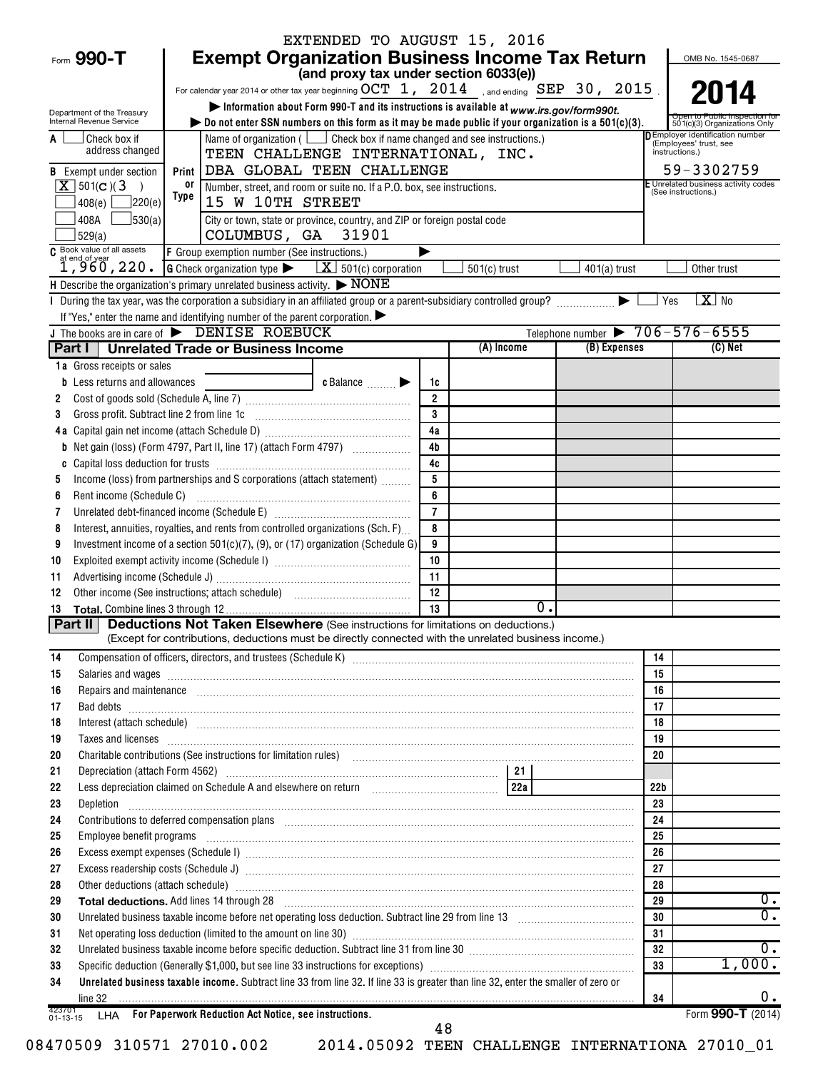EXTENDED TO AUGUST 15, 2016

# Form 990-T Exempt Organization Business Income Tax Return

**(and proxy tax under section 6033(e))**

For calendar year 2014 or other tax year beginning OCT 1, 2014 , and ending SEP 30, 2015 .

▶ Information about Form 990-T and its instructions is available at *www.irs.gov/form990t.*

▶ Do not enter SSN numbers on this form as it may be made public if your organization is a 501(c)(3).

Department of the Treasury
Internal Revenue Service

OMB No. 1545-0687

**2014**

Open to Public Inspection for 501(c)(3) Organizations Only

A [ ] Check box if address changed

B Exempt under section [X] 501(C)(3) [ ] 408(e) [ ] 220(e) [ ] 408A [ ] 530(a) [ ] 529(a)

Name of organization ( [ ] Check box if name changed and see instructions.)
TEEN CHALLENGE INTERNATIONAL, INC.
DBA GLOBAL TEEN CHALLENGE

Number, street, and room or suite no. If a P.O. box, see instructions.
15 W 10TH STREET

City or town, state or province, country, and ZIP or foreign postal code
COLUMBUS, GA 31901

D Employer identification number (Employees' trust, see instructions.)
59-3302759

E Unrelated business activity codes (See instructions.)

C Book value of all assets at end of year 1,960,220.

F Group exemption number (See instructions.) ▶

G Check organization type ▶ [X] 501(c) corporation [ ] 501(c) trust [ ] 401(a) trust [ ] Other trust

H Describe the organization's primary unrelated business activity. ▶ NONE

I During the tax year, was the corporation a subsidiary in an affiliated group or a parent-subsidiary controlled group? ▶ [ ] Yes [X] No

If "Yes," enter the name and identifying number of the parent corporation. ▶

J The books are in care of ▶ DENISE ROEBUCK Telephone number ▶ 706-576-6555

## Part I Unrelated Trade or Business Income

| | | | (A) Income | (B) Expenses | (C) Net |
|---|---|---|---|---|---|
| 1a | Gross receipts or sales | | | | |
| b | Less returns and allowances ___ c Balance ▶ | 1c | | | |
| 2 | Cost of goods sold (Schedule A, line 7) | 2 | | | |
| 3 | Gross profit. Subtract line 2 from line 1c | 3 | | | |
| 4a | Capital gain net income (attach Schedule D) | 4a | | | |
| b | Net gain (loss) (Form 4797, Part II, line 17) (attach Form 4797) | 4b | | | |
| c | Capital loss deduction for trusts | 4c | | | |
| 5 | Income (loss) from partnerships and S corporations (attach statement) | 5 | | | |
| 6 | Rent income (Schedule C) | 6 | | | |
| 7 | Unrelated debt-financed income (Schedule E) | 7 | | | |
| 8 | Interest, annuities, royalties, and rents from controlled organizations (Sch. F) | 8 | | | |
| 9 | Investment income of a section 501(c)(7), (9), or (17) organization (Schedule G) | 9 | | | |
| 10 | Exploited exempt activity income (Schedule I) | 10 | | | |
| 11 | Advertising income (Schedule J) | 11 | | | |
| 12 | Other income (See instructions; attach schedule) | 12 | | | |
| 13 | **Total.** Combine lines 3 through 12 | 13 | 0. | | |

## Part II Deductions Not Taken Elsewhere (See instructions for limitations on deductions.)

(Except for contributions, deductions must be directly connected with the unrelated business income.)

| | | | |
|---|---|---|---|
| 14 | Compensation of officers, directors, and trustees (Schedule K) | 14 | |
| 15 | Salaries and wages | 15 | |
| 16 | Repairs and maintenance | 16 | |
| 17 | Bad debts | 17 | |
| 18 | Interest (attach schedule) | 18 | |
| 19 | Taxes and licenses | 19 | |
| 20 | Charitable contributions (See instructions for limitation rules) | 20 | |
| 21 | Depreciation (attach Form 4562) ___ 21 | | |
| 22 | Less depreciation claimed on Schedule A and elsewhere on return ___ 22a | 22b | |
| 23 | Depletion | 23 | |
| 24 | Contributions to deferred compensation plans | 24 | |
| 25 | Employee benefit programs | 25 | |
| 26 | Excess exempt expenses (Schedule I) | 26 | |
| 27 | Excess readership costs (Schedule J) | 27 | |
| 28 | Other deductions (attach schedule) | 28 | |
| 29 | **Total deductions.** Add lines 14 through 28 | 29 | 0. |
| 30 | Unrelated business taxable income before net operating loss deduction. Subtract line 29 from line 13 | 30 | 0. |
| 31 | Net operating loss deduction (limited to the amount on line 30) | 31 | |
| 32 | Unrelated business taxable income before specific deduction. Subtract line 31 from line 30 | 32 | 0. |
| 33 | Specific deduction (Generally $1,000, but see line 33 instructions for exceptions) | 33 | 1,000. |
| 34 | **Unrelated business taxable income.** Subtract line 33 from line 32. If line 33 is greater than line 32, enter the smaller of zero or line 32 | 34 | 0. |

423701 01-13-15 LHA **For Paperwork Reduction Act Notice, see instructions.** Form **990-T** (2014)

08470509 310571 27010.002 2014.05092 TEEN CHALLENGE INTERNATIONA 27010_01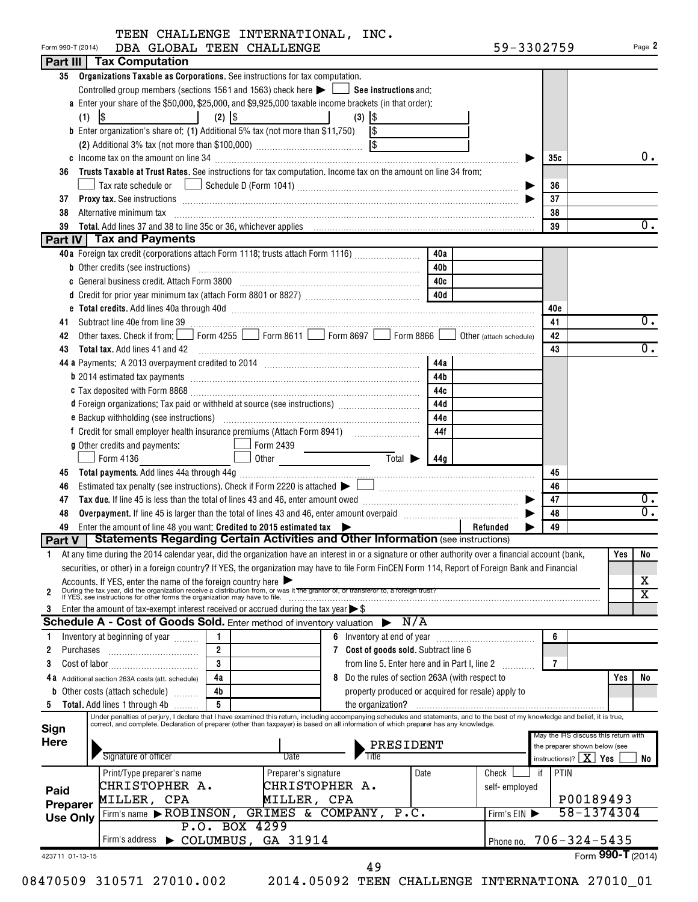TEEN CHALLENGE INTERNATIONAL, INC.

Form 990-T (2014) DBA GLOBAL TEEN CHALLENGE 59-3302759 Page 2

## Part III Tax Computation

| | | | |
|---|---|---|---|
| 35 | **Organizations Taxable as Corporations.** See instructions for tax computation. Controlled group members (sections 1561 and 1563) check here ▶ ☐ **See instructions** and: | | |
| | a Enter your share of the $50,000, $25,000, and $9,925,000 taxable income brackets (in that order): (1) $ (2) $ (3) $ | | |
| | b Enter organization's share of: (1) Additional 5% tax (not more than $11,750) $ | | |
| | (2) Additional 3% tax (not more than $100,000) $ | | |
| | c Income tax on the amount on line 34 ▶ | 35c | 0. |
| 36 | **Trusts Taxable at Trust Rates.** See instructions for tax computation. Income tax on the amount on line 34 from: ☐ Tax rate schedule or ☐ Schedule D (Form 1041) ▶ | 36 | |
| 37 | **Proxy tax.** See instructions ▶ | 37 | |
| 38 | Alternative minimum tax | 38 | |
| 39 | **Total.** Add lines 37 and 38 to line 35c or 36, whichever applies | 39 | 0. |

## Part IV Tax and Payments

| | | | | | |
|---|---|---|---|---|---|
| 40a | Foreign tax credit (corporations attach Form 1118; trusts attach Form 1116) | 40a | | | |
| b | Other credits (see instructions) | 40b | | | |
| c | General business credit. Attach Form 3800 | 40c | | | |
| d | Credit for prior year minimum tax (attach Form 8801 or 8827) | 40d | | | |
| e | **Total credits.** Add lines 40a through 40d | | | 40e | |
| 41 | Subtract line 40e from line 39 | | | 41 | 0. |
| 42 | Other taxes. Check if from: ☐ Form 4255 ☐ Form 8611 ☐ Form 8697 ☐ Form 8866 ☐ Other (attach schedule) | | | 42 | |
| 43 | **Total tax.** Add lines 41 and 42 | | | 43 | 0. |
| 44a | Payments: A 2013 overpayment credited to 2014 | 44a | | | |
| b | 2014 estimated tax payments | 44b | | | |
| c | Tax deposited with Form 8868 | 44c | | | |
| d | Foreign organizations: Tax paid or withheld at source (see instructions) | 44d | | | |
| e | Backup withholding (see instructions) | 44e | | | |
| f | Credit for small employer health insurance premiums (Attach Form 8941) | 44f | | | |
| g | Other credits and payments: ☐ Form 2439 ☐ Form 4136 ☐ Other Total ▶ | 44g | | | |
| 45 | **Total payments.** Add lines 44a through 44g | | | 45 | |
| 46 | Estimated tax penalty (see instructions). Check if Form 2220 is attached ▶ ☐ | | | 46 | |
| 47 | **Tax due.** If line 45 is less than the total of lines 43 and 46, enter amount owed ▶ | | | 47 | 0. |
| 48 | **Overpayment.** If line 45 is larger than the total of lines 43 and 46, enter amount overpaid ▶ | | | 48 | 0. |
| 49 | Enter the amount of line 48 you want: **Credited to 2015 estimated tax** ▶ | | Refunded ▶ | 49 | |

## Part V Statements Regarding Certain Activities and Other Information (see instructions)

| | | Yes | No |
|---|---|---|---|
| 1 | At any time during the 2014 calendar year, did the organization have an interest in or a signature or other authority over a financial account (bank, securities, or other) in a foreign country? If YES, the organization may have to file Form FinCEN Form 114, Report of Foreign Bank and Financial Accounts. If YES, enter the name of the foreign country here ▶ | | X |
| 2 | During the tax year, did the organization receive a distribution from, or was it the grantor of, or transferor to, a foreign trust? If YES, see instructions for other forms the organization may have to file. | | X |
| 3 | Enter the amount of tax-exempt interest received or accrued during the tax year ▶ $ | | |

## Schedule A - Cost of Goods Sold. Enter method of inventory valuation ▶ N/A

| | | | | | | | |
|---|---|---|---|---|---|---|---|
| 1 | Inventory at beginning of year | 1 | | 6 | Inventory at end of year | 6 | |
| 2 | Purchases | 2 | | 7 | **Cost of goods sold.** Subtract line 6 from line 5. Enter here and in Part I, line 2 | 7 | |
| 3 | Cost of labor | 3 | | 8 | Do the rules of section 263A (with respect to property produced or acquired for resale) apply to the organization? | Yes | No |
| 4a | Additional section 263A costs (att. schedule) | 4a | | | | | |
| b | Other costs (attach schedule) | 4b | | | | | |
| 5 | **Total.** Add lines 1 through 4b | 5 | | | | | |

**Sign Here**

Under penalties of perjury, I declare that I have examined this return, including accompanying schedules and statements, and to the best of my knowledge and belief, it is true, correct, and complete. Declaration of preparer (other than taxpayer) is based on all information of which preparer has any knowledge.

Signature of officer | Date | Title: PRESIDENT

May the IRS discuss this return with the preparer shown below (see instructions)? ☒ Yes ☐ No

**Paid Preparer Use Only**

| Print/Type preparer's name | Preparer's signature | Date | Check ☐ if self-employed | PTIN |
|---|---|---|---|---|
| CHRISTOPHER A. MILLER, CPA | CHRISTOPHER A. MILLER, CPA | | | P00189493 |
| Firm's name ▶ ROBINSON, GRIMES & COMPANY, P.C. | | | Firm's EIN ▶ | 58-1374304 |
| Firm's address ▶ P.O. BOX 4299 COLUMBUS, GA 31914 | | | Phone no. | 706-324-5435 |

423711 01-13-15 Form **990-T** (2014)

08470509 310571 27010.002 2014.05092 TEEN CHALLENGE INTERNATIONA 27010_01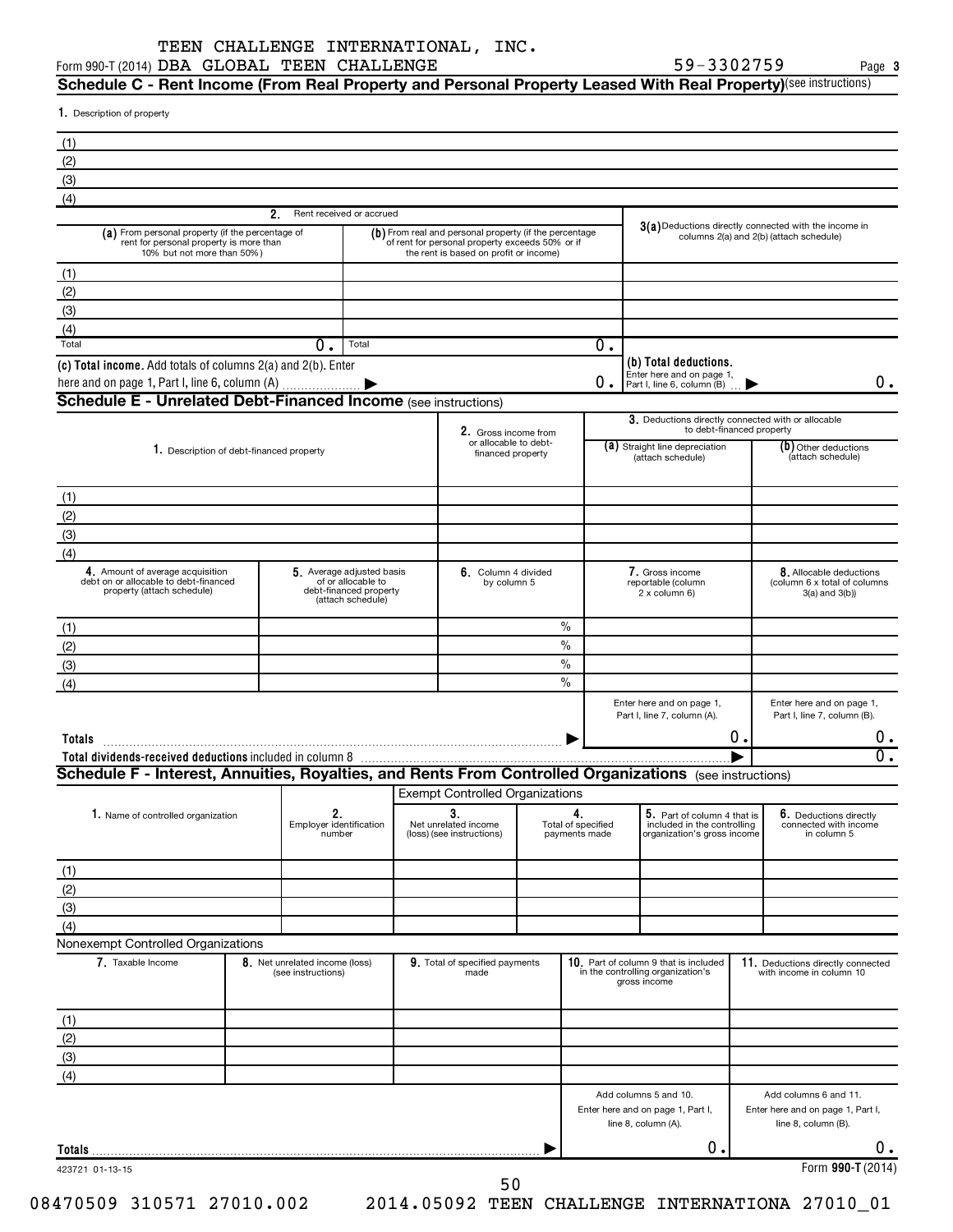TEEN CHALLENGE INTERNATIONAL, INC.
Form 990-T (2014) DBA GLOBAL TEEN CHALLENGE 59-3302759 Page 3

## Schedule C - Rent Income (From Real Property and Personal Property Leased With Real Property) (see instructions)

1. Description of property

| |
|---|
| (1) |
| (2) |
| (3) |
| (4) |

| 2. Rent received or accrued | | 3(a) Deductions directly connected with the income in columns 2(a) and 2(b) (attach schedule) |
|---|---|---|
| (a) From personal property (if the percentage of rent for personal property is more than 10% but not more than 50%) | (b) From real and personal property (if the percentage of rent for personal property exceeds 50% or if the rent is based on profit or income) | |
| (1) | | |
| (2) | | |
| (3) | | |
| (4) | | |
| Total 0. | Total 0. | |
| (c) Total income. Add totals of columns 2(a) and 2(b). Enter here and on page 1, Part I, line 6, column (A) | 0. | (b) Total deductions. Enter here and on page 1, Part I, line 6, column (B) 0. |

## Schedule E - Unrelated Debt-Financed Income (see instructions)

| 1. Description of debt-financed property | 2. Gross income from or allocable to debt-financed property | 3. Deductions directly connected with or allocable to debt-financed property: (a) Straight line depreciation (attach schedule) | (b) Other deductions (attach schedule) |
|---|---|---|---|
| (1) | | | |
| (2) | | | |
| (3) | | | |
| (4) | | | |

| 4. Amount of average acquisition debt on or allocable to debt-financed property (attach schedule) | 5. Average adjusted basis of or allocable to debt-financed property (attach schedule) | 6. Column 4 divided by column 5 | 7. Gross income reportable (column 2 x column 6) | 8. Allocable deductions (column 6 x total of columns 3(a) and 3(b)) |
|---|---|---|---|---|
| (1) | | % | | |
| (2) | | % | | |
| (3) | | % | | |
| (4) | | % | | |
| | | | Enter here and on page 1, Part I, line 7, column (A). | Enter here and on page 1, Part I, line 7, column (B). |
| **Totals** | | | 0. | 0. |
| **Total dividends-received deductions** included in column 8 | | | | 0. |

## Schedule F - Interest, Annuities, Royalties, and Rents From Controlled Organizations (see instructions)

Exempt Controlled Organizations

| 1. Name of controlled organization | 2. Employer identification number | 3. Net unrelated income (loss) (see instructions) | 4. Total of specified payments made | 5. Part of column 4 that is included in the controlling organization's gross income | 6. Deductions directly connected with income in column 5 |
|---|---|---|---|---|---|
| (1) | | | | | |
| (2) | | | | | |
| (3) | | | | | |
| (4) | | | | | |

Nonexempt Controlled Organizations

| 7. Taxable Income | 8. Net unrelated income (loss) (see instructions) | 9. Total of specified payments made | 10. Part of column 9 that is included in the controlling organization's gross income | 11. Deductions directly connected with income in column 10 |
|---|---|---|---|---|
| (1) | | | | |
| (2) | | | | |
| (3) | | | | |
| (4) | | | | |
| | | | Add columns 5 and 10. Enter here and on page 1, Part I, line 8, column (A). | Add columns 6 and 11. Enter here and on page 1, Part I, line 8, column (B). |
| **Totals** | | | 0. | 0. |

423721 01-13-15 Form **990-T** (2014)

08470509 310571 27010.002 2014.05092 TEEN CHALLENGE INTERNATIONA 27010_01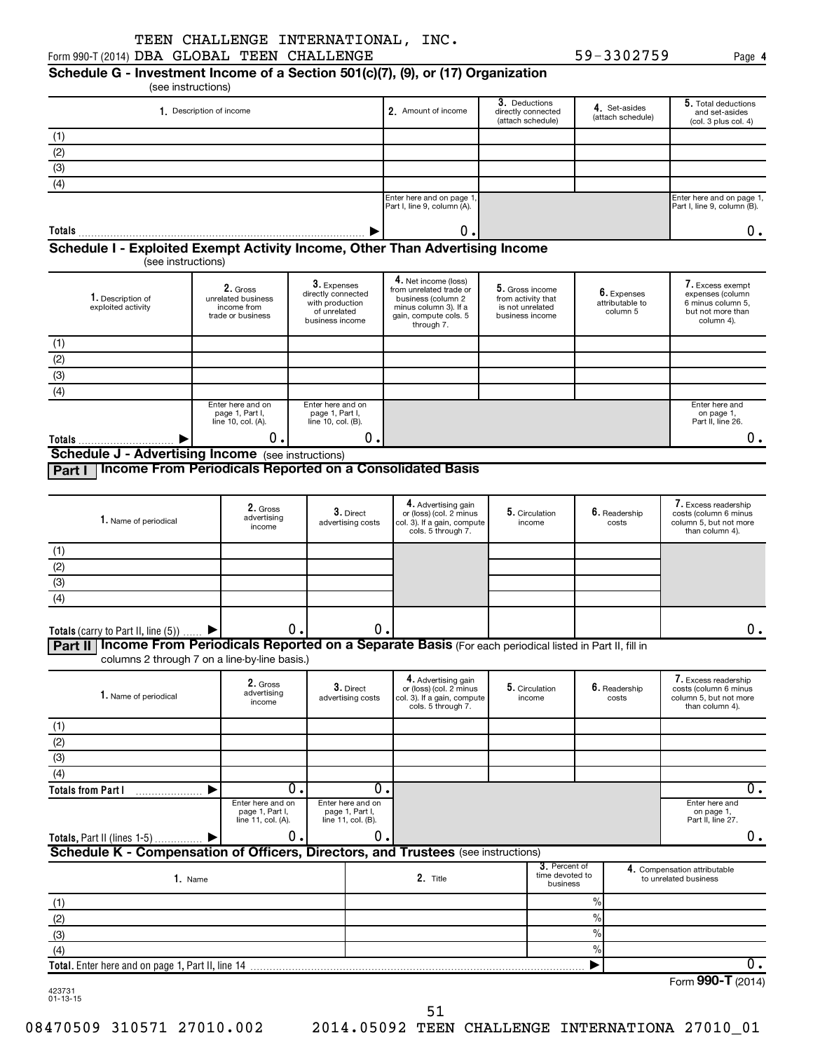TEEN CHALLENGE INTERNATIONAL, INC.
Form 990-T (2014) DBA GLOBAL TEEN CHALLENGE 59-3302759 Page 4

## Schedule G - Investment Income of a Section 501(c)(7), (9), or (17) Organization

(see instructions)

| 1. Description of income | 2. Amount of income | 3. Deductions directly connected (attach schedule) | 4. Set-asides (attach schedule) | 5. Total deductions and set-asides (col. 3 plus col. 4) |
|---|---|---|---|---|
| (1) | | | | |
| (2) | | | | |
| (3) | | | | |
| (4) | | | | |
| | Enter here and on page 1, Part I, line 9, column (A). | | | Enter here and on page 1, Part I, line 9, column (B). |
| **Totals** ▶ | 0. | | | 0. |

## Schedule I - Exploited Exempt Activity Income, Other Than Advertising Income

(see instructions)

| 1. Description of exploited activity | 2. Gross unrelated business income from trade or business | 3. Expenses directly connected with production of unrelated business income | 4. Net income (loss) from unrelated trade or business (column 2 minus column 3). If a gain, compute cols. 5 through 7. | 5. Gross income from activity that is not unrelated business income | 6. Expenses attributable to column 5 | 7. Excess exempt expenses (column 6 minus column 5, but not more than column 4). |
|---|---|---|---|---|---|---|
| (1) | | | | | | |
| (2) | | | | | | |
| (3) | | | | | | |
| (4) | | | | | | |
| | Enter here and on page 1, Part I, line 10, col. (A). | Enter here and on page 1, Part I, line 10, col. (B). | | | | Enter here and on page 1, Part II, line 26. |
| **Totals** ▶ | 0. | 0. | | | | 0. |

## Schedule J - Advertising Income (see instructions)

### Part I Income From Periodicals Reported on a Consolidated Basis

| 1. Name of periodical | 2. Gross advertising income | 3. Direct advertising costs | 4. Advertising gain or (loss) (col. 2 minus col. 3). If a gain, compute cols. 5 through 7. | 5. Circulation income | 6. Readership costs | 7. Excess readership costs (column 6 minus column 5, but not more than column 4). |
|---|---|---|---|---|---|---|
| (1) | | | | | | |
| (2) | | | | | | |
| (3) | | | | | | |
| (4) | | | | | | |
| **Totals** (carry to Part II, line (5)) ▶ | 0. | 0. | | | | 0. |

### Part II Income From Periodicals Reported on a Separate Basis (For each periodical listed in Part II, fill in columns 2 through 7 on a line-by-line basis.)

| 1. Name of periodical | 2. Gross advertising income | 3. Direct advertising costs | 4. Advertising gain or (loss) (col. 2 minus col. 3). If a gain, compute cols. 5 through 7. | 5. Circulation income | 6. Readership costs | 7. Excess readership costs (column 6 minus column 5, but not more than column 4). |
|---|---|---|---|---|---|---|
| (1) | | | | | | |
| (2) | | | | | | |
| (3) | | | | | | |
| (4) | | | | | | |
| **Totals from Part I** ▶ | 0. | 0. | | | | 0. |
| | Enter here and on page 1, Part I, line 11, col. (A). | Enter here and on page 1, Part I, line 11, col. (B). | | | | Enter here and on page 1, Part II, line 27. |
| **Totals,** Part II (lines 1-5) ▶ | 0. | 0. | | | | 0. |

## Schedule K - Compensation of Officers, Directors, and Trustees (see instructions)

| 1. Name | 2. Title | 3. Percent of time devoted to business | 4. Compensation attributable to unrelated business |
|---|---|---|---|
| (1) | | % | |
| (2) | | % | |
| (3) | | % | |
| (4) | | % | |
| **Total.** Enter here and on page 1, Part II, line 14 | | ▶ | 0. |

Form **990-T** (2014)

423731
01-13-15

08470509 310571 27010.002 2014.05092 TEEN CHALLENGE INTERNATIONA 27010_01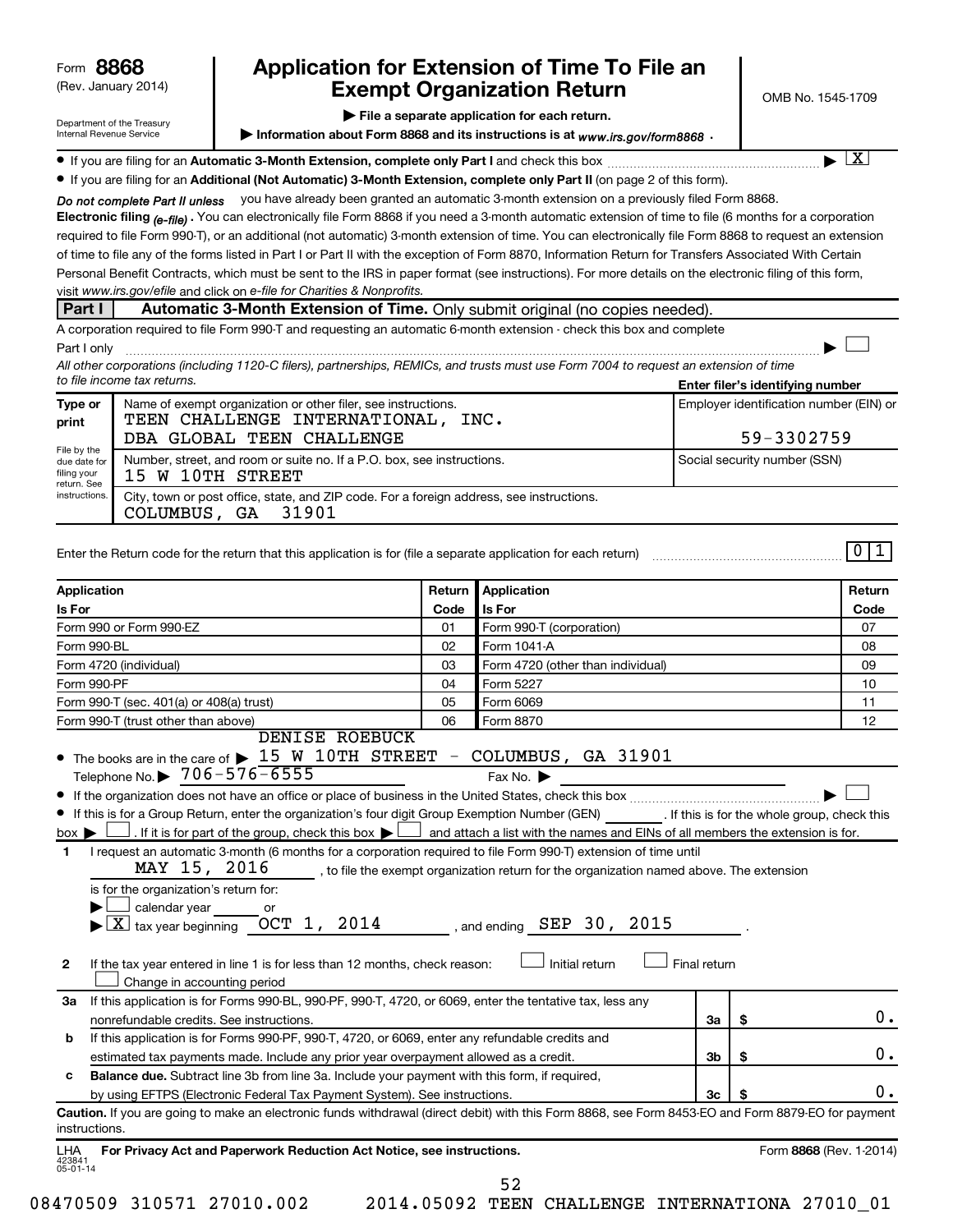Form **8868**
(Rev. January 2014)

Department of the Treasury
Internal Revenue Service

# Application for Extension of Time To File an Exempt Organization Return

▶ File a separate application for each return.

▶ Information about Form 8868 and its instructions is at *www.irs.gov/form8868*.

OMB No. 1545-1709

- If you are filing for an **Automatic 3-Month Extension, complete only Part I** and check this box ▶ [X]
- If you are filing for an **Additional (Not Automatic) 3-Month Extension, complete only Part II** (on page 2 of this form).

*Do not complete Part II unless* you have already been granted an automatic 3-month extension on a previously filed Form 8868.

**Electronic filing** *(e-file)*. You can electronically file Form 8868 if you need a 3-month automatic extension of time to file (6 months for a corporation required to file Form 990-T), or an additional (not automatic) 3-month extension of time. You can electronically file Form 8868 to request an extension of time to file any of the forms listed in Part I or Part II with the exception of Form 8870, Information Return for Transfers Associated With Certain Personal Benefit Contracts, which must be sent to the IRS in paper format (see instructions). For more details on the electronic filing of this form, visit *www.irs.gov/efile* and click on *e-file for Charities & Nonprofits*.

**Part I** **Automatic 3-Month Extension of Time.** Only submit original (no copies needed).

A corporation required to file Form 990-T and requesting an automatic 6-month extension - check this box and complete Part I only ▶ [ ]

*All other corporations (including 1120-C filers), partnerships, REMICs, and trusts must use Form 7004 to request an extension of time to file income tax returns.*

**Enter filer's identifying number**

| Type or print | Name of exempt organization or other filer, see instructions. TEEN CHALLENGE INTERNATIONAL, INC. DBA GLOBAL TEEN CHALLENGE | Employer identification number (EIN) or 59-3302759 |
|---|---|---|
| File by the due date for filing your return. See instructions. | Number, street, and room or suite no. If a P.O. box, see instructions. 15 W 10TH STREET | Social security number (SSN) |
| | City, town or post office, state, and ZIP code. For a foreign address, see instructions. COLUMBUS, GA 31901 | |

Enter the Return code for the return that this application is for (file a separate application for each return) 0 1

| Application Is For | Return Code | Application Is For | Return Code |
|---|---|---|---|
| Form 990 or Form 990-EZ | 01 | Form 990-T (corporation) | 07 |
| Form 990-BL | 02 | Form 1041-A | 08 |
| Form 4720 (individual) | 03 | Form 4720 (other than individual) | 09 |
| Form 990-PF | 04 | Form 5227 | 10 |
| Form 990-T (sec. 401(a) or 408(a) trust) | 05 | Form 6069 | 11 |
| Form 990-T (trust other than above) | 06 | Form 8870 | 12 |

- The books are in the care of ▶ DENISE ROEBUCK 15 W 10TH STREET - COLUMBUS, GA 31901
  Telephone No. ▶ 706-576-6555 Fax No. ▶
- If the organization does not have an office or place of business in the United States, check this box ▶ [ ]
- If this is for a Group Return, enter the organization's four digit Group Exemption Number (GEN) ______. If this is for the whole group, check this box ▶ [ ]. If it is for part of the group, check this box ▶ [ ] and attach a list with the names and EINs of all members the extension is for.

**1** I request an automatic 3-month (6 months for a corporation required to file Form 990-T) extension of time until MAY 15, 2016, to file the exempt organization return for the organization named above. The extension is for the organization's return for:
▶ [ ] calendar year ______ or
▶ [X] tax year beginning OCT 1, 2014, and ending SEP 30, 2015.

**2** If the tax year entered in line 1 is for less than 12 months, check reason: [ ] Initial return [ ] Final return [ ] Change in accounting period

| | | | |
|---|---|---|---|
| **3a** If this application is for Forms 990-BL, 990-PF, 990-T, 4720, or 6069, enter the tentative tax, less any nonrefundable credits. See instructions. | 3a | $ | 0. |
| **b** If this application is for Forms 990-PF, 990-T, 4720, or 6069, enter any refundable credits and estimated tax payments made. Include any prior year overpayment allowed as a credit. | 3b | $ | 0. |
| **c** **Balance due.** Subtract line 3b from line 3a. Include your payment with this form, if required, by using EFTPS (Electronic Federal Tax Payment System). See instructions. | 3c | $ | 0. |

**Caution.** If you are going to make an electronic funds withdrawal (direct debit) with this Form 8868, see Form 8453-EO and Form 8879-EO for payment instructions.

LHA **For Privacy Act and Paperwork Reduction Act Notice, see instructions.** Form **8868** (Rev. 1-2014)

423841 05-01-14

08470509 310571 27010.002 2014.05092 TEEN CHALLENGE INTERNATIONA 27010_01